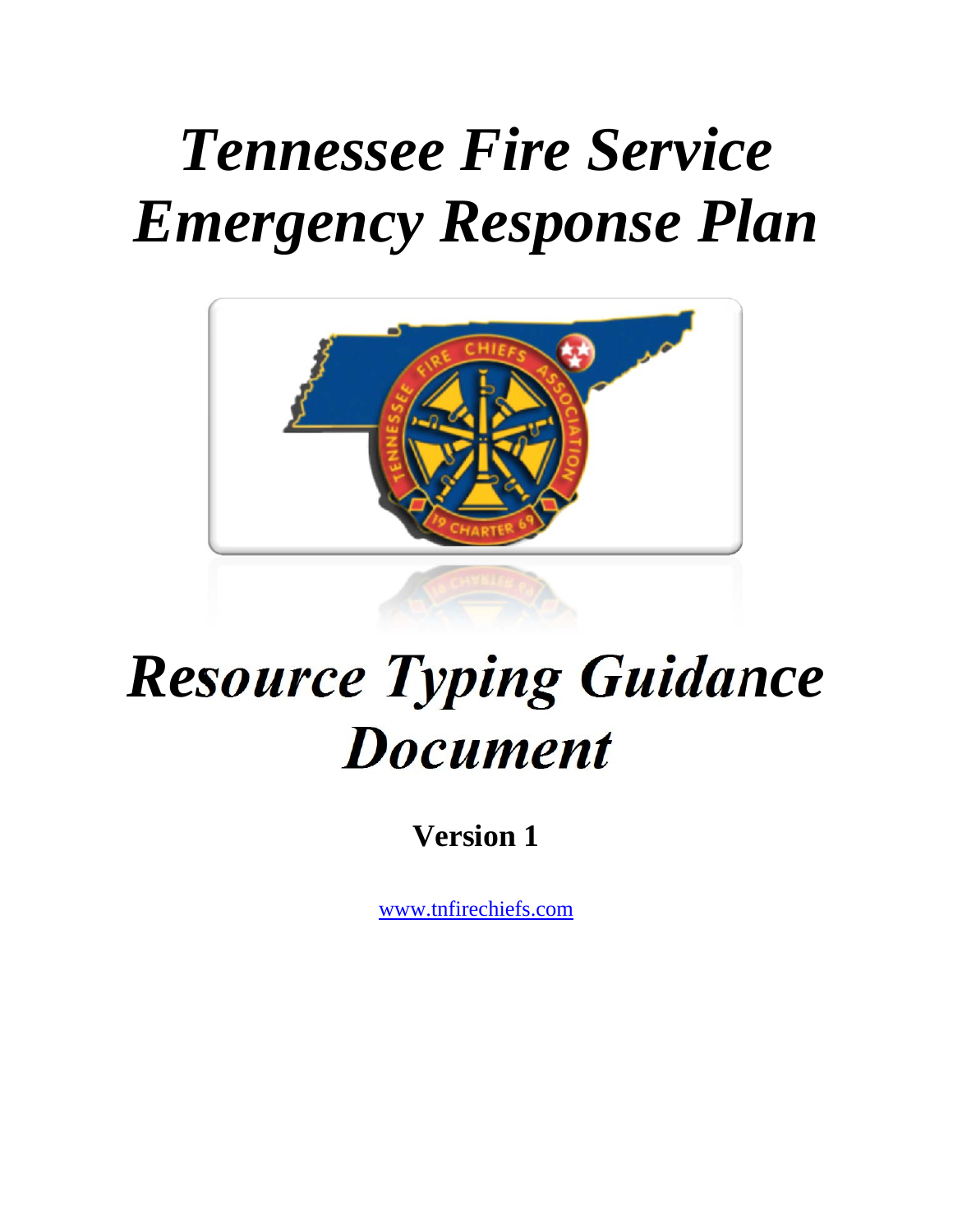# *Tennessee Fire Service Emergency Response Plan*

# *Resource Typing Guidance Document*

**Version 1**

www.tnfirechiefs.com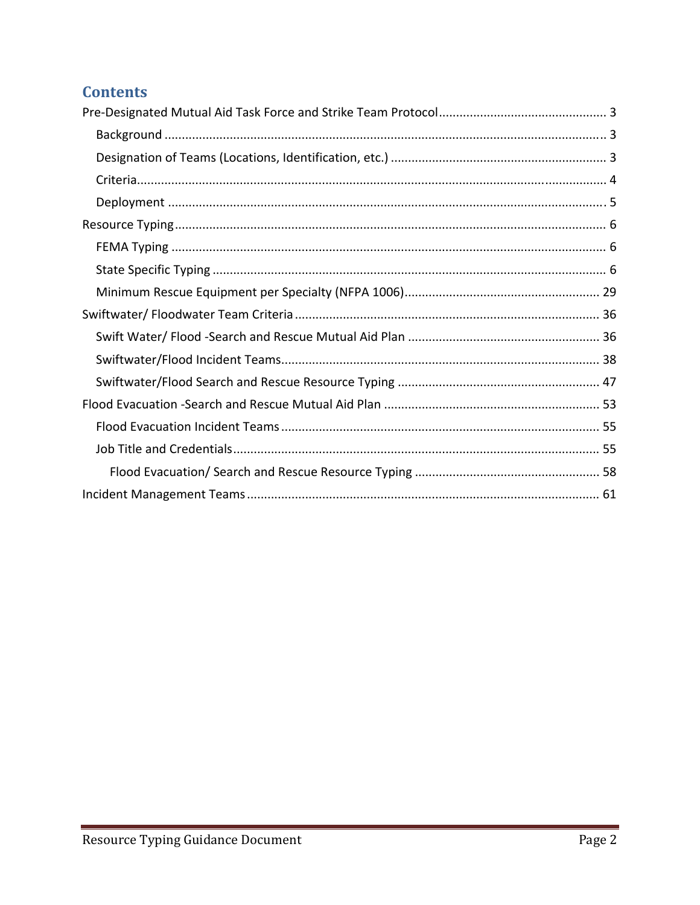# Contents

- Pre-Designated Mutual Aid Task Force and Strike Team Protocol ........ 3
  - Background ........ 3
  - Designation of Teams (Locations, Identification, etc.) ........ 3
  - Criteria ........ 4
  - Deployment ........ 5
- Resource Typing ........ 6
  - FEMA Typing ........ 6
  - State Specific Typing ........ 6
  - Minimum Rescue Equipment per Specialty (NFPA 1006) ........ 29
- Swiftwater/ Floodwater Team Criteria ........ 36
  - Swift Water/ Flood -Search and Rescue Mutual Aid Plan ........ 36
  - Swiftwater/Flood Incident Teams ........ 38
  - Swiftwater/Flood Search and Rescue Resource Typing ........ 47
- Flood Evacuation -Search and Rescue Mutual Aid Plan ........ 53
  - Flood Evacuation Incident Teams ........ 55
  - Job Title and Credentials ........ 55
    - Flood Evacuation/ Search and Rescue Resource Typing ........ 58
- Incident Management Teams ........ 61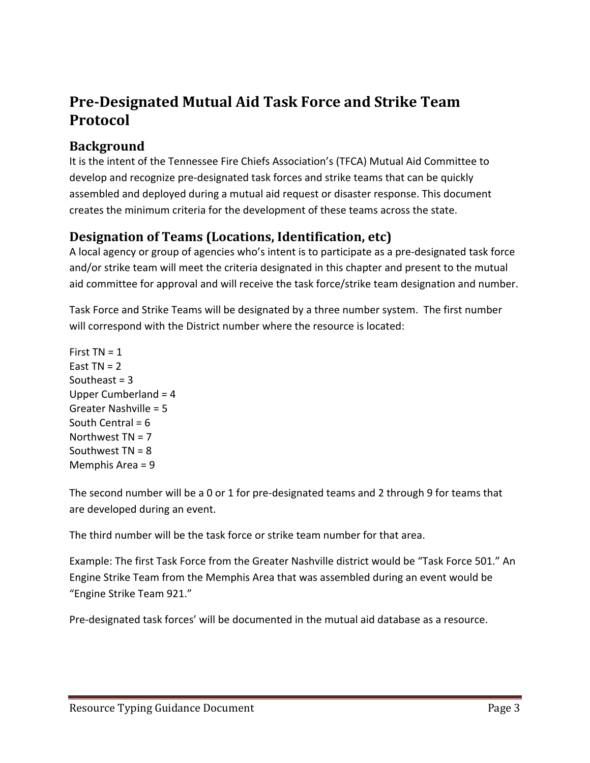# Pre-Designated Mutual Aid Task Force and Strike Team Protocol

## Background

It is the intent of the Tennessee Fire Chiefs Association's (TFCA) Mutual Aid Committee to develop and recognize pre-designated task forces and strike teams that can be quickly assembled and deployed during a mutual aid request or disaster response. This document creates the minimum criteria for the development of these teams across the state.

## Designation of Teams (Locations, Identification, etc)

A local agency or group of agencies who's intent is to participate as a pre-designated task force and/or strike team will meet the criteria designated in this chapter and present to the mutual aid committee for approval and will receive the task force/strike team designation and number.

Task Force and Strike Teams will be designated by a three number system. The first number will correspond with the District number where the resource is located:

First TN = 1
East TN = 2
Southeast = 3
Upper Cumberland = 4
Greater Nashville = 5
South Central = 6
Northwest TN = 7
Southwest TN = 8
Memphis Area = 9

The second number will be a 0 or 1 for pre-designated teams and 2 through 9 for teams that are developed during an event.

The third number will be the task force or strike team number for that area.

Example: The first Task Force from the Greater Nashville district would be "Task Force 501." An Engine Strike Team from the Memphis Area that was assembled during an event would be "Engine Strike Team 921."

Pre-designated task forces' will be documented in the mutual aid database as a resource.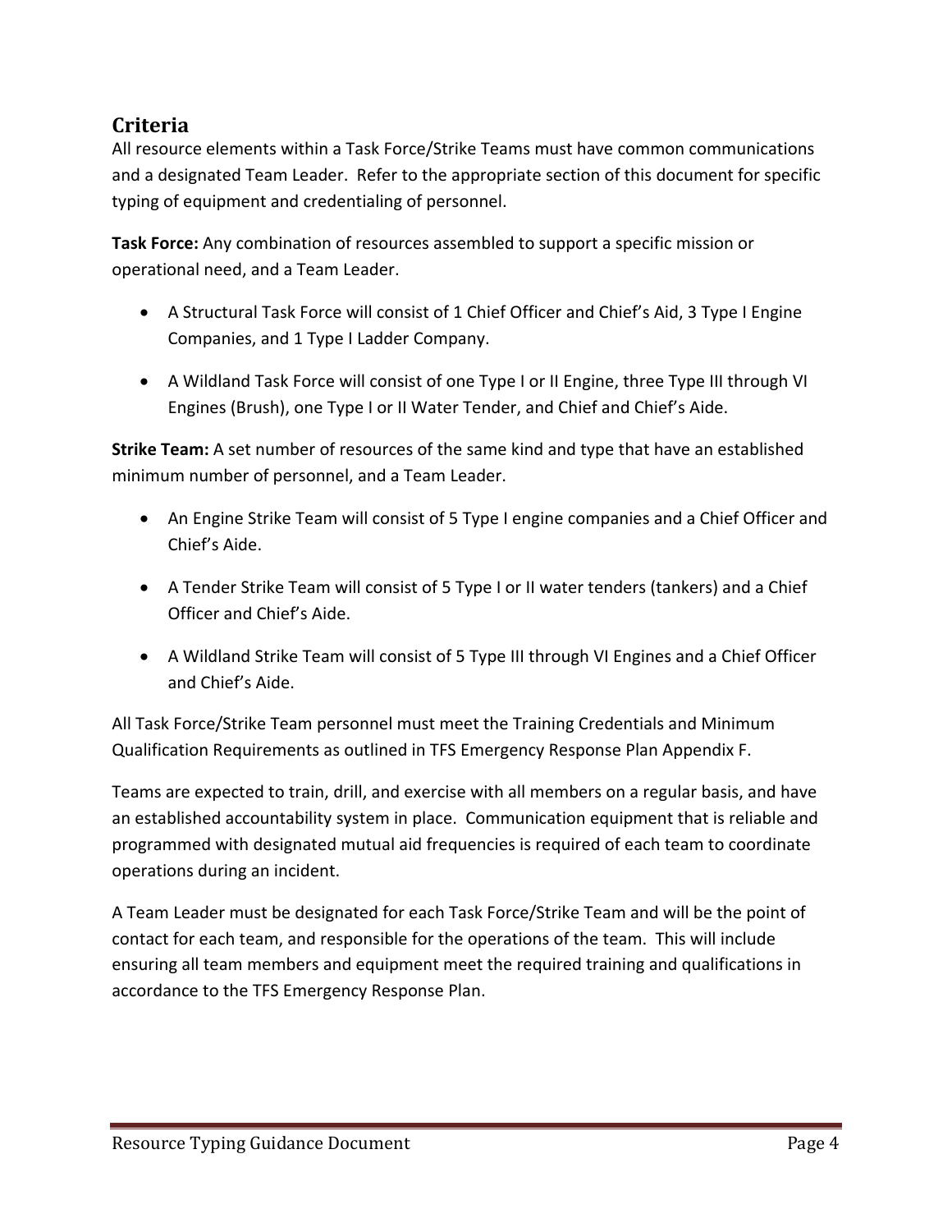## Criteria

All resource elements within a Task Force/Strike Teams must have common communications and a designated Team Leader. Refer to the appropriate section of this document for specific typing of equipment and credentialing of personnel.

**Task Force:** Any combination of resources assembled to support a specific mission or operational need, and a Team Leader.

- A Structural Task Force will consist of 1 Chief Officer and Chief's Aid, 3 Type I Engine Companies, and 1 Type I Ladder Company.
- A Wildland Task Force will consist of one Type I or II Engine, three Type III through VI Engines (Brush), one Type I or II Water Tender, and Chief and Chief's Aide.

**Strike Team:** A set number of resources of the same kind and type that have an established minimum number of personnel, and a Team Leader.

- An Engine Strike Team will consist of 5 Type I engine companies and a Chief Officer and Chief's Aide.
- A Tender Strike Team will consist of 5 Type I or II water tenders (tankers) and a Chief Officer and Chief's Aide.
- A Wildland Strike Team will consist of 5 Type III through VI Engines and a Chief Officer and Chief's Aide.

All Task Force/Strike Team personnel must meet the Training Credentials and Minimum Qualification Requirements as outlined in TFS Emergency Response Plan Appendix F.

Teams are expected to train, drill, and exercise with all members on a regular basis, and have an established accountability system in place. Communication equipment that is reliable and programmed with designated mutual aid frequencies is required of each team to coordinate operations during an incident.

A Team Leader must be designated for each Task Force/Strike Team and will be the point of contact for each team, and responsible for the operations of the team. This will include ensuring all team members and equipment meet the required training and qualifications in accordance to the TFS Emergency Response Plan.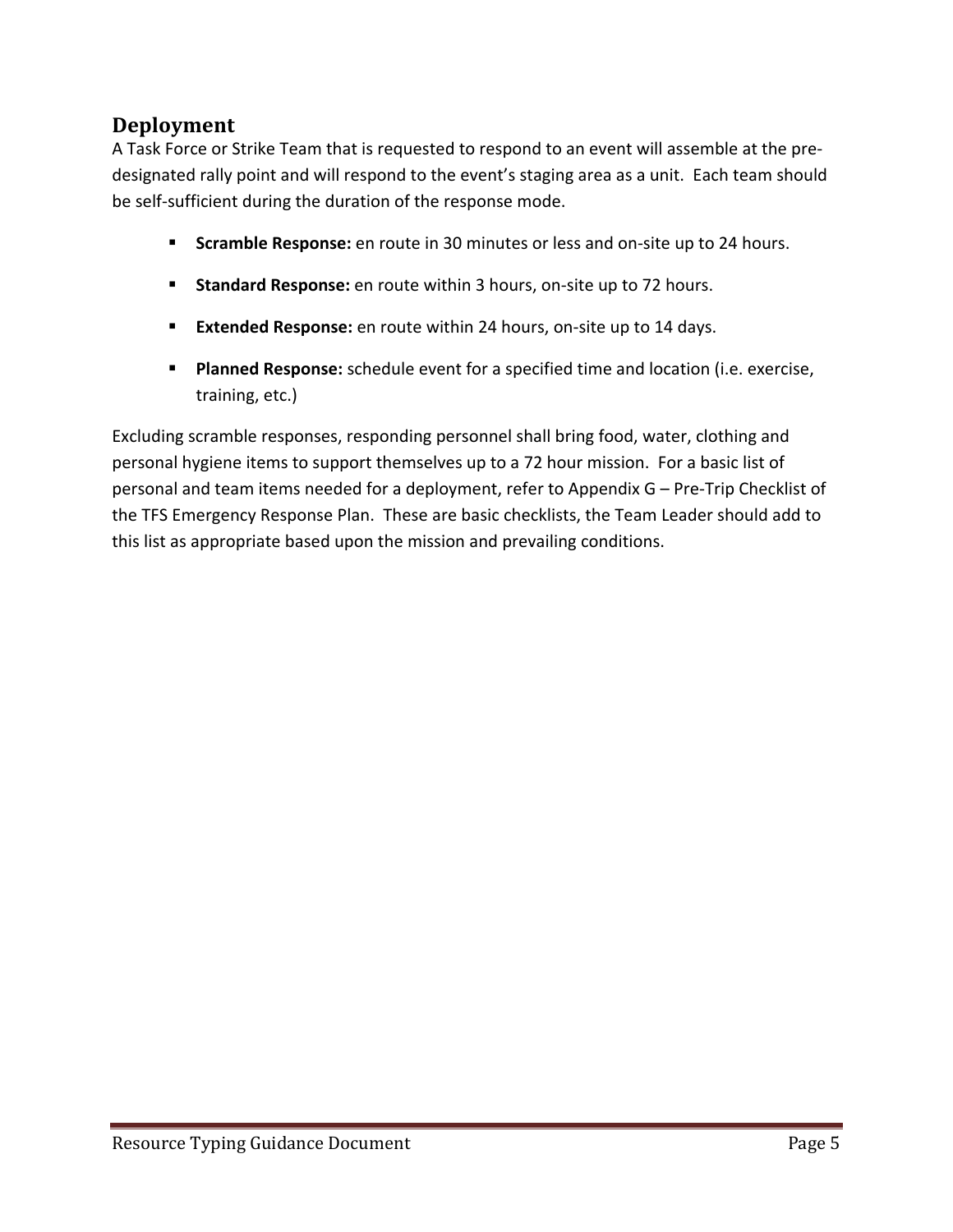## Deployment

A Task Force or Strike Team that is requested to respond to an event will assemble at the pre-designated rally point and will respond to the event's staging area as a unit. Each team should be self-sufficient during the duration of the response mode.

- **Scramble Response:** en route in 30 minutes or less and on-site up to 24 hours.
- **Standard Response:** en route within 3 hours, on-site up to 72 hours.
- **Extended Response:** en route within 24 hours, on-site up to 14 days.
- **Planned Response:** schedule event for a specified time and location (i.e. exercise, training, etc.)

Excluding scramble responses, responding personnel shall bring food, water, clothing and personal hygiene items to support themselves up to a 72 hour mission. For a basic list of personal and team items needed for a deployment, refer to Appendix G – Pre-Trip Checklist of the TFS Emergency Response Plan. These are basic checklists, the Team Leader should add to this list as appropriate based upon the mission and prevailing conditions.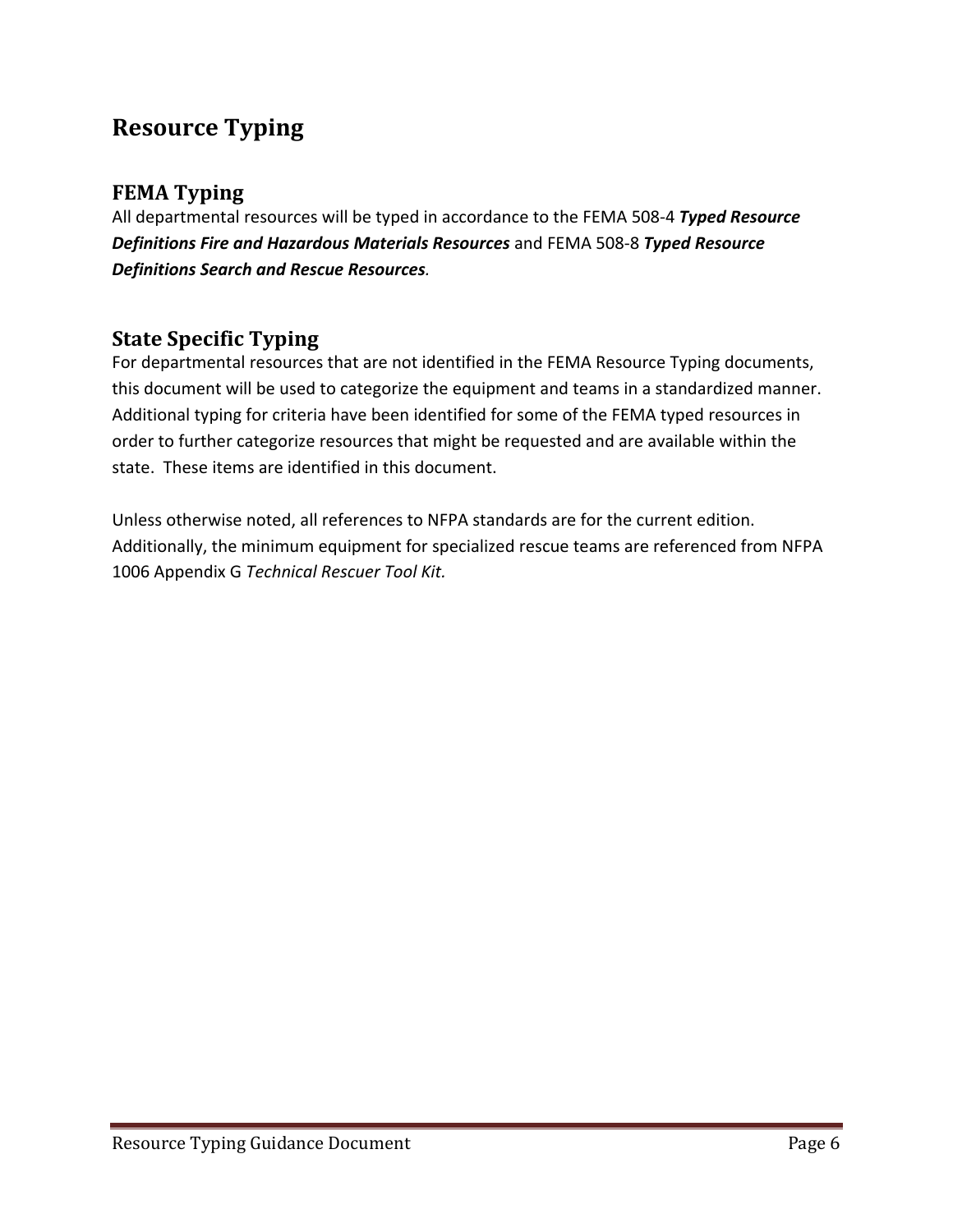# Resource Typing

## FEMA Typing

All departmental resources will be typed in accordance to the FEMA 508-4 ***Typed Resource Definitions Fire and Hazardous Materials Resources*** and FEMA 508-8 ***Typed Resource Definitions Search and Rescue Resources***.

## State Specific Typing

For departmental resources that are not identified in the FEMA Resource Typing documents, this document will be used to categorize the equipment and teams in a standardized manner. Additional typing for criteria have been identified for some of the FEMA typed resources in order to further categorize resources that might be requested and are available within the state. These items are identified in this document.

Unless otherwise noted, all references to NFPA standards are for the current edition. Additionally, the minimum equipment for specialized rescue teams are referenced from NFPA 1006 Appendix G *Technical Rescuer Tool Kit*.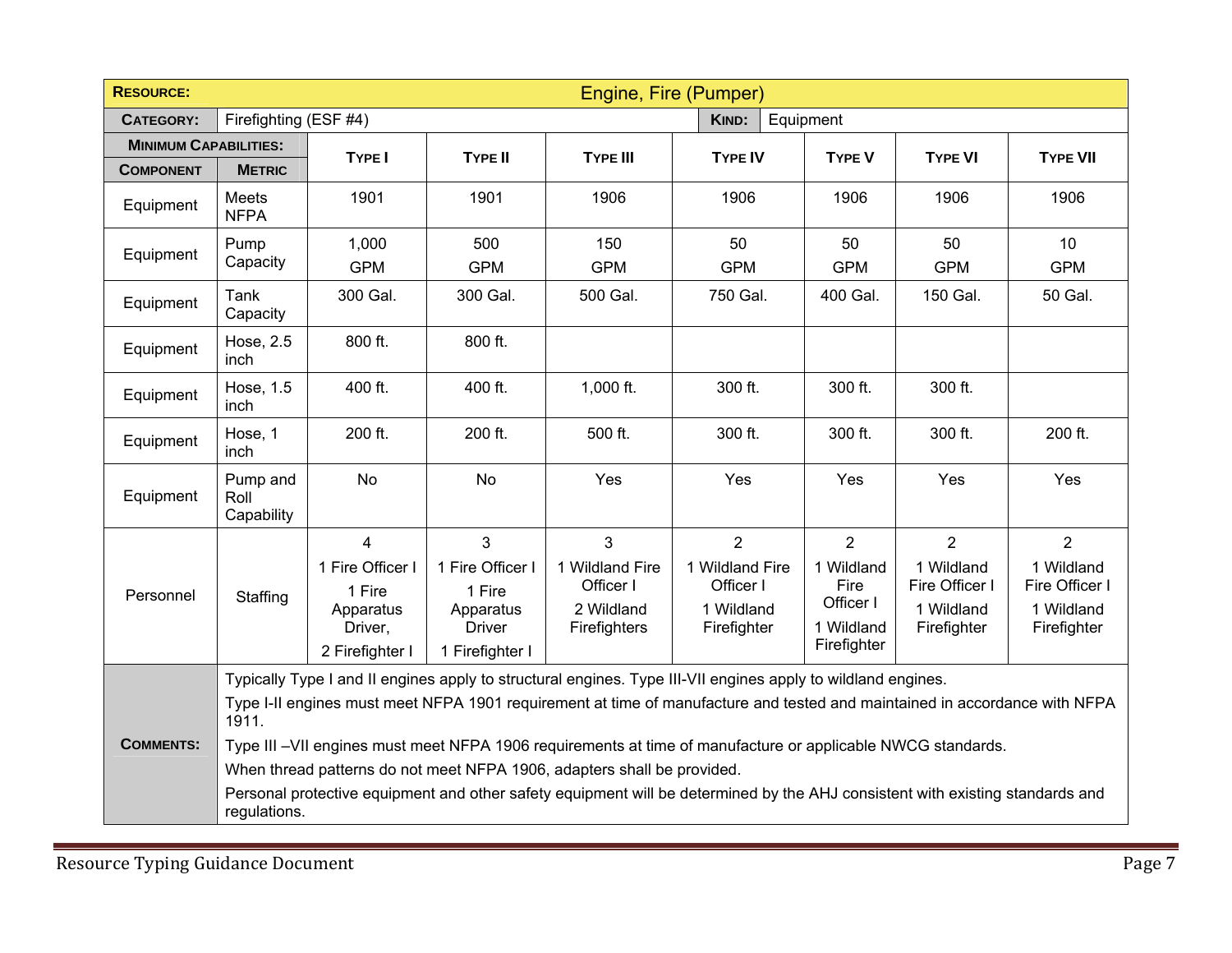| **RESOURCE:** | | Engine, Fire (Pumper) | | | | | | |
|---|---|---|---|---|---|---|---|---|
| **CATEGORY:** | Firefighting (ESF #4) | | | | **KIND:** | Equipment | | |
| **MINIMUM CAPABILITIES:** | | | | | | | | |
| **COMPONENT** | **METRIC** | **TYPE I** | **TYPE II** | **TYPE III** | **TYPE IV** | **TYPE V** | **TYPE VI** | **TYPE VII** |
| Equipment | Meets NFPA | 1901 | 1901 | 1906 | 1906 | 1906 | 1906 | 1906 |
| Equipment | Pump Capacity | 1,000 GPM | 500 GPM | 150 GPM | 50 GPM | 50 GPM | 50 GPM | 10 GPM |
| Equipment | Tank Capacity | 300 Gal. | 300 Gal. | 500 Gal. | 750 Gal. | 400 Gal. | 150 Gal. | 50 Gal. |
| Equipment | Hose, 2.5 inch | 800 ft. | 800 ft. | | | | | |
| Equipment | Hose, 1.5 inch | 400 ft. | 400 ft. | 1,000 ft. | 300 ft. | 300 ft. | 300 ft. | |
| Equipment | Hose, 1 inch | 200 ft. | 200 ft. | 500 ft. | 300 ft. | 300 ft. | 300 ft. | 200 ft. |
| Equipment | Pump and Roll Capability | No | No | Yes | Yes | Yes | Yes | Yes |
| Personnel | Staffing | 4<br>1 Fire Officer I<br>1 Fire Apparatus Driver,<br>2 Firefighter I | 3<br>1 Fire Officer I<br>1 Fire Apparatus Driver<br>1 Firefighter I | 3<br>1 Wildland Fire Officer I<br>2 Wildland Firefighters | 2<br>1 Wildland Fire Officer I<br>1 Wildland Firefighter | 2<br>1 Wildland Fire Officer I<br>1 Wildland Firefighter | 2<br>1 Wildland Fire Officer I<br>1 Wildland Firefighter | 2<br>1 Wildland Fire Officer I<br>1 Wildland Firefighter |
| **COMMENTS:** | Typically Type I and II engines apply to structural engines. Type III-VII engines apply to wildland engines.<br>Type I-II engines must meet NFPA 1901 requirement at time of manufacture and tested and maintained in accordance with NFPA 1911.<br>Type III –VII engines must meet NFPA 1906 requirements at time of manufacture or applicable NWCG standards.<br>When thread patterns do not meet NFPA 1906, adapters shall be provided.<br>Personal protective equipment and other safety equipment will be determined by the AHJ consistent with existing standards and regulations. | | | | | | | |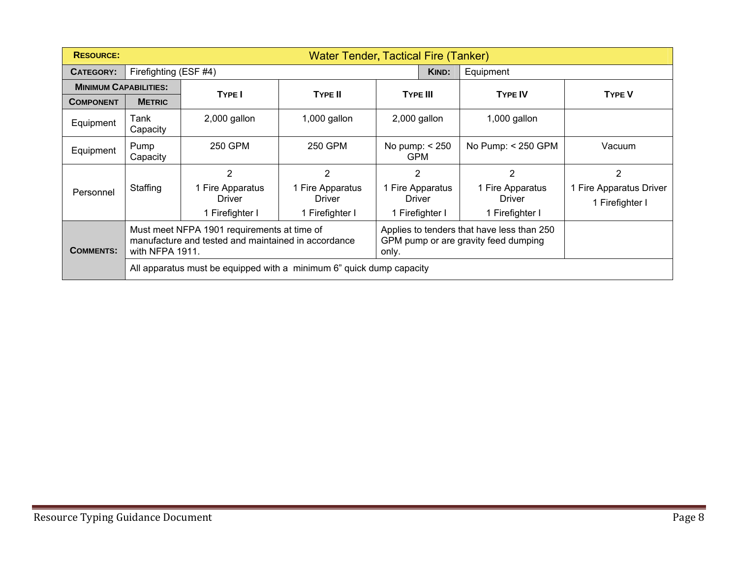| **RESOURCE:** | Water Tender, Tactical Fire (Tanker) | | | | | |
|---|---|---|---|---|---|---|
| **CATEGORY:** | Firefighting (ESF #4) | | | **KIND:** | Equipment | |
| **MINIMUM CAPABILITIES:** | | **TYPE I** | **TYPE II** | **TYPE III** | **TYPE IV** | **TYPE V** |
| **COMPONENT** | **METRIC** | | | | | |
| Equipment | Tank Capacity | 2,000 gallon | 1,000 gallon | 2,000 gallon | 1,000 gallon | |
| Equipment | Pump Capacity | 250 GPM | 250 GPM | No pump: < 250 GPM | No Pump: < 250 GPM | Vacuum |
| Personnel | Staffing | 2<br>1 Fire Apparatus Driver<br>1 Firefighter I | 2<br>1 Fire Apparatus Driver<br>1 Firefighter I | 2<br>1 Fire Apparatus Driver<br>1 Firefighter I | 2<br>1 Fire Apparatus Driver<br>1 Firefighter I | 2<br>1 Fire Apparatus Driver<br>1 Firefighter I |
| **COMMENTS:** | Must meet NFPA 1901 requirements at time of manufacture and tested and maintained in accordance with NFPA 1911. | | Applies to tenders that have less than 250 GPM pump or are gravity feed dumping only. | | | |
| | All apparatus must be equipped with a minimum 6" quick dump capacity | | | | | |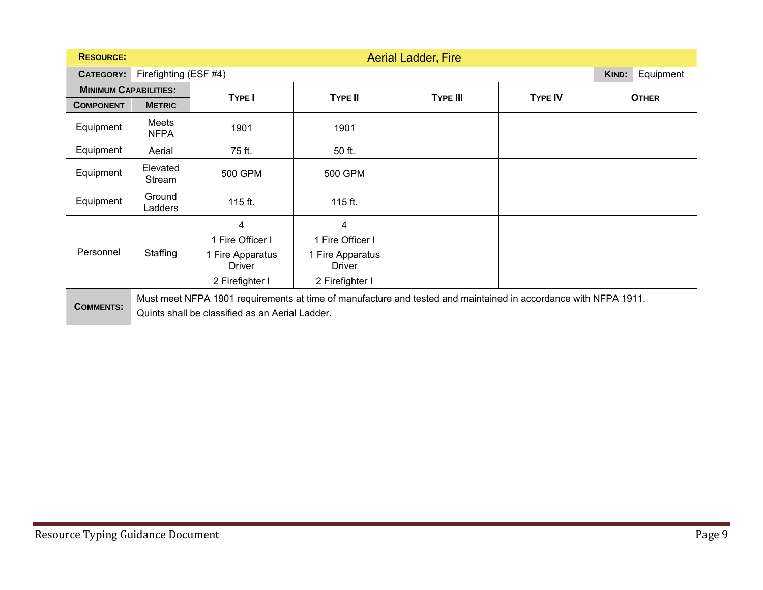| **RESOURCE:** | **Aerial Ladder, Fire** | | | | | |
|---|---|---|---|---|---|---|
| **CATEGORY:** | Firefighting (ESF #4) | | | | **KIND:** | Equipment |
| **MINIMUM CAPABILITIES:** | | **TYPE I** | **TYPE II** | **TYPE III** | **TYPE IV** | **OTHER** |
| **COMPONENT** | **METRIC** | | | | | |
| Equipment | Meets NFPA | 1901 | 1901 | | | |
| Equipment | Aerial | 75 ft. | 50 ft. | | | |
| Equipment | Elevated Stream | 500 GPM | 500 GPM | | | |
| Equipment | Ground Ladders | 115 ft. | 115 ft. | | | |
| Personnel | Staffing | 4<br>1 Fire Officer I<br>1 Fire Apparatus Driver<br>2 Firefighter I | 4<br>1 Fire Officer I<br>1 Fire Apparatus Driver<br>2 Firefighter I | | | |
| **COMMENTS:** | Must meet NFPA 1901 requirements at time of manufacture and tested and maintained in accordance with NFPA 1911.<br>Quints shall be classified as an Aerial Ladder. | | | | | |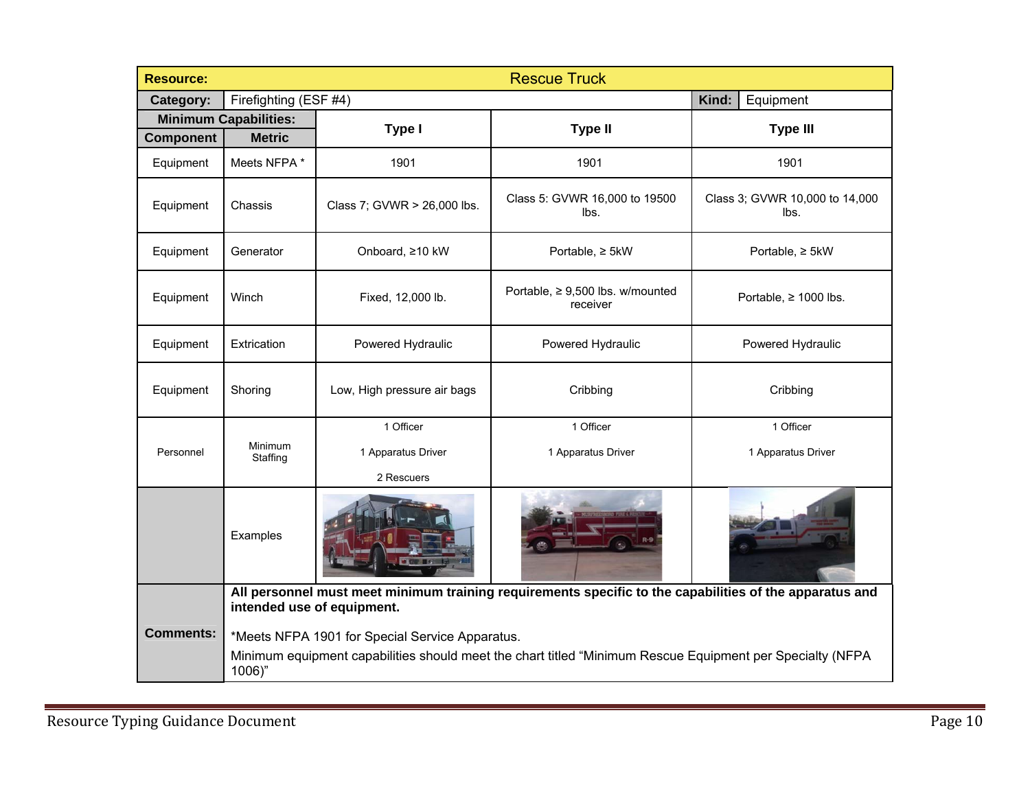| Resource: | Rescue Truck | | | |
|---|---|---|---|---|
| **Category:** | Firefighting (ESF #4) | | **Kind:** | Equipment |
| **Minimum Capabilities:** | | | | |
| **Component** | **Metric** | **Type I** | **Type II** | **Type III** |
| Equipment | Meets NFPA * | 1901 | 1901 | 1901 |
| Equipment | Chassis | Class 7; GVWR > 26,000 lbs. | Class 5: GVWR 16,000 to 19500 lbs. | Class 3; GVWR 10,000 to 14,000 lbs. |
| Equipment | Generator | Onboard, ≥10 kW | Portable, ≥ 5kW | Portable, ≥ 5kW |
| Equipment | Winch | Fixed, 12,000 lb. | Portable, ≥ 9,500 lbs. w/mounted receiver | Portable, ≥ 1000 lbs. |
| Equipment | Extrication | Powered Hydraulic | Powered Hydraulic | Powered Hydraulic |
| Equipment | Shoring | Low, High pressure air bags | Cribbing | Cribbing |
| Personnel | Minimum Staffing | 1 Officer<br>1 Apparatus Driver<br>2 Rescuers | 1 Officer<br>1 Apparatus Driver | 1 Officer<br>1 Apparatus Driver |
| | Examples | | | |
| **Comments:** | **All personnel must meet minimum training requirements specific to the capabilities of the apparatus and intended use of equipment.**<br>*Meets NFPA 1901 for Special Service Apparatus.<br>Minimum equipment capabilities should meet the chart titled "Minimum Rescue Equipment per Specialty (NFPA 1006)" | | | |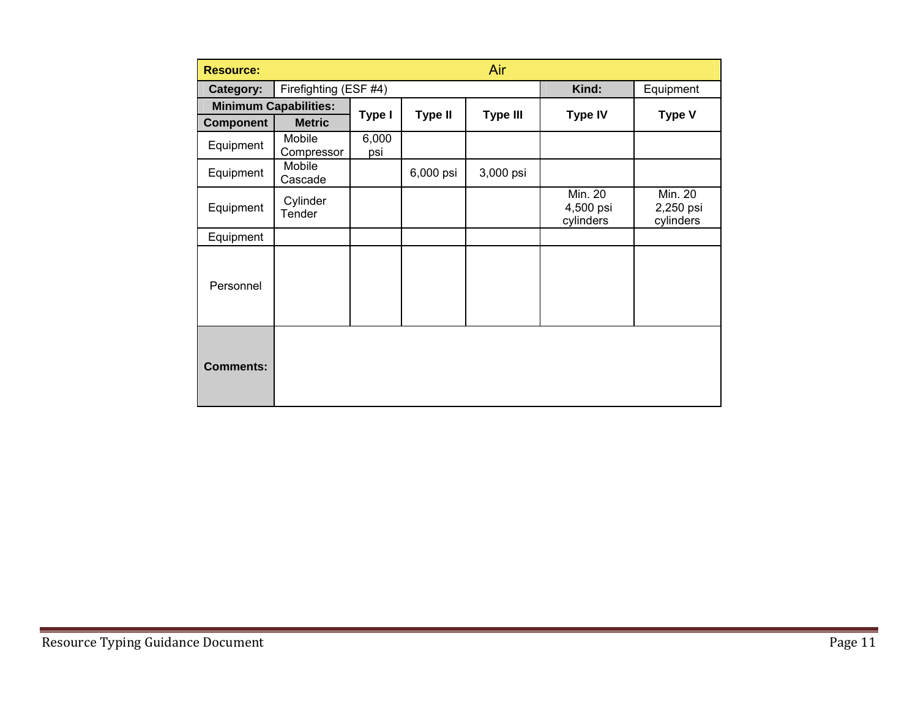| Resource: | | Air | | | | |
|---|---|---|---|---|---|---|
| **Category:** | Firefighting (ESF #4) | | | | **Kind:** | Equipment |
| **Minimum Capabilities:** | | **Type I** | **Type II** | **Type III** | **Type IV** | **Type V** |
| **Component** | **Metric** | | | | | |
| Equipment | Mobile Compressor | 6,000 psi | | | | |
| Equipment | Mobile Cascade | | 6,000 psi | 3,000 psi | | |
| Equipment | Cylinder Tender | | | | Min. 20 4,500 psi cylinders | Min. 20 2,250 psi cylinders |
| Equipment | | | | | | |
| Personnel | | | | | | |
| **Comments:** | | | | | | |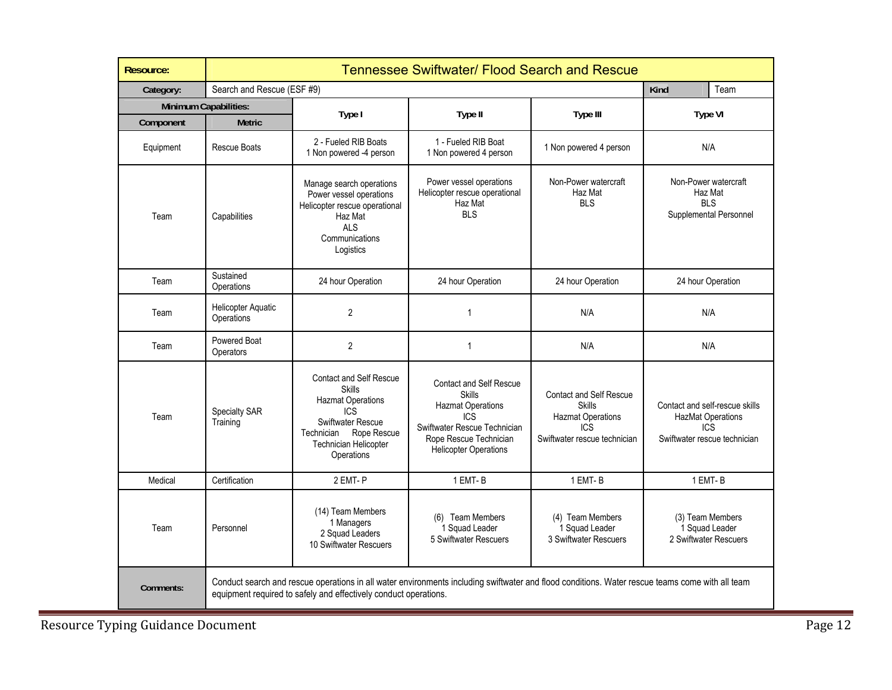| Resource: | Tennessee Swiftwater/ Flood Search and Rescue | | | | |
|---|---|---|---|---|---|
| Category: | Search and Rescue (ESF #9) | | | Kind | Team |
| Minimum Capabilities: | | Type I | Type II | Type III | Type VI |
| Component | Metric | | | | |
| Equipment | Rescue Boats | 2 - Fueled RIB Boats<br>1 Non powered -4 person | 1 - Fueled RIB Boat<br>1 Non powered 4 person | 1 Non powered 4 person | N/A |
| Team | Capabilities | Manage search operations<br>Power vessel operations<br>Helicopter rescue operational<br>Haz Mat<br>ALS<br>Communications<br>Logistics | Power vessel operations<br>Helicopter rescue operational<br>Haz Mat<br>BLS | Non-Power watercraft<br>Haz Mat<br>BLS | Non-Power watercraft<br>Haz Mat<br>BLS<br>Supplemental Personnel |
| Team | Sustained Operations | 24 hour Operation | 24 hour Operation | 24 hour Operation | 24 hour Operation |
| Team | Helicopter Aquatic Operations | 2 | 1 | N/A | N/A |
| Team | Powered Boat Operators | 2 | 1 | N/A | N/A |
| Team | Specialty SAR Training | Contact and Self Rescue Skills<br>Hazmat Operations<br>ICS<br>Swiftwater Rescue Technician Rope Rescue Technician Helicopter Operations | Contact and Self Rescue Skills<br>Hazmat Operations<br>ICS<br>Swiftwater Rescue Technician<br>Rope Rescue Technician<br>Helicopter Operations | Contact and Self Rescue Skills<br>Hazmat Operations<br>ICS<br>Swiftwater rescue technician | Contact and self-rescue skills<br>HazMat Operations<br>ICS<br>Swiftwater rescue technician |
| Medical | Certification | 2 EMT- P | 1 EMT- B | 1 EMT- B | 1 EMT- B |
| Team | Personnel | (14) Team Members<br>1 Managers<br>2 Squad Leaders<br>10 Swiftwater Rescuers | (6) Team Members<br>1 Squad Leader<br>5 Swiftwater Rescuers | (4) Team Members<br>1 Squad Leader<br>3 Swiftwater Rescuers | (3) Team Members<br>1 Squad Leader<br>2 Swiftwater Rescuers |
| Comments: | Conduct search and rescue operations in all water environments including swiftwater and flood conditions. Water rescue teams come with all team equipment required to safely and effectively conduct operations. | | | | |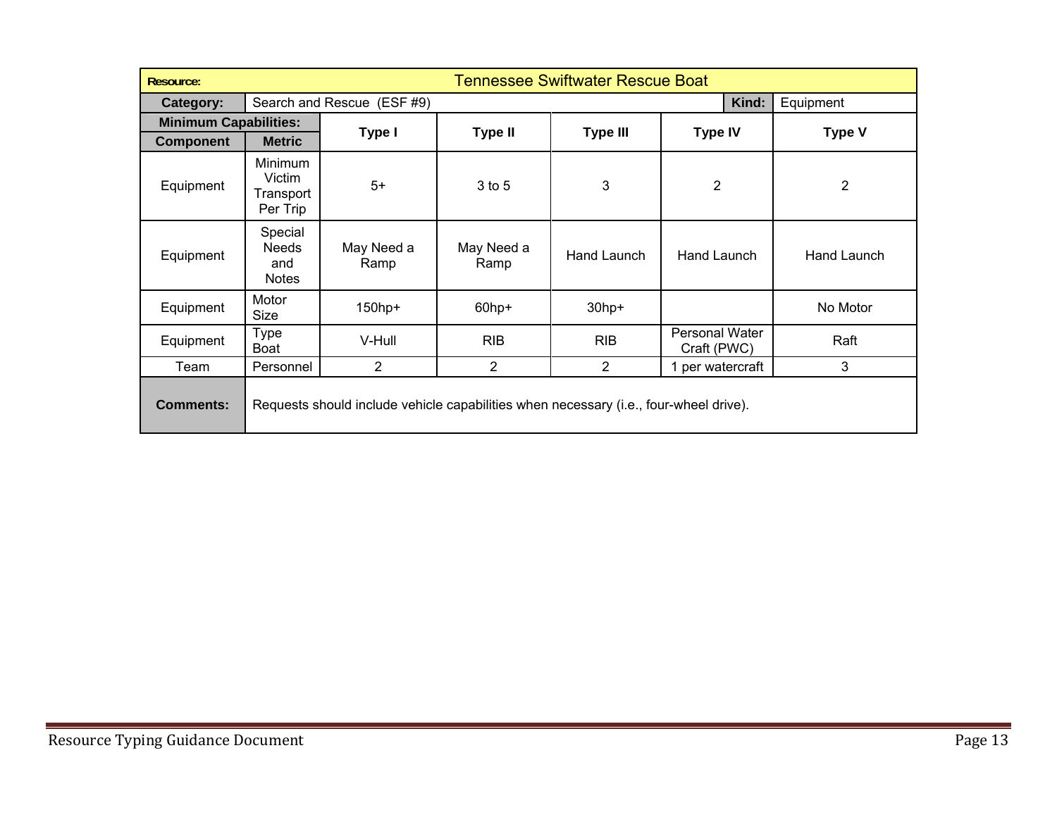| Resource: | Tennessee Swiftwater Rescue Boat | | | | | |
|---|---|---|---|---|---|---|
| **Category:** | Search and Rescue (ESF #9) | | | | **Kind:** | Equipment |
| **Minimum Capabilities:** | | | | | | |
| **Component** | **Metric** | **Type I** | **Type II** | **Type III** | **Type IV** | **Type V** |
| Equipment | Minimum Victim Transport Per Trip | 5+ | 3 to 5 | 3 | 2 | 2 |
| Equipment | Special Needs and Notes | May Need a Ramp | May Need a Ramp | Hand Launch | Hand Launch | Hand Launch |
| Equipment | Motor Size | 150hp+ | 60hp+ | 30hp+ | | No Motor |
| Equipment | Type Boat | V-Hull | RIB | RIB | Personal Water Craft (PWC) | Raft |
| Team | Personnel | 2 | 2 | 2 | 1 per watercraft | 3 |
| **Comments:** | Requests should include vehicle capabilities when necessary (i.e., four-wheel drive). | | | | | |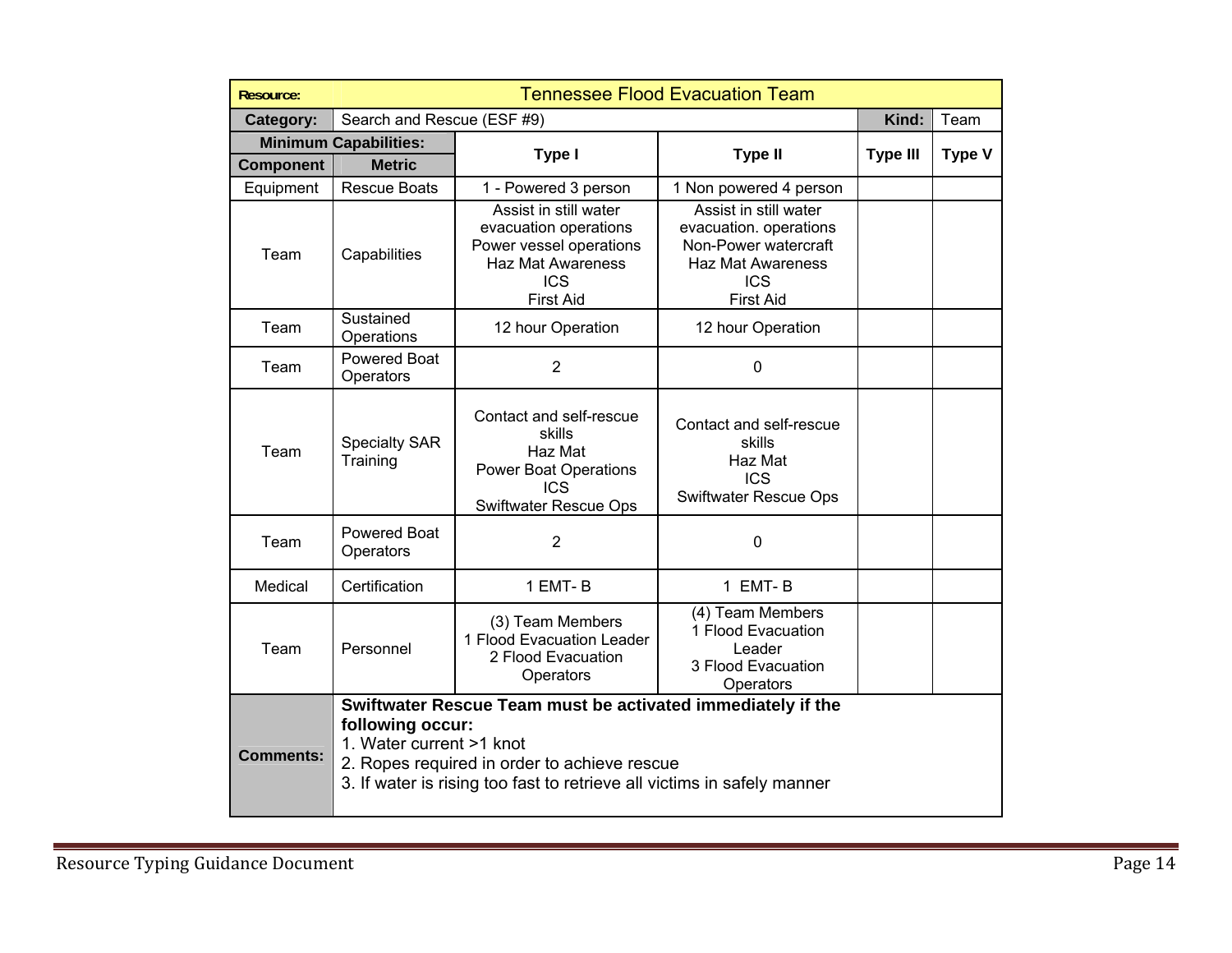| Resource: | Tennessee Flood Evacuation Team | | | |
|---|---|---|---|---|
| **Category:** | Search and Rescue (ESF #9) | | **Kind:** | Team |

| **Minimum Capabilities:** | | **Type I** | **Type II** | **Type III** | **Type V** |
|---|---|---|---|---|---|
| **Component** | **Metric** | | | | |
| Equipment | Rescue Boats | 1 - Powered 3 person | 1 Non powered 4 person | | |
| Team | Capabilities | Assist in still water evacuation operations<br>Power vessel operations<br>Haz Mat Awareness<br>ICS<br>First Aid | Assist in still water evacuation. operations<br>Non-Power watercraft<br>Haz Mat Awareness<br>ICS<br>First Aid | | |
| Team | Sustained Operations | 12 hour Operation | 12 hour Operation | | |
| Team | Powered Boat Operators | 2 | 0 | | |
| Team | Specialty SAR Training | Contact and self-rescue skills<br>Haz Mat<br>Power Boat Operations<br>ICS<br>Swiftwater Rescue Ops | Contact and self-rescue skills<br>Haz Mat<br>ICS<br>Swiftwater Rescue Ops | | |
| Team | Powered Boat Operators | 2 | 0 | | |
| Medical | Certification | 1 EMT- B | 1 EMT- B | | |
| Team | Personnel | (3) Team Members<br>1 Flood Evacuation Leader<br>2 Flood Evacuation Operators | (4) Team Members<br>1 Flood Evacuation Leader<br>3 Flood Evacuation Operators | | |
| **Comments:** | **Swiftwater Rescue Team must be activated immediately if the following occur:**<br>1. Water current >1 knot<br>2. Ropes required in order to achieve rescue<br>3. If water is rising too fast to retrieve all victims in safely manner | | | | |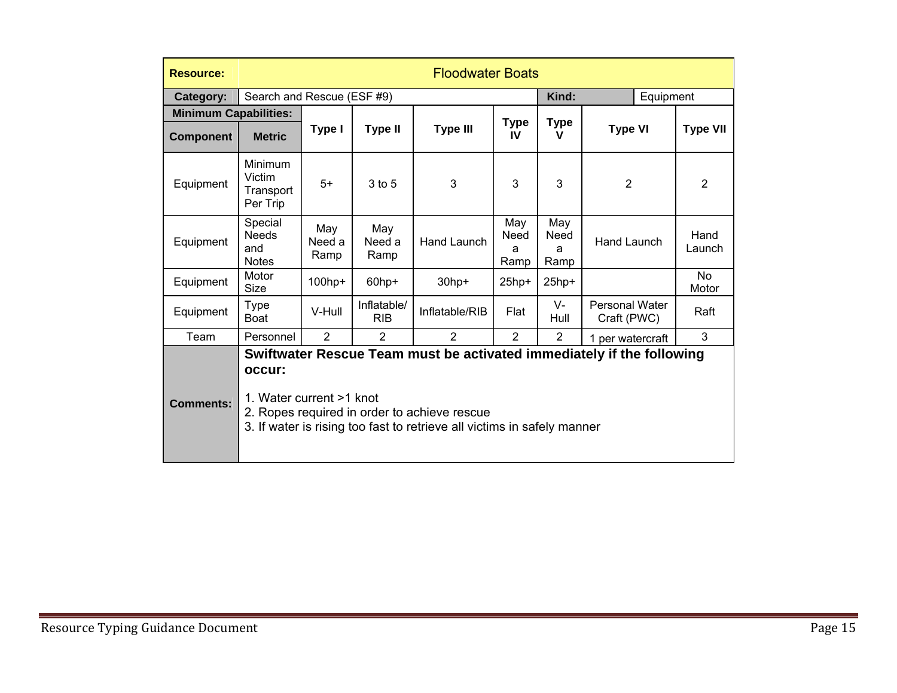| Resource: | Floodwater Boats | | | | | | | |
|---|---|---|---|---|---|---|---|---|
| **Category:** | Search and Rescue (ESF #9) | | | | | **Kind:** | Equipment | |
| **Minimum Capabilities:** | | | | | | | | |
| **Component** | **Metric** | **Type I** | **Type II** | **Type III** | **Type IV** | **Type V** | **Type VI** | **Type VII** |
| Equipment | Minimum Victim Transport Per Trip | 5+ | 3 to 5 | 3 | 3 | 3 | 2 | 2 |
| Equipment | Special Needs and Notes | May Need a Ramp | May Need a Ramp | Hand Launch | May Need a Ramp | May Need a Ramp | Hand Launch | Hand Launch |
| Equipment | Motor Size | 100hp+ | 60hp+ | 30hp+ | 25hp+ | 25hp+ | | No Motor |
| Equipment | Type Boat | V-Hull | Inflatable/ RIB | Inflatable/RIB | Flat | V-Hull | Personal Water Craft (PWC) | Raft |
| Team | Personnel | 2 | 2 | 2 | 2 | 2 | 1 per watercraft | 3 |
| **Comments:** | **Swiftwater Rescue Team must be activated immediately if the following occur:**<br><br>1. Water current >1 knot<br>2. Ropes required in order to achieve rescue<br>3. If water is rising too fast to retrieve all victims in safely manner | | | | | | | |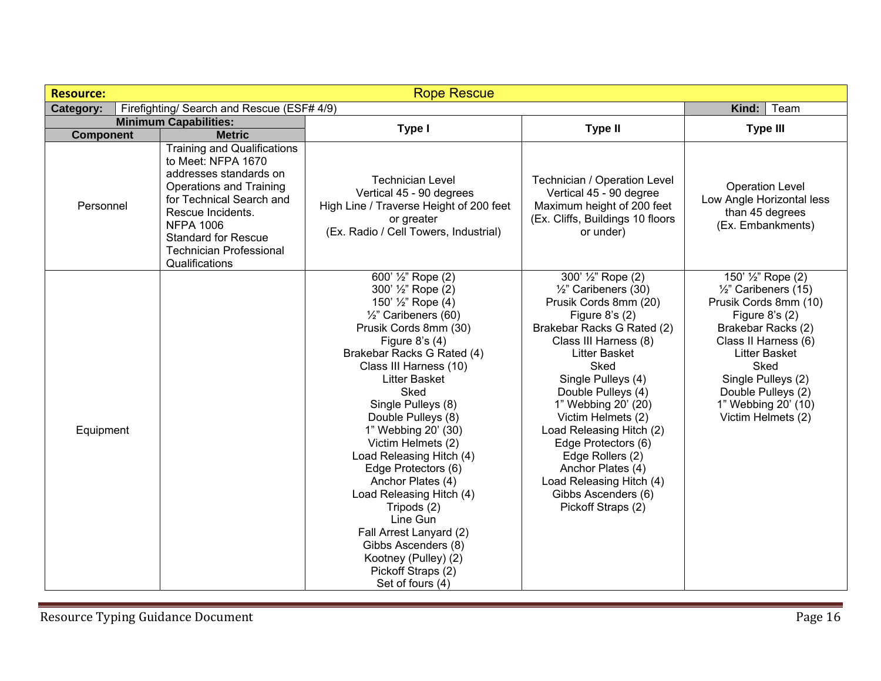| **Resource:** | | Rope Rescue | | |
|---|---|---|---|---|
| **Category:** | Firefighting/ Search and Rescue (ESF# 4/9) | | **Kind:** | Team |
| **Minimum Capabilities:** | | **Type I** | **Type II** | **Type III** |
| **Component** | **Metric** | | | |
| Personnel | Training and Qualifications to Meet: NFPA 1670 addresses standards on Operations and Training for Technical Search and Rescue Incidents.<br>NFPA 1006<br>Standard for Rescue Technician Professional Qualifications | Technician Level<br>Vertical 45 - 90 degrees<br>High Line / Traverse Height of 200 feet or greater<br>(Ex. Radio / Cell Towers, Industrial) | Technician / Operation Level<br>Vertical 45 - 90 degree<br>Maximum height of 200 feet<br>(Ex. Cliffs, Buildings 10 floors or under) | Operation Level<br>Low Angle Horizontal less than 45 degrees<br>(Ex. Embankments) |
| Equipment | | 600' ½" Rope (2)<br>300' ½" Rope (2)<br>150' ½" Rope (4)<br>½" Caribeners (60)<br>Prusik Cords 8mm (30)<br>Figure 8's (4)<br>Brakebar Racks G Rated (4)<br>Class III Harness (10)<br>Litter Basket<br>Sked<br>Single Pulleys (8)<br>Double Pulleys (8)<br>1" Webbing 20' (30)<br>Victim Helmets (2)<br>Load Releasing Hitch (4)<br>Edge Protectors (6)<br>Anchor Plates (4)<br>Load Releasing Hitch (4)<br>Tripods (2)<br>Line Gun<br>Fall Arrest Lanyard (2)<br>Gibbs Ascenders (8)<br>Kootney (Pulley) (2)<br>Pickoff Straps (2)<br>Set of fours (4) | 300' ½" Rope (2)<br>½" Caribeners (30)<br>Prusik Cords 8mm (20)<br>Figure 8's (2)<br>Brakebar Racks G Rated (2)<br>Class III Harness (8)<br>Litter Basket<br>Sked<br>Single Pulleys (4)<br>Double Pulleys (4)<br>1" Webbing 20' (20)<br>Victim Helmets (2)<br>Load Releasing Hitch (2)<br>Edge Protectors (6)<br>Edge Rollers (2)<br>Anchor Plates (4)<br>Load Releasing Hitch (4)<br>Gibbs Ascenders (6)<br>Pickoff Straps (2) | 150' ½" Rope (2)<br>½" Caribeners (15)<br>Prusik Cords 8mm (10)<br>Figure 8's (2)<br>Brakebar Racks (2)<br>Class II Harness (6)<br>Litter Basket<br>Sked<br>Single Pulleys (2)<br>Double Pulleys (2)<br>1" Webbing 20' (10)<br>Victim Helmets (2) |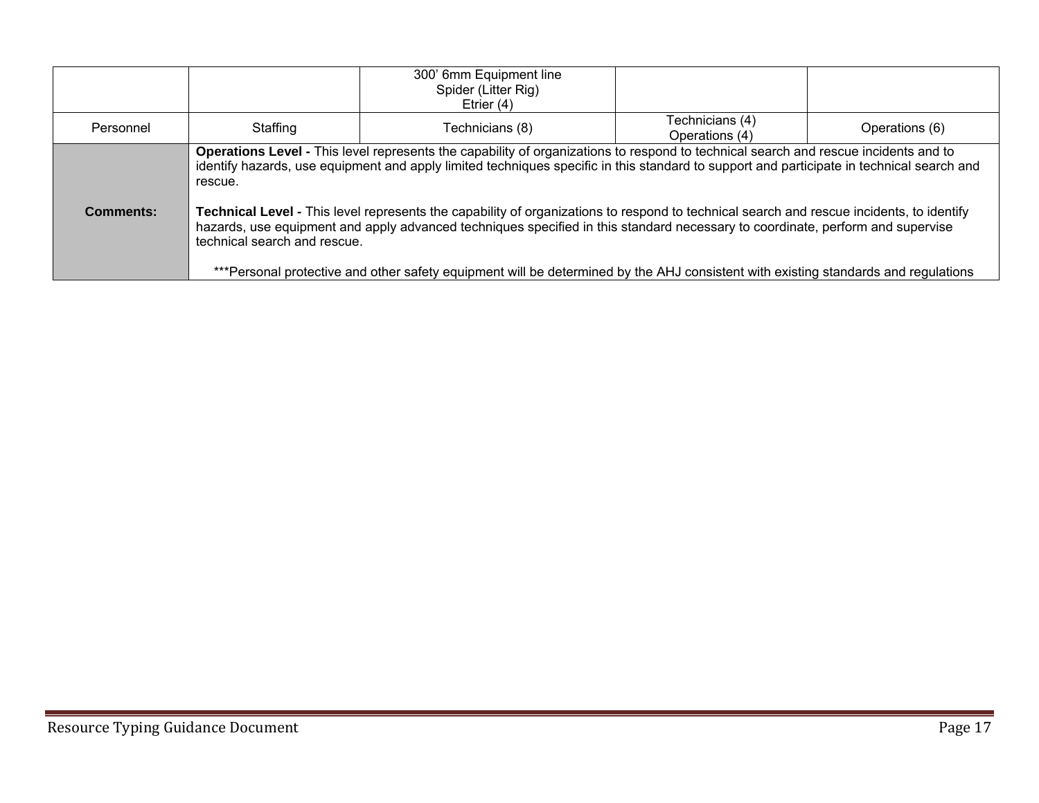| | | | | |
|---|---|---|---|---|
| | | 300' 6mm Equipment line<br>Spider (Litter Rig)<br>Etrier (4) | | |
| Personnel | Staffing | Technicians (8) | Technicians (4)<br>Operations (4) | Operations (6) |
| **Comments:** | **Operations Level -** This level represents the capability of organizations to respond to technical search and rescue incidents and to identify hazards, use equipment and apply limited techniques specific in this standard to support and participate in technical search and rescue.<br><br>**Technical Level -** This level represents the capability of organizations to respond to technical search and rescue incidents, to identify hazards, use equipment and apply advanced techniques specified in this standard necessary to coordinate, perform and supervise technical search and rescue.<br><br>***Personal protective and other safety equipment will be determined by the AHJ consistent with existing standards and regulations | | | |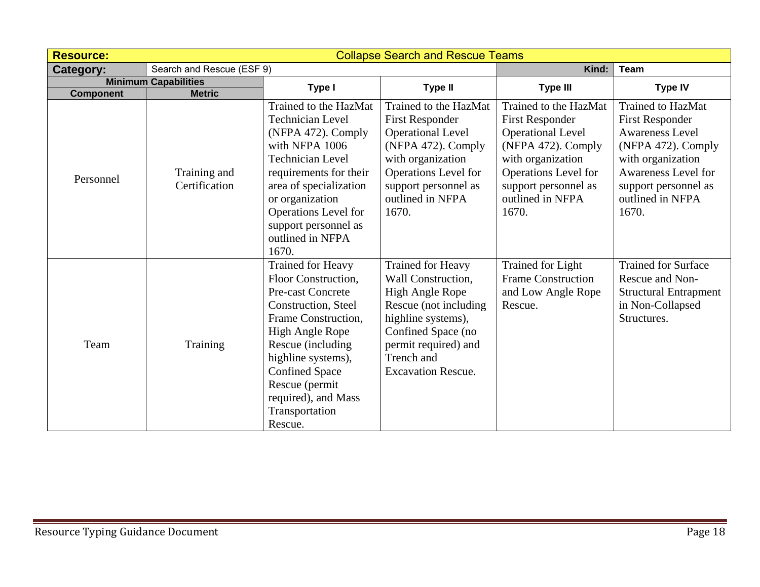| Resource: | Collapse Search and Rescue Teams | | | | |
|---|---|---|---|---|---|
| **Category:** | Search and Rescue (ESF 9) | | | **Kind:** | **Team** |
| **Minimum Capabilities** | | **Type I** | **Type II** | **Type III** | **Type IV** |
| **Component** | **Metric** | | | | |
| Personnel | Training and Certification | Trained to the HazMat Technician Level (NFPA 472). Comply with NFPA 1006 Technician Level requirements for their area of specialization or organization Operations Level for support personnel as outlined in NFPA 1670. | Trained to the HazMat First Responder Operational Level (NFPA 472). Comply with organization Operations Level for support personnel as outlined in NFPA 1670. | Trained to the HazMat First Responder Operational Level (NFPA 472). Comply with organization Operations Level for support personnel as outlined in NFPA 1670. | Trained to HazMat First Responder Awareness Level (NFPA 472). Comply with organization Awareness Level for support personnel as outlined in NFPA 1670. |
| Team | Training | Trained for Heavy Floor Construction, Pre-cast Concrete Construction, Steel Frame Construction, High Angle Rope Rescue (including highline systems), Confined Space Rescue (permit required), and Mass Transportation Rescue. | Trained for Heavy Wall Construction, High Angle Rope Rescue (not including highline systems), Confined Space (no permit required) and Trench and Excavation Rescue. | Trained for Light Frame Construction and Low Angle Rope Rescue. | Trained for Surface Rescue and Non-Structural Entrapment in Non-Collapsed Structures. |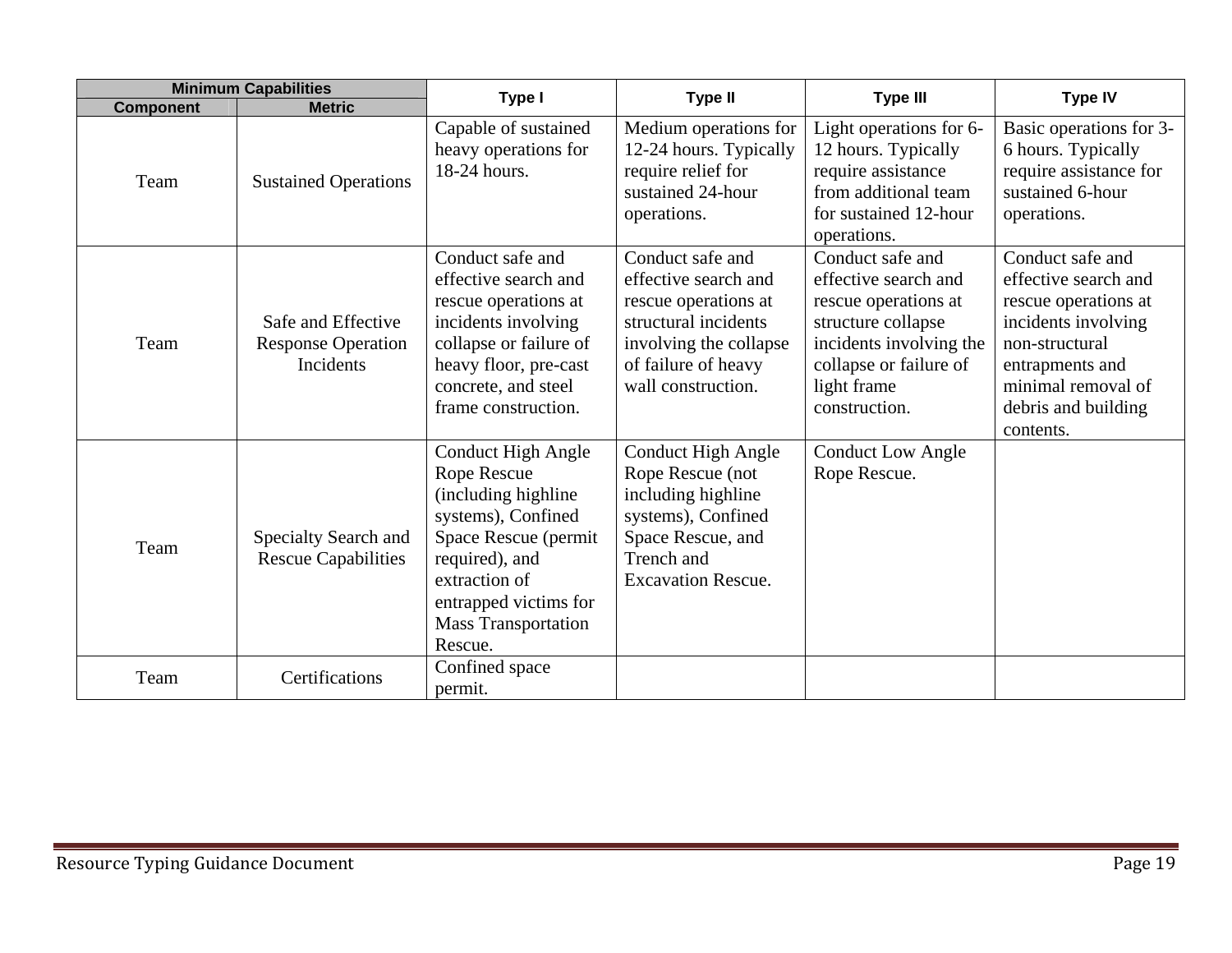| Minimum Capabilities | | Type I | Type II | Type III | Type IV |
|---|---|---|---|---|---|
| Component | Metric | | | | |
| Team | Sustained Operations | Capable of sustained heavy operations for 18-24 hours. | Medium operations for 12-24 hours. Typically require relief for sustained 24-hour operations. | Light operations for 6-12 hours. Typically require assistance from additional team for sustained 12-hour operations. | Basic operations for 3-6 hours. Typically require assistance for sustained 6-hour operations. |
| Team | Safe and Effective Response Operation Incidents | Conduct safe and effective search and rescue operations at incidents involving collapse or failure of heavy floor, pre-cast concrete, and steel frame construction. | Conduct safe and effective search and rescue operations at structural incidents involving the collapse of failure of heavy wall construction. | Conduct safe and effective search and rescue operations at structure collapse incidents involving the collapse or failure of light frame construction. | Conduct safe and effective search and rescue operations at incidents involving non-structural entrapments and minimal removal of debris and building contents. |
| Team | Specialty Search and Rescue Capabilities | Conduct High Angle Rope Rescue (including highline systems), Confined Space Rescue (permit required), and extraction of entrapped victims for Mass Transportation Rescue. | Conduct High Angle Rope Rescue (not including highline systems), Confined Space Rescue, and Trench and Excavation Rescue. | Conduct Low Angle Rope Rescue. | |
| Team | Certifications | Confined space permit. | | | |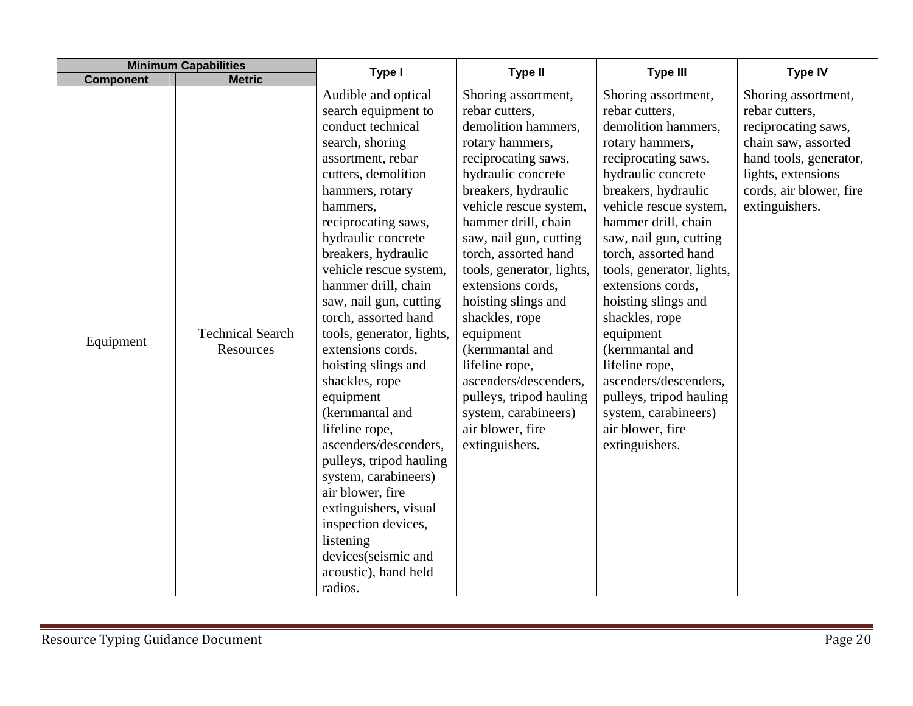| Minimum Capabilities | | Type I | Type II | Type III | Type IV |
|---|---|---|---|---|---|
| Component | Metric | | | | |
| Equipment | Technical Search Resources | Audible and optical search equipment to conduct technical search, shoring assortment, rebar cutters, demolition hammers, rotary hammers, reciprocating saws, hydraulic concrete breakers, hydraulic vehicle rescue system, hammer drill, chain saw, nail gun, cutting torch, assorted hand tools, generator, lights, extensions cords, hoisting slings and shackles, rope equipment (kernmantal and lifeline rope, ascenders/descenders, pulleys, tripod hauling system, carabineers) air blower, fire extinguishers, visual inspection devices, listening devices(seismic and acoustic), hand held radios. | Shoring assortment, rebar cutters, demolition hammers, rotary hammers, reciprocating saws, hydraulic concrete breakers, hydraulic vehicle rescue system, hammer drill, chain saw, nail gun, cutting torch, assorted hand tools, generator, lights, extensions cords, hoisting slings and shackles, rope equipment (kernmantal and lifeline rope, ascenders/descenders, pulleys, tripod hauling system, carabineers) air blower, fire extinguishers. | Shoring assortment, rebar cutters, demolition hammers, rotary hammers, reciprocating saws, hydraulic concrete breakers, hydraulic vehicle rescue system, hammer drill, chain saw, nail gun, cutting torch, assorted hand tools, generator, lights, extensions cords, hoisting slings and shackles, rope equipment (kernmantal and lifeline rope, ascenders/descenders, pulleys, tripod hauling system, carabineers) air blower, fire extinguishers. | Shoring assortment, rebar cutters, reciprocating saws, chain saw, assorted hand tools, generator, lights, extensions cords, air blower, fire extinguishers. |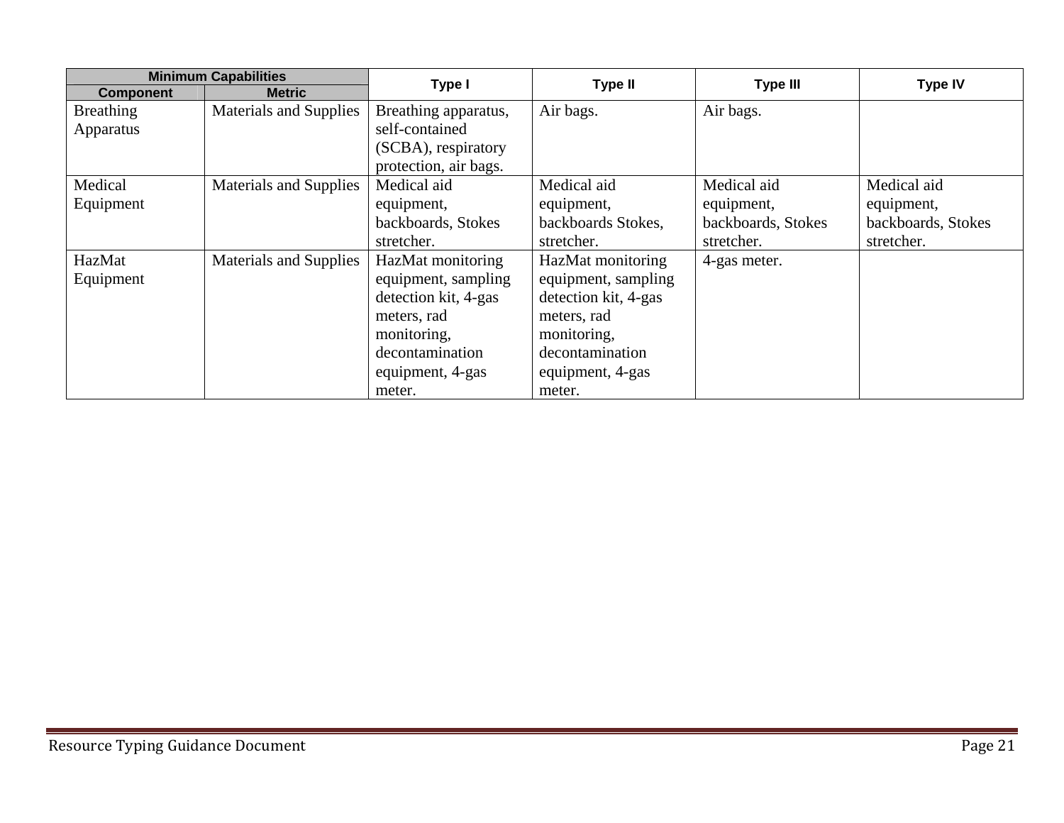| Minimum Capabilities | | Type I | Type II | Type III | Type IV |
|---|---|---|---|---|---|
| **Component** | **Metric** | | | | |
| Breathing Apparatus | Materials and Supplies | Breathing apparatus, self-contained (SCBA), respiratory protection, air bags. | Air bags. | Air bags. | |
| Medical Equipment | Materials and Supplies | Medical aid equipment, backboards, Stokes stretcher. | Medical aid equipment, backboards Stokes, stretcher. | Medical aid equipment, backboards, Stokes stretcher. | Medical aid equipment, backboards, Stokes stretcher. |
| HazMat Equipment | Materials and Supplies | HazMat monitoring equipment, sampling detection kit, 4-gas meters, rad monitoring, decontamination equipment, 4-gas meter. | HazMat monitoring equipment, sampling detection kit, 4-gas meters, rad monitoring, decontamination equipment, 4-gas meter. | 4-gas meter. | |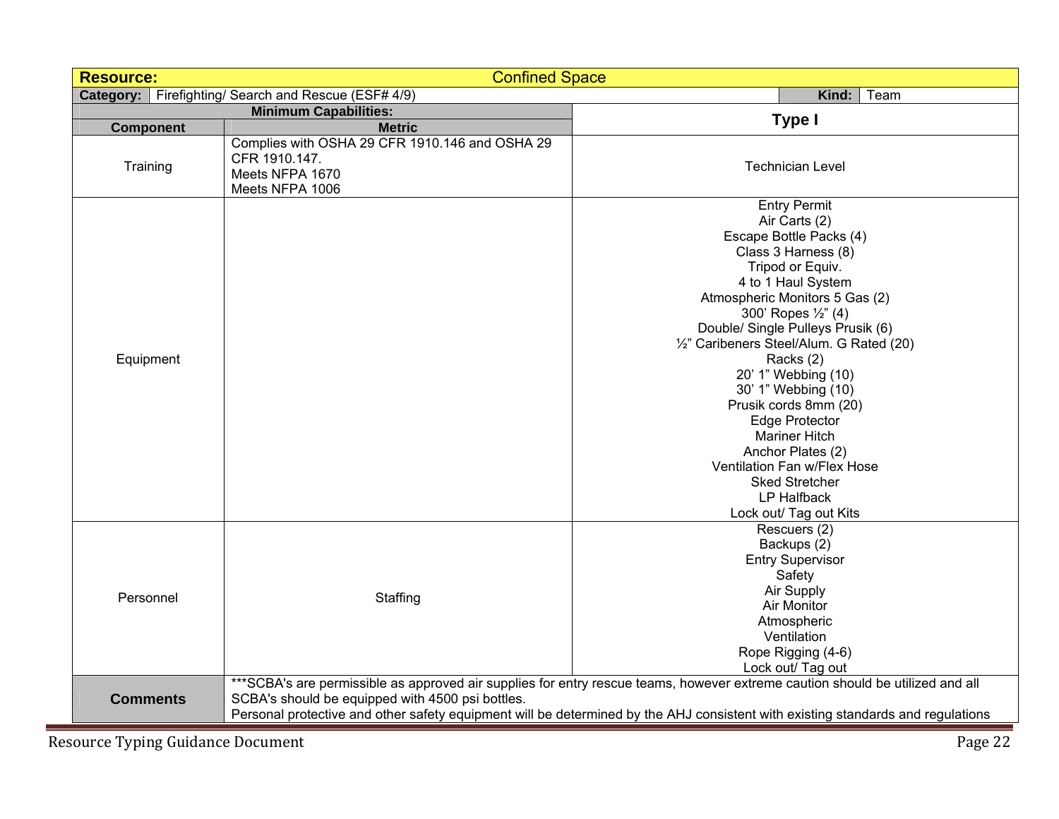| Resource: | | Confined Space | |
|---|---|---|---|
| **Category:** | Firefighting/ Search and Rescue (ESF# 4/9) | **Kind:** | Team |
| **Minimum Capabilities:** | | **Type I** | |
| **Component** | **Metric** | | |
| Training | Complies with OSHA 29 CFR 1910.146 and OSHA 29 CFR 1910.147.<br>Meets NFPA 1670<br>Meets NFPA 1006 | Technician Level | |
| Equipment | | Entry Permit<br>Air Carts (2)<br>Escape Bottle Packs (4)<br>Class 3 Harness (8)<br>Tripod or Equiv.<br>4 to 1 Haul System<br>Atmospheric Monitors 5 Gas (2)<br>300' Ropes ½" (4)<br>Double/ Single Pulleys Prusik (6)<br>½" Caribeners Steel/Alum. G Rated (20)<br>Racks (2)<br>20' 1" Webbing (10)<br>30' 1" Webbing (10)<br>Prusik cords 8mm (20)<br>Edge Protector<br>Mariner Hitch<br>Anchor Plates (2)<br>Ventilation Fan w/Flex Hose<br>Sked Stretcher<br>LP Halfback<br>Lock out/ Tag out Kits | |
| Personnel | Staffing | Rescuers (2)<br>Backups (2)<br>Entry Supervisor<br>Safety<br>Air Supply<br>Air Monitor<br>Atmospheric<br>Ventilation<br>Rope Rigging (4-6)<br>Lock out/ Tag out | |
| **Comments** | ***SCBA's are permissible as approved air supplies for entry rescue teams, however extreme caution should be utilized and all SCBA's should be equipped with 4500 psi bottles.<br>Personal protective and other safety equipment will be determined by the AHJ consistent with existing standards and regulations | | |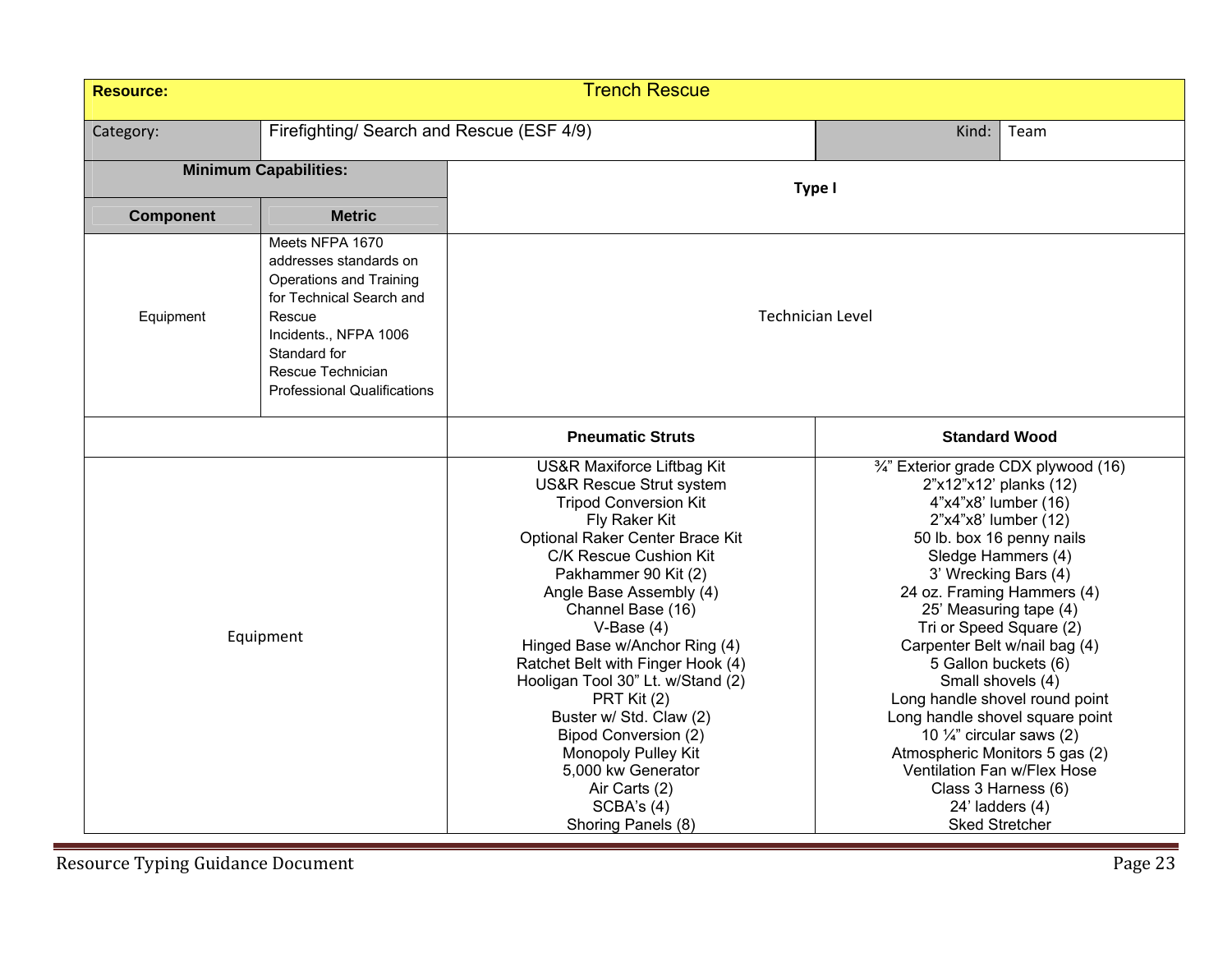| **Resource:** | Trench Rescue | | |
|---|---|---|---|
| Category: | Firefighting/ Search and Rescue (ESF 4/9) | Kind: | Team |
| **Minimum Capabilities:** | | **Type I** | |
| **Component** | **Metric** | | |
| Equipment | Meets NFPA 1670 addresses standards on Operations and Training for Technical Search and Rescue Incidents., NFPA 1006 Standard for Rescue Technician Professional Qualifications | Technician Level | |
| | | **Pneumatic Struts** | **Standard Wood** |
| Equipment | | US&R Maxiforce Liftbag Kit<br>US&R Rescue Strut system<br>Tripod Conversion Kit<br>Fly Raker Kit<br>Optional Raker Center Brace Kit<br>C/K Rescue Cushion Kit<br>Pakhammer 90 Kit (2)<br>Angle Base Assembly (4)<br>Channel Base (16)<br>V-Base (4)<br>Hinged Base w/Anchor Ring (4)<br>Ratchet Belt with Finger Hook (4)<br>Hooligan Tool 30" Lt. w/Stand (2)<br>PRT Kit (2)<br>Buster w/ Std. Claw (2)<br>Bipod Conversion (2)<br>Monopoly Pulley Kit<br>5,000 kw Generator<br>Air Carts (2)<br>SCBA's (4)<br>Shoring Panels (8) | ¾" Exterior grade CDX plywood (16)<br>2"x12"x12' planks (12)<br>4"x4"x8' lumber (16)<br>2"x4"x8' lumber (12)<br>50 lb. box 16 penny nails<br>Sledge Hammers (4)<br>3' Wrecking Bars (4)<br>24 oz. Framing Hammers (4)<br>25' Measuring tape (4)<br>Tri or Speed Square (2)<br>Carpenter Belt w/nail bag (4)<br>5 Gallon buckets (6)<br>Small shovels (4)<br>Long handle shovel round point<br>Long handle shovel square point<br>10 ¼" circular saws (2)<br>Atmospheric Monitors 5 gas (2)<br>Ventilation Fan w/Flex Hose<br>Class 3 Harness (6)<br>24' ladders (4)<br>Sked Stretcher |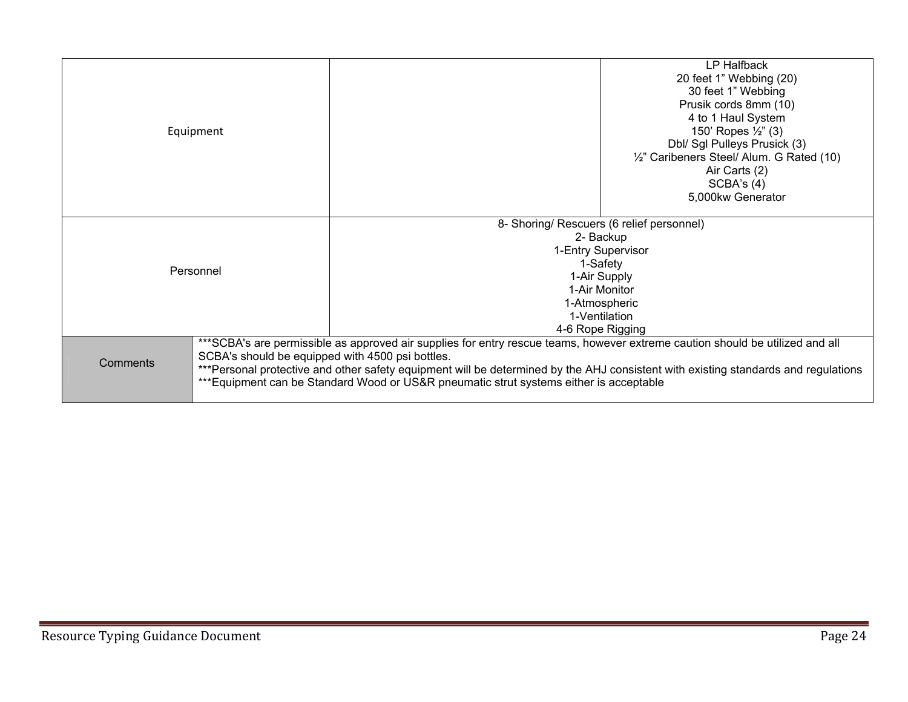| | | |
|---|---|---|
| Equipment | | LP Halfback<br>20 feet 1" Webbing (20)<br>30 feet 1" Webbing<br>Prusik cords 8mm (10)<br>4 to 1 Haul System<br>150' Ropes ½" (3)<br>Dbl/ Sgl Pulleys Prusick (3)<br>½" Caribeners Steel/ Alum. G Rated (10)<br>Air Carts (2)<br>SCBA's (4)<br>5,000kw Generator |
| Personnel | 8- Shoring/ Rescuers (6 relief personnel)<br>2- Backup<br>1-Entry Supervisor<br>1-Safety<br>1-Air Supply<br>1-Air Monitor<br>1-Atmospheric<br>1-Ventilation<br>4-6 Rope Rigging | |
| Comments | ***SCBA's are permissible as approved air supplies for entry rescue teams, however extreme caution should be utilized and all SCBA's should be equipped with 4500 psi bottles.<br>***Personal protective and other safety equipment will be determined by the AHJ consistent with existing standards and regulations<br>***Equipment can be Standard Wood or US&R pneumatic strut systems either is acceptable | |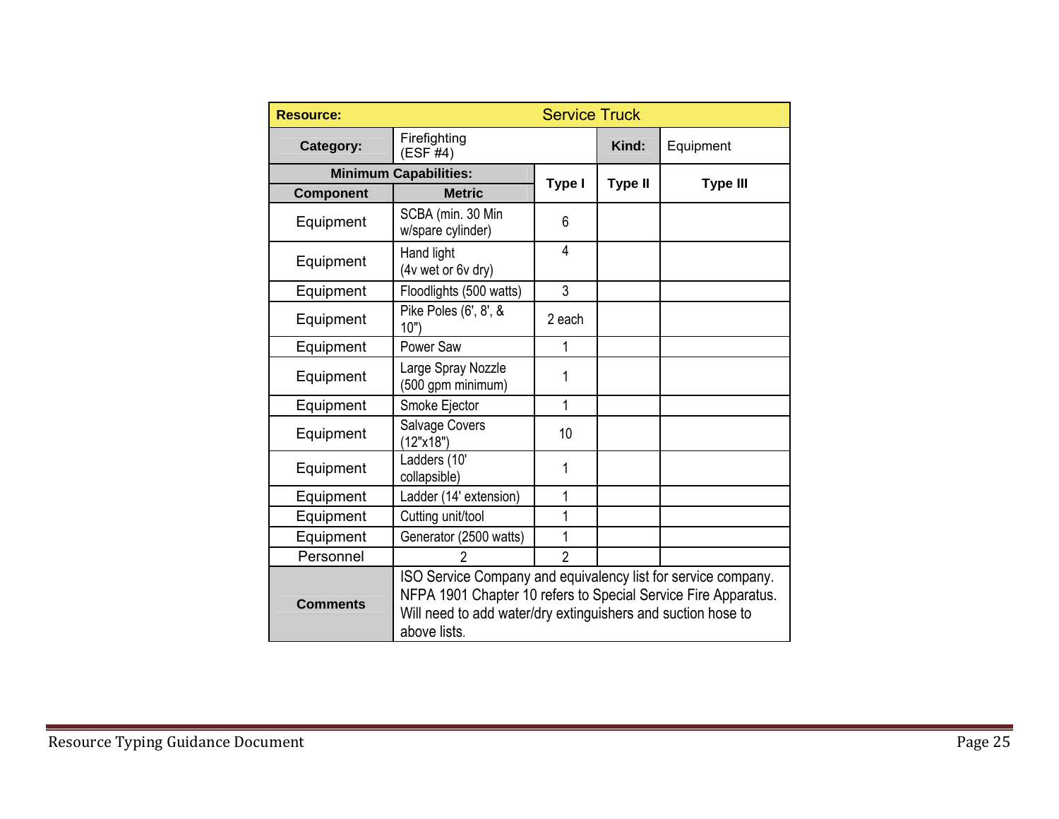| Resource: | Service Truck | | | |
|---|---|---|---|---|
| **Category:** | Firefighting (ESF #4) | | **Kind:** | Equipment |
| **Minimum Capabilities:** | | **Type I** | **Type II** | **Type III** |
| **Component** | **Metric** | | | |
| Equipment | SCBA (min. 30 Min w/spare cylinder) | 6 | | |
| Equipment | Hand light (4v wet or 6v dry) | 4 | | |
| Equipment | Floodlights (500 watts) | 3 | | |
| Equipment | Pike Poles (6', 8', & 10") | 2 each | | |
| Equipment | Power Saw | 1 | | |
| Equipment | Large Spray Nozzle (500 gpm minimum) | 1 | | |
| Equipment | Smoke Ejector | 1 | | |
| Equipment | Salvage Covers (12"x18") | 10 | | |
| Equipment | Ladders (10' collapsible) | 1 | | |
| Equipment | Ladder (14' extension) | 1 | | |
| Equipment | Cutting unit/tool | 1 | | |
| Equipment | Generator (2500 watts) | 1 | | |
| Personnel | 2 | 2 | | |
| **Comments** | ISO Service Company and equivalency list for service company. NFPA 1901 Chapter 10 refers to Special Service Fire Apparatus. Will need to add water/dry extinguishers and suction hose to above lists. | | | |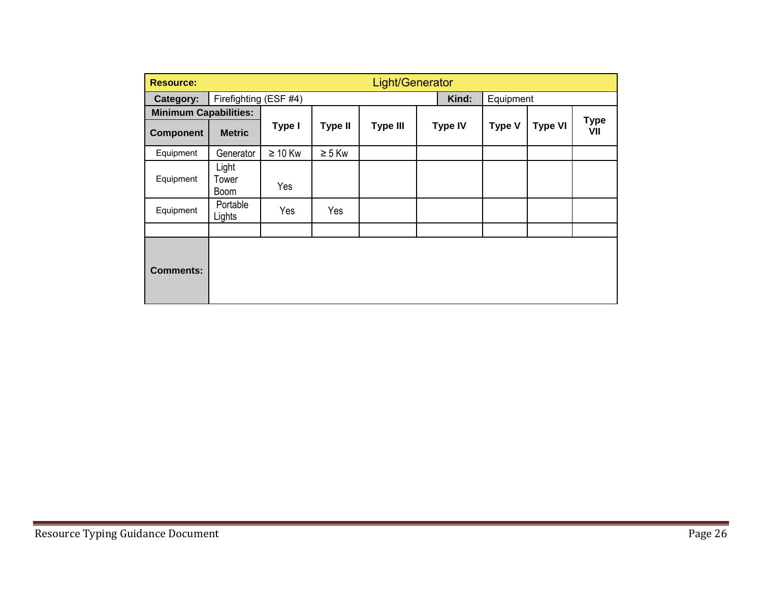| Resource: | Light/Generator | | | | | | | |
|---|---|---|---|---|---|---|---|---|
| **Category:** | Firefighting (ESF #4) | | | | **Kind:** | Equipment | | |
| **Minimum Capabilities:** | | | | | | | | |
| **Component** | **Metric** | **Type I** | **Type II** | **Type III** | **Type IV** | **Type V** | **Type VI** | **Type VII** |
| Equipment | Generator | ≥ 10 Kw | ≥ 5 Kw | | | | | |
| Equipment | Light Tower Boom | Yes | | | | | | |
| Equipment | Portable Lights | Yes | Yes | | | | | |
| | | | | | | | | |
| **Comments:** | | | | | | | | |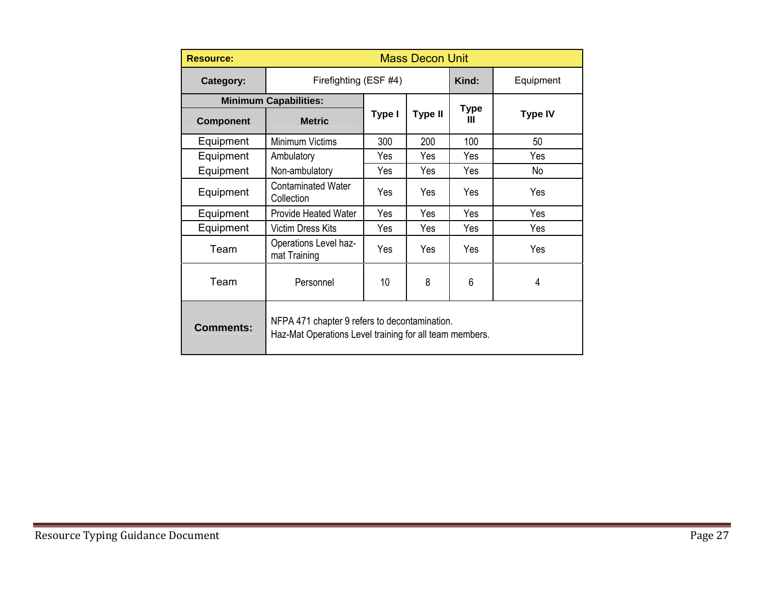| Resource: | Mass Decon Unit | | | | |
|---|---|---|---|---|---|
| **Category:** | Firefighting (ESF #4) | | | **Kind:** | Equipment |
| **Minimum Capabilities:** | | **Type I** | **Type II** | **Type III** | **Type IV** |
| **Component** | **Metric** | | | | |
| Equipment | Minimum Victims | 300 | 200 | 100 | 50 |
| Equipment | Ambulatory | Yes | Yes | Yes | Yes |
| Equipment | Non-ambulatory | Yes | Yes | Yes | No |
| Equipment | Contaminated Water Collection | Yes | Yes | Yes | Yes |
| Equipment | Provide Heated Water | Yes | Yes | Yes | Yes |
| Equipment | Victim Dress Kits | Yes | Yes | Yes | Yes |
| Team | Operations Level haz-mat Training | Yes | Yes | Yes | Yes |
| Team | Personnel | 10 | 8 | 6 | 4 |
| **Comments:** | NFPA 471 chapter 9 refers to decontamination.<br>Haz-Mat Operations Level training for all team members. | | | | |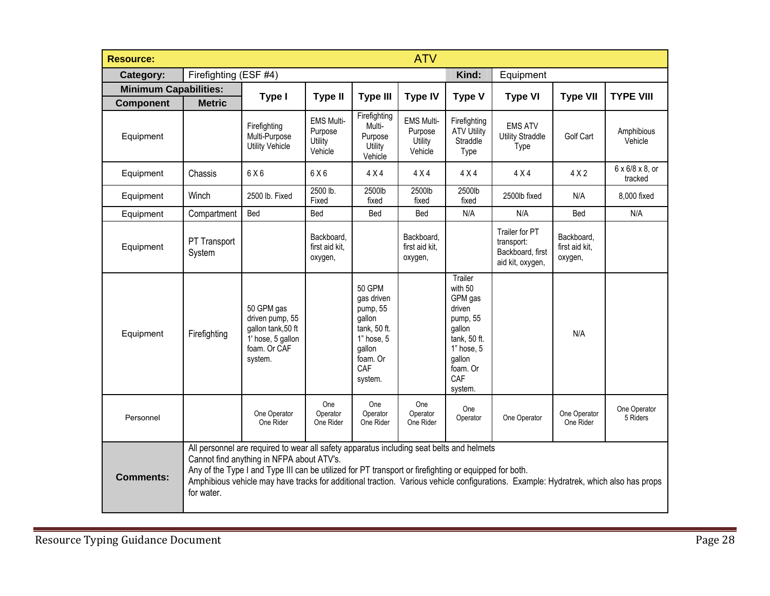| Resource: | ATV | | | | | | | | |
|---|---|---|---|---|---|---|---|---|---|
| **Category:** | Firefighting (ESF #4) | | | | | **Kind:** | Equipment | | |
| **Minimum Capabilities:** | | **Type I** | **Type II** | **Type III** | **Type IV** | **Type V** | **Type VI** | **Type VII** | **TYPE VIII** |
| **Component** | **Metric** | | | | | | | | |
| Equipment | | Firefighting Multi-Purpose Utility Vehicle | EMS Multi-Purpose Utility Vehicle | Firefighting Multi-Purpose Utility Vehicle | EMS Multi-Purpose Utility Vehicle | Firefighting ATV Utility Straddle Type | EMS ATV Utility Straddle Type | Golf Cart | Amphibious Vehicle |
| Equipment | Chassis | 6 X 6 | 6 X 6 | 4 X 4 | 4 X 4 | 4 X 4 | 4 X 4 | 4 X 2 | 6 x 6/8 x 8, or tracked |
| Equipment | Winch | 2500 lb. Fixed | 2500 lb. Fixed | 2500lb fixed | 2500lb fixed | 2500lb fixed | 2500lb fixed | N/A | 8,000 fixed |
| Equipment | Compartment | Bed | Bed | Bed | Bed | N/A | N/A | Bed | N/A |
| Equipment | PT Transport System | | Backboard, first aid kit, oxygen, | | Backboard, first aid kit, oxygen, | | Trailer for PT transport: Backboard, first aid kit, oxygen, | Backboard, first aid kit, oxygen, | |
| Equipment | Firefighting | 50 GPM gas driven pump, 55 gallon tank,50 ft 1' hose, 5 gallon foam. Or CAF system. | | 50 GPM gas driven pump, 55 gallon tank, 50 ft. 1" hose, 5 gallon foam. Or CAF system. | | Trailer with 50 GPM gas driven pump, 55 gallon tank, 50 ft. 1" hose, 5 gallon foam. Or CAF system. | | N/A | |
| Personnel | | One Operator One Rider | One Operator One Rider | One Operator One Rider | One Operator One Rider | One Operator | One Operator | One Operator One Rider | One Operator 5 Riders |
| **Comments:** | All personnel are required to wear all safety apparatus including seat belts and helmets<br>Cannot find anything in NFPA about ATV's.<br>Any of the Type I and Type III can be utilized for PT transport or firefighting or equipped for both.<br>Amphibious vehicle may have tracks for additional traction. Various vehicle configurations. Example: Hydratrek, which also has props for water. | | | | | | | | |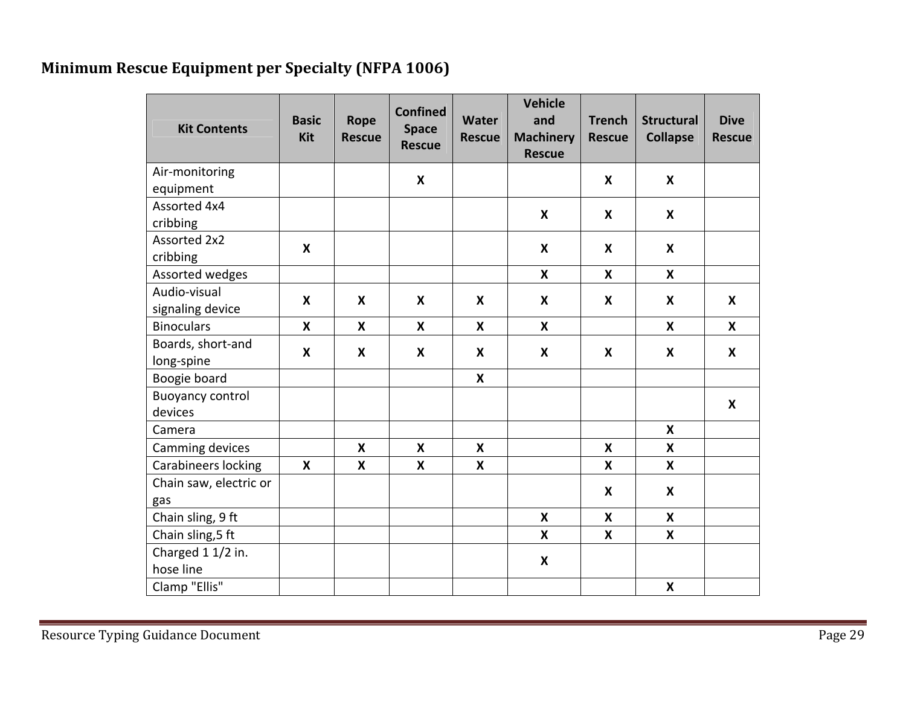**Minimum Rescue Equipment per Specialty (NFPA 1006)**

| Kit Contents | Basic Kit | Rope Rescue | Confined Space Rescue | Water Rescue | Vehicle and Machinery Rescue | Trench Rescue | Structural Collapse | Dive Rescue |
|---|---|---|---|---|---|---|---|---|
| Air-monitoring equipment | | | X | | | X | X | |
| Assorted 4x4 cribbing | | | | | X | X | X | |
| Assorted 2x2 cribbing | X | | | | X | X | X | |
| Assorted wedges | | | | | X | X | X | |
| Audio-visual signaling device | X | X | X | X | X | X | X | X |
| Binoculars | X | X | X | X | X | | X | X |
| Boards, short-and long-spine | X | X | X | X | X | X | X | X |
| Boogie board | | | | X | | | | |
| Buoyancy control devices | | | | | | | | X |
| Camera | | | | | | | X | |
| Camming devices | | X | X | X | | X | X | |
| Carabineers locking | X | X | X | X | | X | X | |
| Chain saw, electric or gas | | | | | | X | X | |
| Chain sling, 9 ft | | | | | X | X | X | |
| Chain sling,5 ft | | | | | X | X | X | |
| Charged 1 1/2 in. hose line | | | | | X | | | |
| Clamp "Ellis" | | | | | | | X | |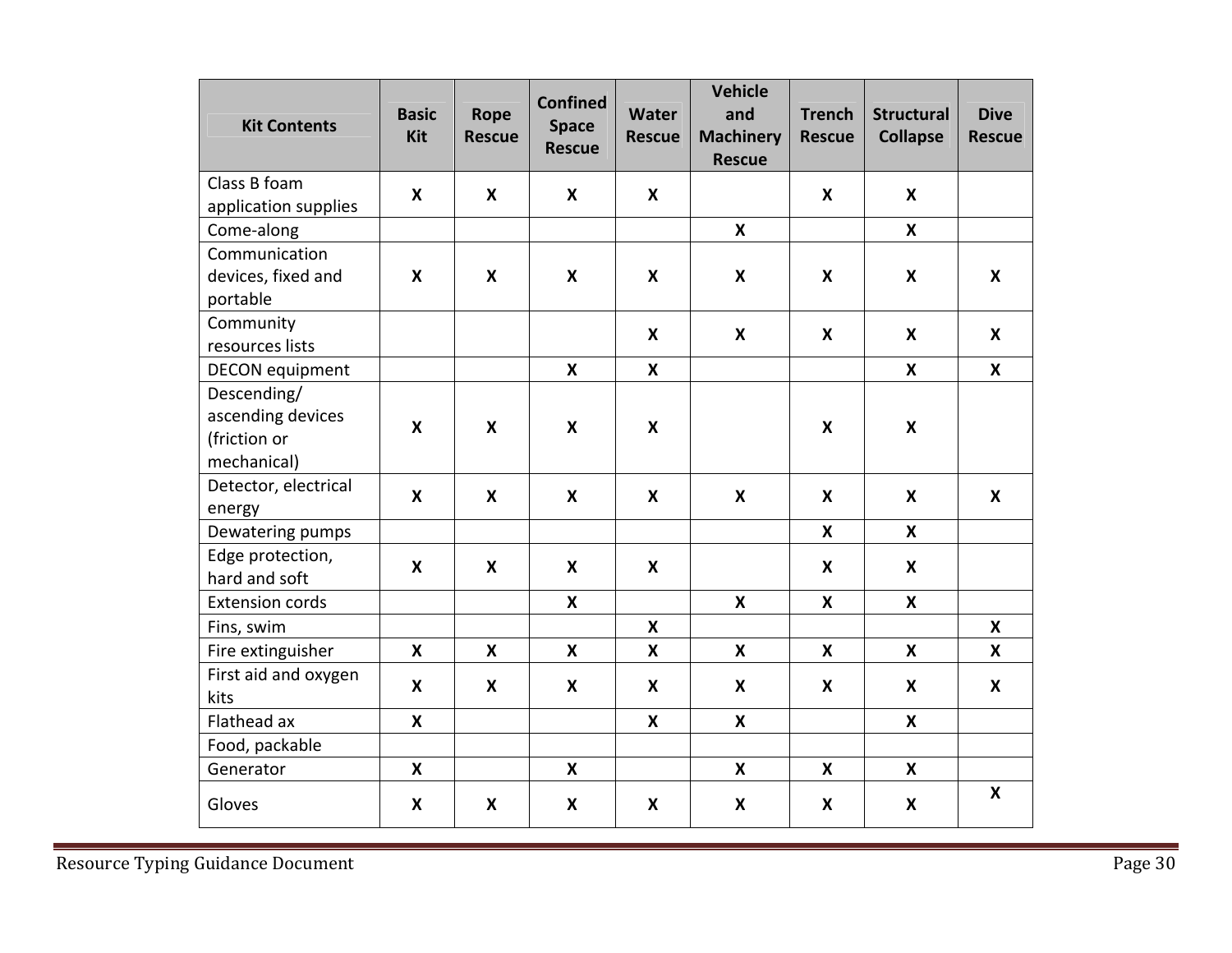| Kit Contents | Basic Kit | Rope Rescue | Confined Space Rescue | Water Rescue | Vehicle and Machinery Rescue | Trench Rescue | Structural Collapse | Dive Rescue |
|---|---|---|---|---|---|---|---|---|
| Class B foam application supplies | X | X | X | X | | X | X | |
| Come-along | | | | | X | | X | |
| Communication devices, fixed and portable | X | X | X | X | X | X | X | X |
| Community resources lists | | | | X | X | X | X | X |
| DECON equipment | | | X | X | | | X | X |
| Descending/ ascending devices (friction or mechanical) | X | X | X | X | | X | X | |
| Detector, electrical energy | X | X | X | X | X | X | X | X |
| Dewatering pumps | | | | | | X | X | |
| Edge protection, hard and soft | X | X | X | X | | X | X | |
| Extension cords | | | X | | X | X | X | |
| Fins, swim | | | | X | | | | X |
| Fire extinguisher | X | X | X | X | X | X | X | X |
| First aid and oxygen kits | X | X | X | X | X | X | X | X |
| Flathead ax | X | | | X | X | | X | |
| Food, packable | | | | | | | | |
| Generator | X | | X | | X | X | X | |
| Gloves | X | X | X | X | X | X | X | X |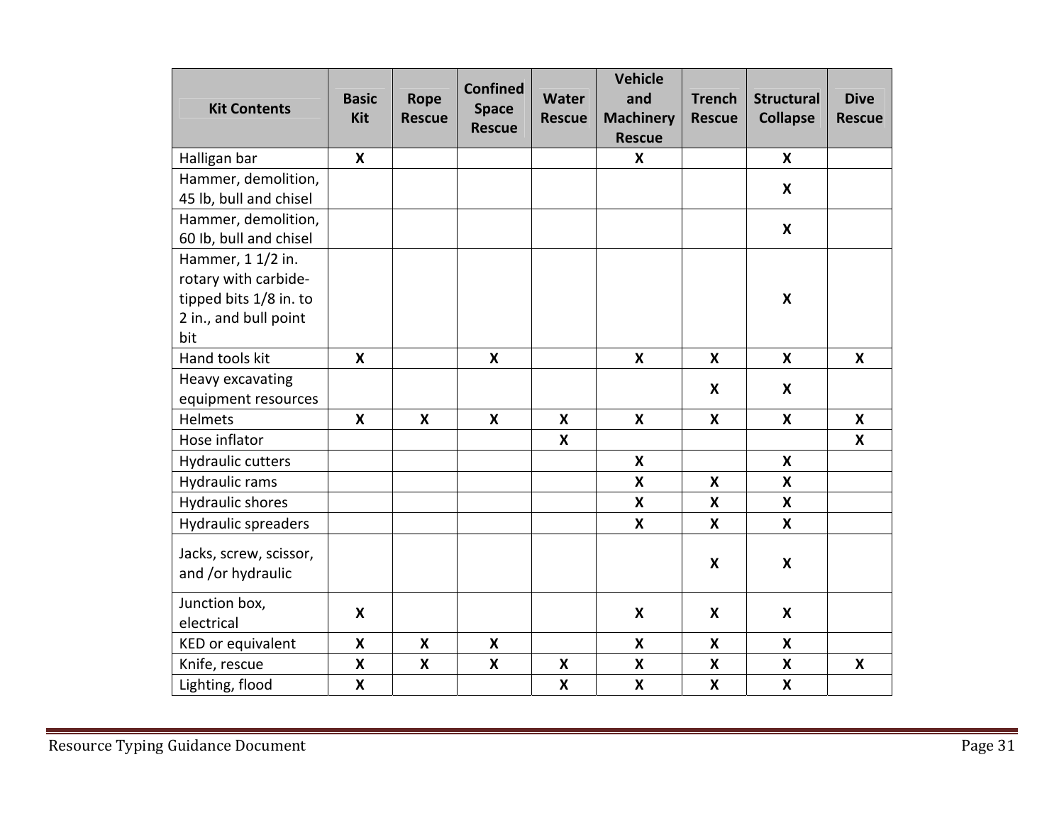| Kit Contents | Basic Kit | Rope Rescue | Confined Space Rescue | Water Rescue | Vehicle and Machinery Rescue | Trench Rescue | Structural Collapse | Dive Rescue |
|---|---|---|---|---|---|---|---|---|
| Halligan bar | X | | | | X | | X | |
| Hammer, demolition, 45 lb, bull and chisel | | | | | | | X | |
| Hammer, demolition, 60 Ib, bull and chisel | | | | | | | X | |
| Hammer, 1 1/2 in. rotary with carbide-tipped bits 1/8 in. to 2 in., and bull point bit | | | | | | | X | |
| Hand tools kit | X | | X | | X | X | X | X |
| Heavy excavating equipment resources | | | | | | X | X | |
| Helmets | X | X | X | X | X | X | X | X |
| Hose inflator | | | | X | | | | X |
| Hydraulic cutters | | | | | X | | X | |
| Hydraulic rams | | | | | X | X | X | |
| Hydraulic shores | | | | | X | X | X | |
| Hydraulic spreaders | | | | | X | X | X | |
| Jacks, screw, scissor, and /or hydraulic | | | | | | X | X | |
| Junction box, electrical | X | | | | X | X | X | |
| KED or equivalent | X | X | X | | X | X | X | |
| Knife, rescue | X | X | X | X | X | X | X | X |
| Lighting, flood | X | | | X | X | X | X | |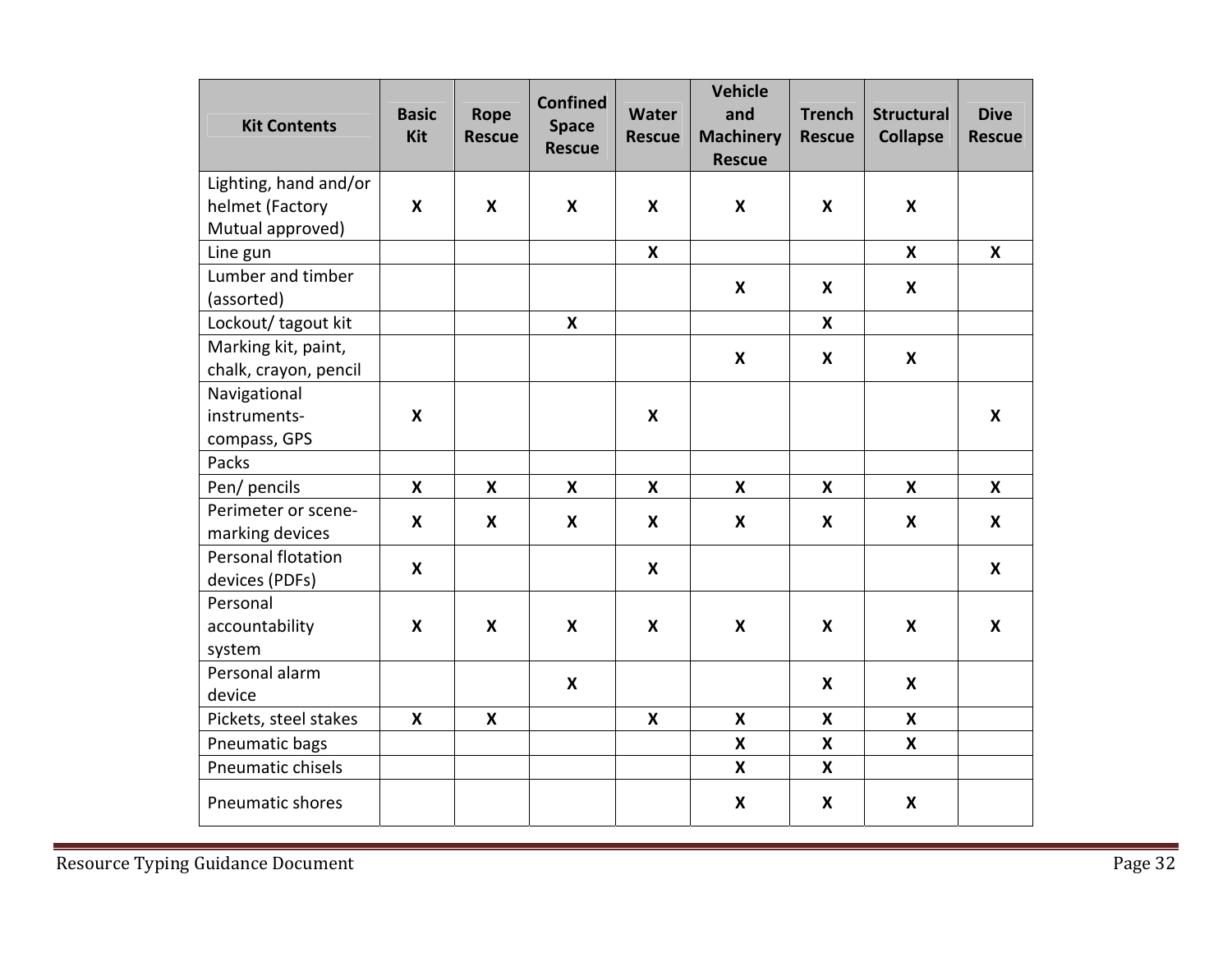| Kit Contents | Basic Kit | Rope Rescue | Confined Space Rescue | Water Rescue | Vehicle and Machinery Rescue | Trench Rescue | Structural Collapse | Dive Rescue |
|---|---|---|---|---|---|---|---|---|
| Lighting, hand and/or helmet (Factory Mutual approved) | X | X | X | X | X | X | X | |
| Line gun | | | | X | | | X | X |
| Lumber and timber (assorted) | | | | | X | X | X | |
| Lockout/ tagout kit | | | X | | | X | | |
| Marking kit, paint, chalk, crayon, pencil | | | | | X | X | X | |
| Navigational instruments- compass, GPS | X | | | X | | | | X |
| Packs | | | | | | | | |
| Pen/ pencils | X | X | X | X | X | X | X | X |
| Perimeter or scene-marking devices | X | X | X | X | X | X | X | X |
| Personal flotation devices (PDFs) | X | | | X | | | | X |
| Personal accountability system | X | X | X | X | X | X | X | X |
| Personal alarm device | | | X | | | X | X | |
| Pickets, steel stakes | X | X | | X | X | X | X | |
| Pneumatic bags | | | | | X | X | X | |
| Pneumatic chisels | | | | | X | X | | |
| Pneumatic shores | | | | | X | X | X | |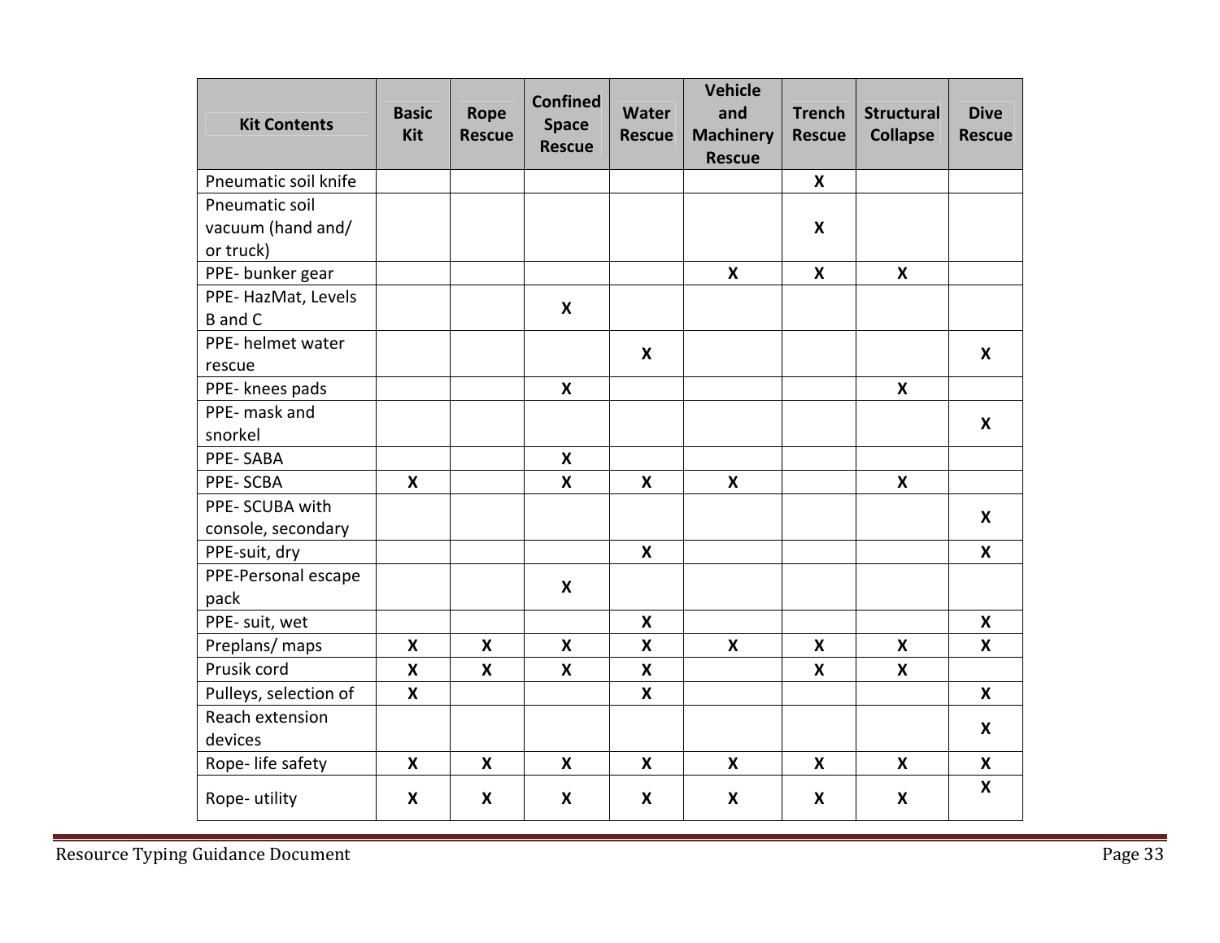| Kit Contents | Basic Kit | Rope Rescue | Confined Space Rescue | Water Rescue | Vehicle and Machinery Rescue | Trench Rescue | Structural Collapse | Dive Rescue |
|---|---|---|---|---|---|---|---|---|
| Pneumatic soil knife | | | | | | X | | |
| Pneumatic soil vacuum (hand and/ or truck) | | | | | | X | | |
| PPE- bunker gear | | | | | X | X | X | |
| PPE- HazMat, Levels B and C | | | X | | | | | |
| PPE- helmet water rescue | | | | X | | | | X |
| PPE- knees pads | | | X | | | | X | |
| PPE- mask and snorkel | | | | | | | | X |
| PPE- SABA | | | X | | | | | |
| PPE- SCBA | X | | X | X | X | | X | |
| PPE- SCUBA with console, secondary | | | | | | | | X |
| PPE-suit, dry | | | | X | | | | X |
| PPE-Personal escape pack | | | X | | | | | |
| PPE- suit, wet | | | | X | | | | X |
| Preplans/ maps | X | X | X | X | X | X | X | X |
| Prusik cord | X | X | X | X | | X | X | |
| Pulleys, selection of | X | | | X | | | | X |
| Reach extension devices | | | | | | | | X |
| Rope- life safety | X | X | X | X | X | X | X | X |
| Rope- utility | X | X | X | X | X | X | X | X |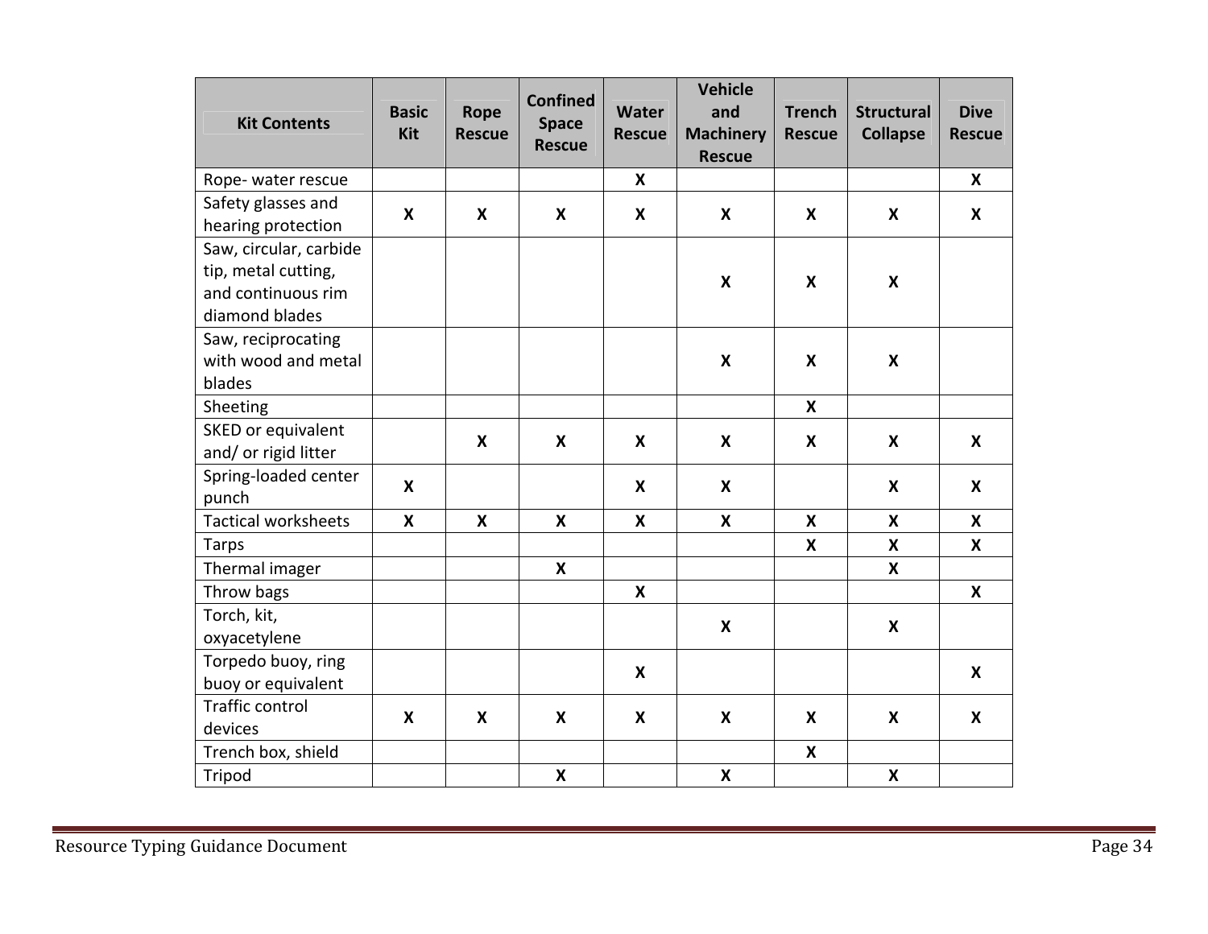| Kit Contents | Basic Kit | Rope Rescue | Confined Space Rescue | Water Rescue | Vehicle and Machinery Rescue | Trench Rescue | Structural Collapse | Dive Rescue |
|---|---|---|---|---|---|---|---|---|
| Rope- water rescue | | | | X | | | | X |
| Safety glasses and hearing protection | X | X | X | X | X | X | X | X |
| Saw, circular, carbide tip, metal cutting, and continuous rim diamond blades | | | | | X | X | X | |
| Saw, reciprocating with wood and metal blades | | | | | X | X | X | |
| Sheeting | | | | | | X | | |
| SKED or equivalent and/ or rigid litter | | X | X | X | X | X | X | X |
| Spring-loaded center punch | X | | | X | X | | X | X |
| Tactical worksheets | X | X | X | X | X | X | X | X |
| Tarps | | | | | | X | X | X |
| Thermal imager | | | X | | | | X | |
| Throw bags | | | | X | | | | X |
| Torch, kit, oxyacetylene | | | | | X | | X | |
| Torpedo buoy, ring buoy or equivalent | | | | X | | | | X |
| Traffic control devices | X | X | X | X | X | X | X | X |
| Trench box, shield | | | | | | X | | |
| Tripod | | | X | | X | | X | |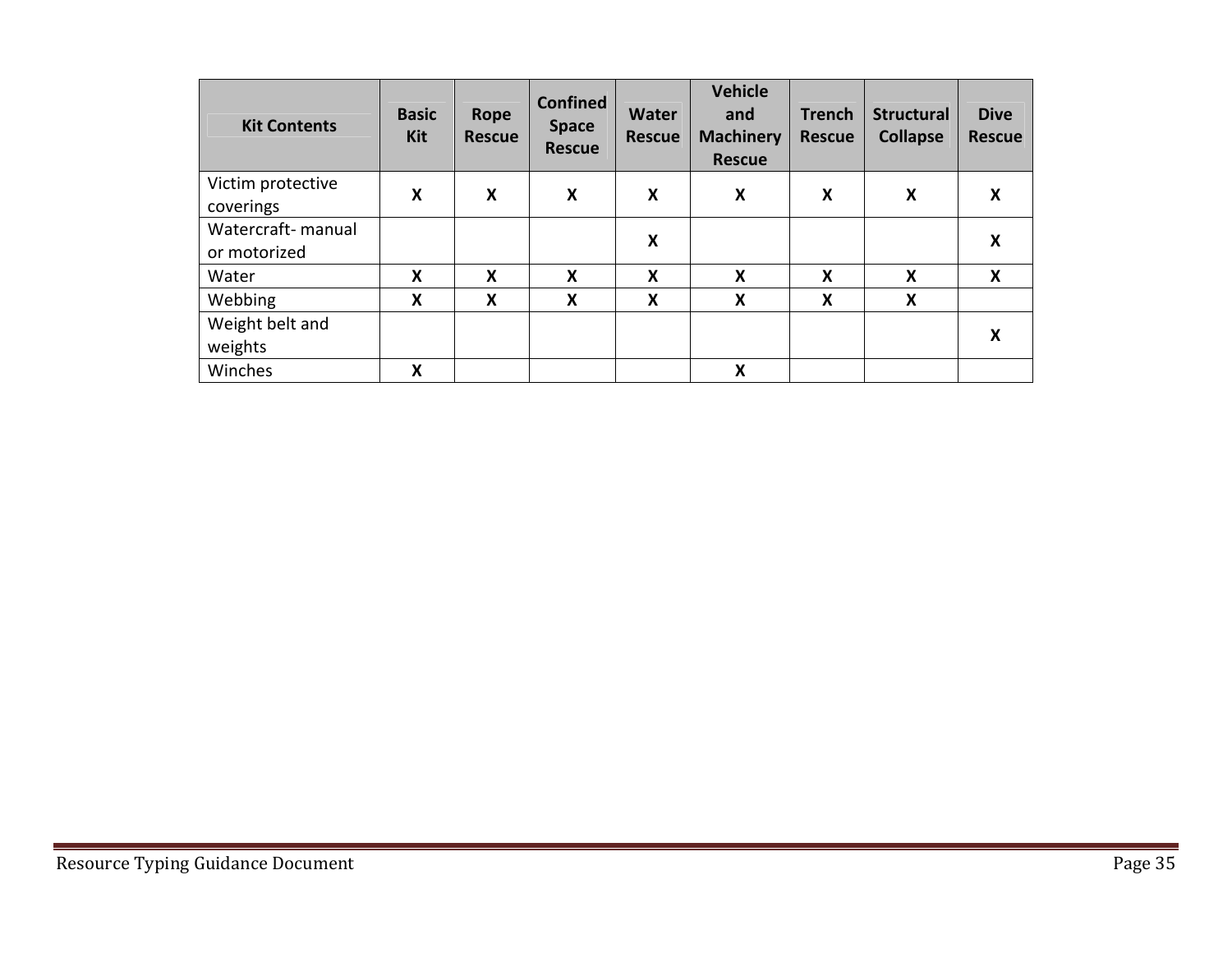| Kit Contents | Basic Kit | Rope Rescue | Confined Space Rescue | Water Rescue | Vehicle and Machinery Rescue | Trench Rescue | Structural Collapse | Dive Rescue |
|---|---|---|---|---|---|---|---|---|
| Victim protective coverings | X | X | X | X | X | X | X | X |
| Watercraft- manual or motorized | | | | X | | | | X |
| Water | X | X | X | X | X | X | X | X |
| Webbing | X | X | X | X | X | X | X | |
| Weight belt and weights | | | | | | | | X |
| Winches | X | | | | X | | | |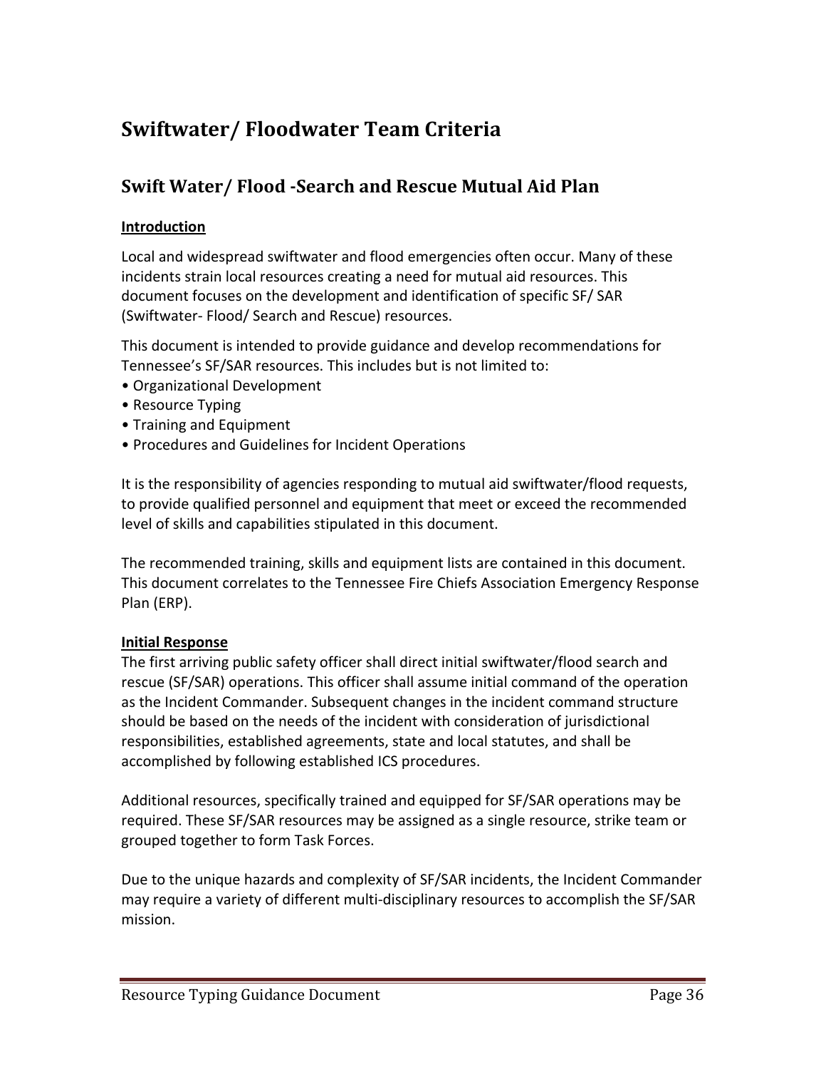# Swiftwater/ Floodwater Team Criteria

## Swift Water/ Flood -Search and Rescue Mutual Aid Plan

**Introduction**

Local and widespread swiftwater and flood emergencies often occur. Many of these incidents strain local resources creating a need for mutual aid resources. This document focuses on the development and identification of specific SF/ SAR (Swiftwater- Flood/ Search and Rescue) resources.

This document is intended to provide guidance and develop recommendations for Tennessee's SF/SAR resources. This includes but is not limited to:

- Organizational Development
- Resource Typing
- Training and Equipment
- Procedures and Guidelines for Incident Operations

It is the responsibility of agencies responding to mutual aid swiftwater/flood requests, to provide qualified personnel and equipment that meet or exceed the recommended level of skills and capabilities stipulated in this document.

The recommended training, skills and equipment lists are contained in this document. This document correlates to the Tennessee Fire Chiefs Association Emergency Response Plan (ERP).

**Initial Response**

The first arriving public safety officer shall direct initial swiftwater/flood search and rescue (SF/SAR) operations. This officer shall assume initial command of the operation as the Incident Commander. Subsequent changes in the incident command structure should be based on the needs of the incident with consideration of jurisdictional responsibilities, established agreements, state and local statutes, and shall be accomplished by following established ICS procedures.

Additional resources, specifically trained and equipped for SF/SAR operations may be required. These SF/SAR resources may be assigned as a single resource, strike team or grouped together to form Task Forces.

Due to the unique hazards and complexity of SF/SAR incidents, the Incident Commander may require a variety of different multi-disciplinary resources to accomplish the SF/SAR mission.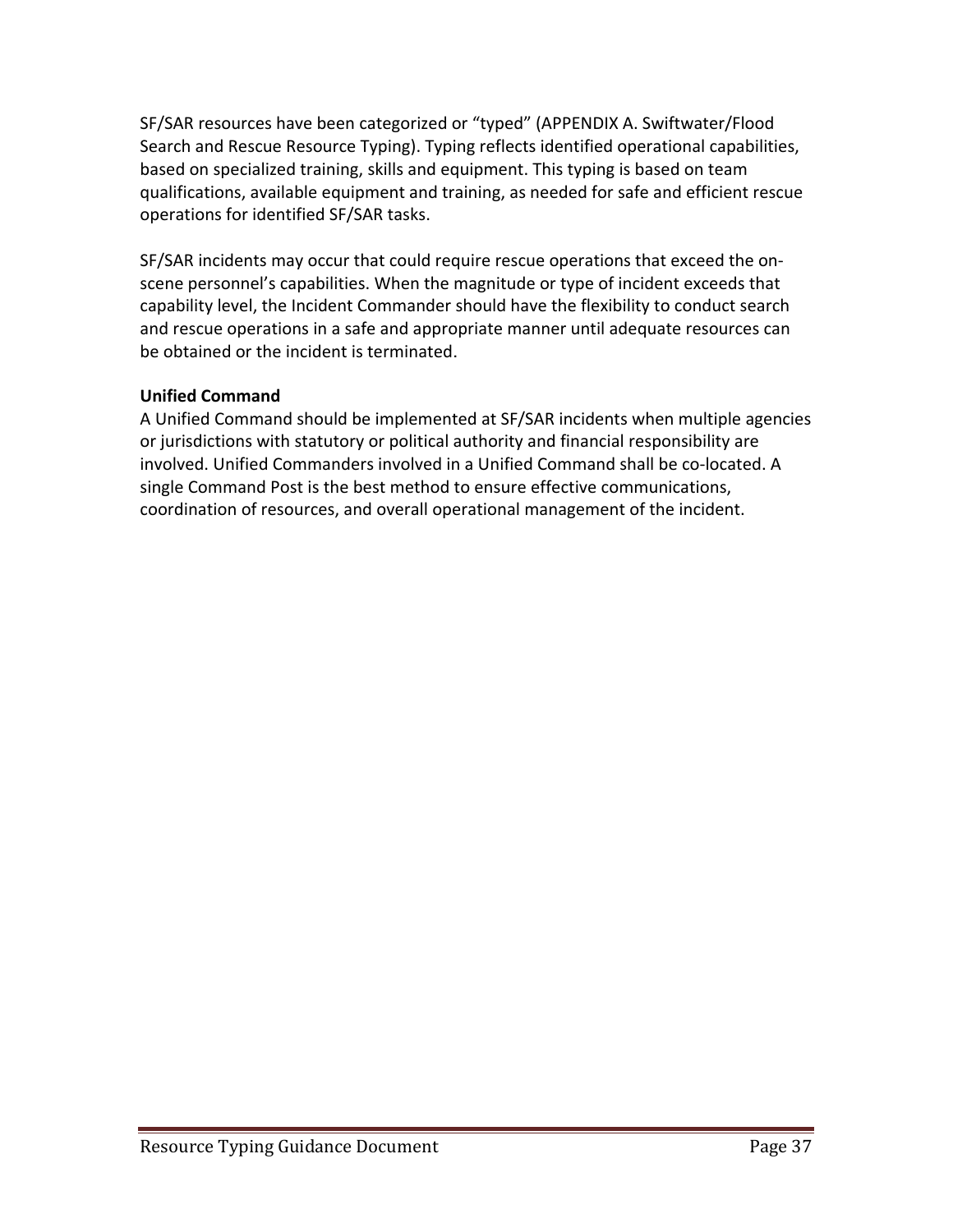SF/SAR resources have been categorized or "typed" (APPENDIX A. Swiftwater/Flood Search and Rescue Resource Typing). Typing reflects identified operational capabilities, based on specialized training, skills and equipment. This typing is based on team qualifications, available equipment and training, as needed for safe and efficient rescue operations for identified SF/SAR tasks.

SF/SAR incidents may occur that could require rescue operations that exceed the on-scene personnel's capabilities. When the magnitude or type of incident exceeds that capability level, the Incident Commander should have the flexibility to conduct search and rescue operations in a safe and appropriate manner until adequate resources can be obtained or the incident is terminated.

**Unified Command**

A Unified Command should be implemented at SF/SAR incidents when multiple agencies or jurisdictions with statutory or political authority and financial responsibility are involved. Unified Commanders involved in a Unified Command shall be co-located. A single Command Post is the best method to ensure effective communications, coordination of resources, and overall operational management of the incident.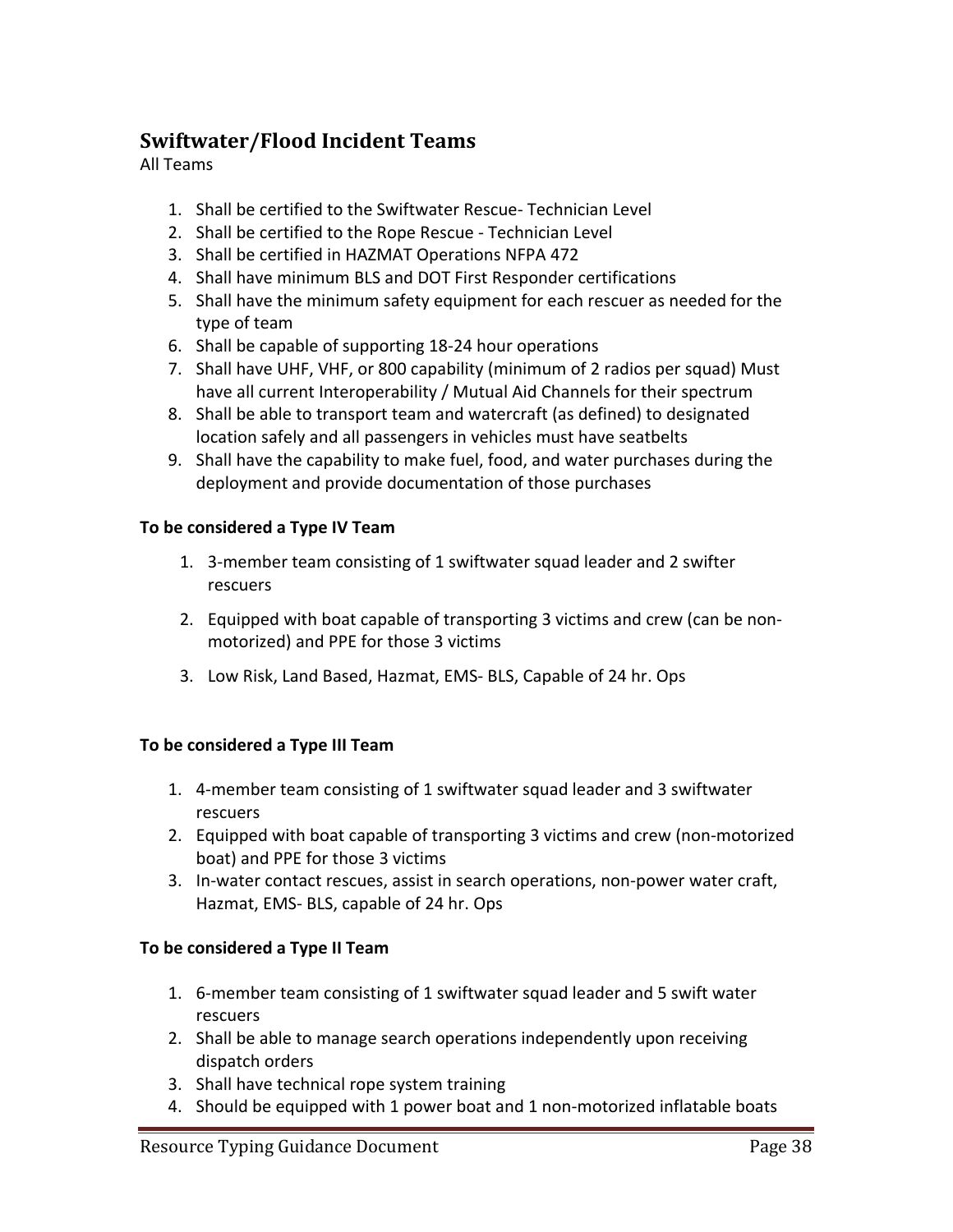## Swiftwater/Flood Incident Teams

All Teams

1. Shall be certified to the Swiftwater Rescue- Technician Level
2. Shall be certified to the Rope Rescue - Technician Level
3. Shall be certified in HAZMAT Operations NFPA 472
4. Shall have minimum BLS and DOT First Responder certifications
5. Shall have the minimum safety equipment for each rescuer as needed for the type of team
6. Shall be capable of supporting 18-24 hour operations
7. Shall have UHF, VHF, or 800 capability (minimum of 2 radios per squad) Must have all current Interoperability / Mutual Aid Channels for their spectrum
8. Shall be able to transport team and watercraft (as defined) to designated location safely and all passengers in vehicles must have seatbelts
9. Shall have the capability to make fuel, food, and water purchases during the deployment and provide documentation of those purchases

**To be considered a Type IV Team**

1. 3-member team consisting of 1 swiftwater squad leader and 2 swifter rescuers
2. Equipped with boat capable of transporting 3 victims and crew (can be non-motorized) and PPE for those 3 victims
3. Low Risk, Land Based, Hazmat, EMS- BLS, Capable of 24 hr. Ops

**To be considered a Type III Team**

1. 4-member team consisting of 1 swiftwater squad leader and 3 swiftwater rescuers
2. Equipped with boat capable of transporting 3 victims and crew (non-motorized boat) and PPE for those 3 victims
3. In-water contact rescues, assist in search operations, non-power water craft, Hazmat, EMS- BLS, capable of 24 hr. Ops

**To be considered a Type II Team**

1. 6-member team consisting of 1 swiftwater squad leader and 5 swift water rescuers
2. Shall be able to manage search operations independently upon receiving dispatch orders
3. Shall have technical rope system training
4. Should be equipped with 1 power boat and 1 non-motorized inflatable boats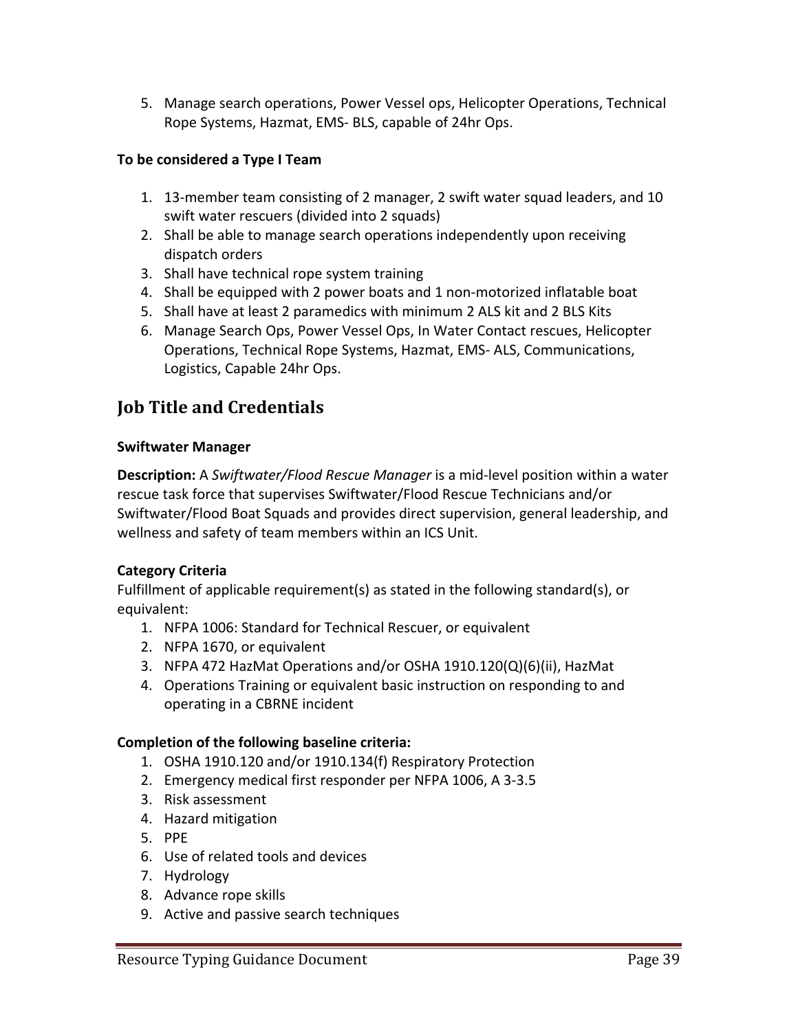5. Manage search operations, Power Vessel ops, Helicopter Operations, Technical Rope Systems, Hazmat, EMS- BLS, capable of 24hr Ops.

**To be considered a Type I Team**

1. 13-member team consisting of 2 manager, 2 swift water squad leaders, and 10 swift water rescuers (divided into 2 squads)
2. Shall be able to manage search operations independently upon receiving dispatch orders
3. Shall have technical rope system training
4. Shall be equipped with 2 power boats and 1 non-motorized inflatable boat
5. Shall have at least 2 paramedics with minimum 2 ALS kit and 2 BLS Kits
6. Manage Search Ops, Power Vessel Ops, In Water Contact rescues, Helicopter Operations, Technical Rope Systems, Hazmat, EMS- ALS, Communications, Logistics, Capable 24hr Ops.

## Job Title and Credentials

**Swiftwater Manager**

**Description:** A *Swiftwater/Flood Rescue Manager* is a mid-level position within a water rescue task force that supervises Swiftwater/Flood Rescue Technicians and/or Swiftwater/Flood Boat Squads and provides direct supervision, general leadership, and wellness and safety of team members within an ICS Unit.

**Category Criteria**

Fulfillment of applicable requirement(s) as stated in the following standard(s), or equivalent:

1. NFPA 1006: Standard for Technical Rescuer, or equivalent
2. NFPA 1670, or equivalent
3. NFPA 472 HazMat Operations and/or OSHA 1910.120(Q)(6)(ii), HazMat
4. Operations Training or equivalent basic instruction on responding to and operating in a CBRNE incident

**Completion of the following baseline criteria:**

1. OSHA 1910.120 and/or 1910.134(f) Respiratory Protection
2. Emergency medical first responder per NFPA 1006, A 3-3.5
3. Risk assessment
4. Hazard mitigation
5. PPE
6. Use of related tools and devices
7. Hydrology
8. Advance rope skills
9. Active and passive search techniques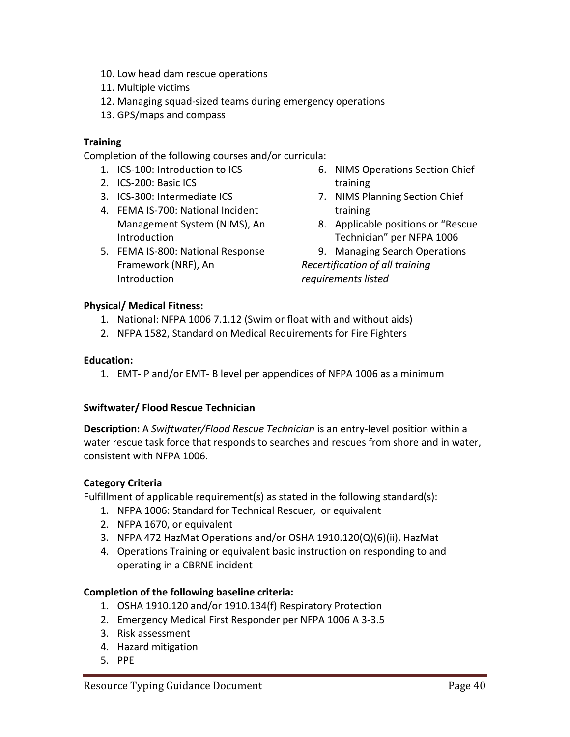10. Low head dam rescue operations
11. Multiple victims
12. Managing squad-sized teams during emergency operations
13. GPS/maps and compass

**Training**

Completion of the following courses and/or curricula:

1. ICS-100: Introduction to ICS
2. ICS-200: Basic ICS
3. ICS-300: Intermediate ICS
4. FEMA IS-700: National Incident Management System (NIMS), An Introduction
5. FEMA IS-800: National Response Framework (NRF), An Introduction
6. NIMS Operations Section Chief training
7. NIMS Planning Section Chief training
8. Applicable positions or "Rescue Technician" per NFPA 1006
9. Managing Search Operations

*Recertification of all training requirements listed*

**Physical/ Medical Fitness:**

1. National: NFPA 1006 7.1.12 (Swim or float with and without aids)
2. NFPA 1582, Standard on Medical Requirements for Fire Fighters

**Education:**

1. EMT- P and/or EMT- B level per appendices of NFPA 1006 as a minimum

**Swiftwater/ Flood Rescue Technician**

**Description:** A *Swiftwater/Flood Rescue Technician* is an entry-level position within a water rescue task force that responds to searches and rescues from shore and in water, consistent with NFPA 1006.

**Category Criteria**

Fulfillment of applicable requirement(s) as stated in the following standard(s):

1. NFPA 1006: Standard for Technical Rescuer, or equivalent
2. NFPA 1670, or equivalent
3. NFPA 472 HazMat Operations and/or OSHA 1910.120(Q)(6)(ii), HazMat
4. Operations Training or equivalent basic instruction on responding to and operating in a CBRNE incident

**Completion of the following baseline criteria:**

1. OSHA 1910.120 and/or 1910.134(f) Respiratory Protection
2. Emergency Medical First Responder per NFPA 1006 A 3-3.5
3. Risk assessment
4. Hazard mitigation
5. PPE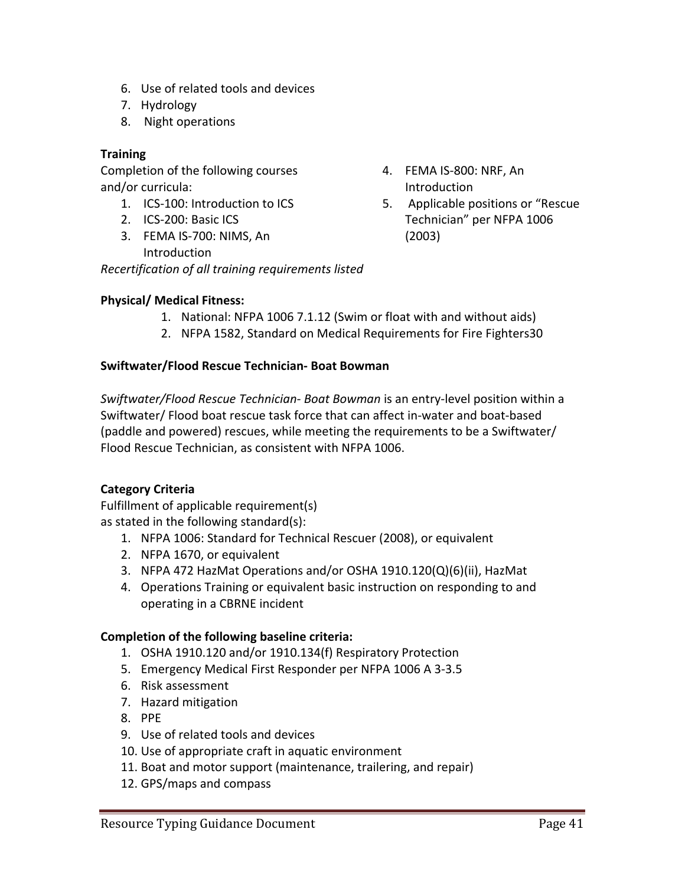6. Use of related tools and devices
7. Hydrology
8. Night operations

**Training**

Completion of the following courses and/or curricula:

1. ICS-100: Introduction to ICS
2. ICS-200: Basic ICS
3. FEMA IS-700: NIMS, An Introduction
4. FEMA IS-800: NRF, An Introduction
5. Applicable positions or "Rescue Technician" per NFPA 1006 (2003)

*Recertification of all training requirements listed*

**Physical/ Medical Fitness:**

1. National: NFPA 1006 7.1.12 (Swim or float with and without aids)
2. NFPA 1582, Standard on Medical Requirements for Fire Fighters30

**Swiftwater/Flood Rescue Technician- Boat Bowman**

*Swiftwater/Flood Rescue Technician- Boat Bowman* is an entry-level position within a Swiftwater/ Flood boat rescue task force that can affect in-water and boat-based (paddle and powered) rescues, while meeting the requirements to be a Swiftwater/ Flood Rescue Technician, as consistent with NFPA 1006.

**Category Criteria**

Fulfillment of applicable requirement(s) as stated in the following standard(s):

1. NFPA 1006: Standard for Technical Rescuer (2008), or equivalent
2. NFPA 1670, or equivalent
3. NFPA 472 HazMat Operations and/or OSHA 1910.120(Q)(6)(ii), HazMat
4. Operations Training or equivalent basic instruction on responding to and operating in a CBRNE incident

**Completion of the following baseline criteria:**

1. OSHA 1910.120 and/or 1910.134(f) Respiratory Protection
5. Emergency Medical First Responder per NFPA 1006 A 3-3.5
6. Risk assessment
7. Hazard mitigation
8. PPE
9. Use of related tools and devices
10. Use of appropriate craft in aquatic environment
11. Boat and motor support (maintenance, trailering, and repair)
12. GPS/maps and compass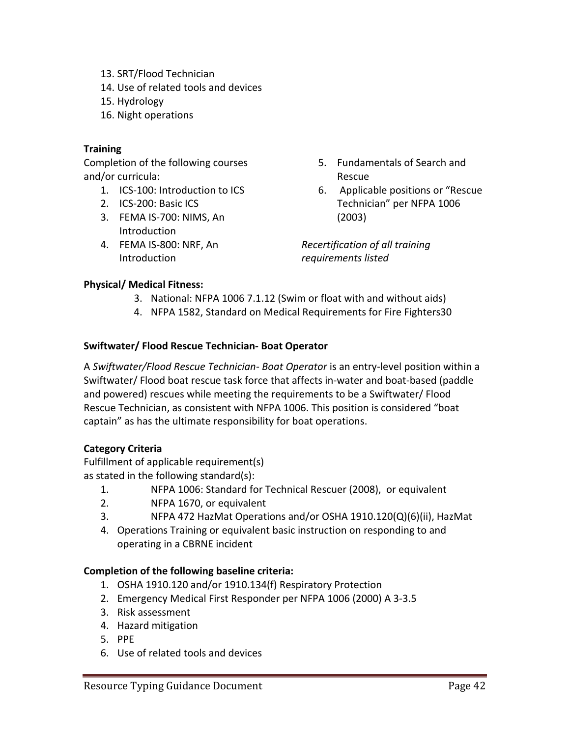13. SRT/Flood Technician
14. Use of related tools and devices
15. Hydrology
16. Night operations

**Training**

Completion of the following courses and/or curricula:

1. ICS-100: Introduction to ICS
2. ICS-200: Basic ICS
3. FEMA IS-700: NIMS, An Introduction
4. FEMA IS-800: NRF, An Introduction
5. Fundamentals of Search and Rescue
6. Applicable positions or "Rescue Technician" per NFPA 1006 (2003)

*Recertification of all training requirements listed*

**Physical/ Medical Fitness:**

3. National: NFPA 1006 7.1.12 (Swim or float with and without aids)
4. NFPA 1582, Standard on Medical Requirements for Fire Fighters30

**Swiftwater/ Flood Rescue Technician- Boat Operator**

A *Swiftwater/Flood Rescue Technician- Boat Operator* is an entry-level position within a Swiftwater/ Flood boat rescue task force that affects in-water and boat-based (paddle and powered) rescues while meeting the requirements to be a Swiftwater/ Flood Rescue Technician, as consistent with NFPA 1006. This position is considered "boat captain" as has the ultimate responsibility for boat operations.

**Category Criteria**

Fulfillment of applicable requirement(s) as stated in the following standard(s):

1. NFPA 1006: Standard for Technical Rescuer (2008), or equivalent
2. NFPA 1670, or equivalent
3. NFPA 472 HazMat Operations and/or OSHA 1910.120(Q)(6)(ii), HazMat
4. Operations Training or equivalent basic instruction on responding to and operating in a CBRNE incident

**Completion of the following baseline criteria:**

1. OSHA 1910.120 and/or 1910.134(f) Respiratory Protection
2. Emergency Medical First Responder per NFPA 1006 (2000) A 3-3.5
3. Risk assessment
4. Hazard mitigation
5. PPE
6. Use of related tools and devices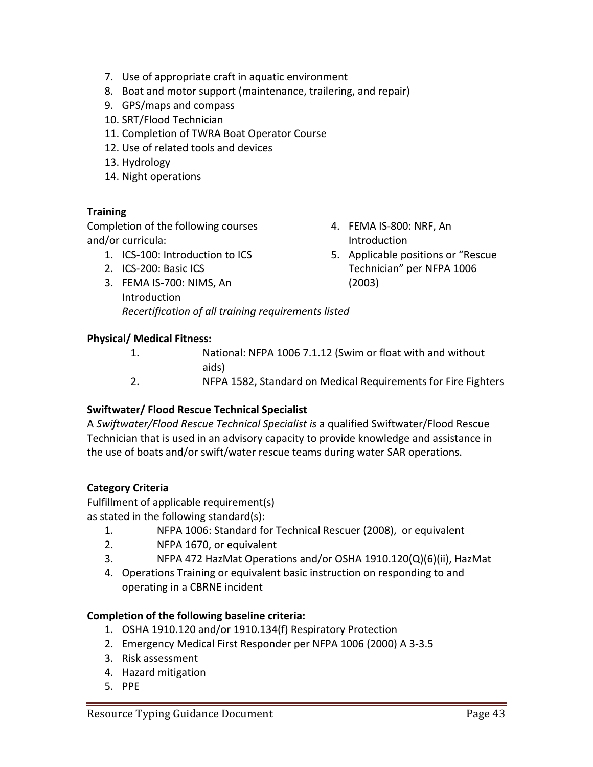7. Use of appropriate craft in aquatic environment
8. Boat and motor support (maintenance, trailering, and repair)
9. GPS/maps and compass
10. SRT/Flood Technician
11. Completion of TWRA Boat Operator Course
12. Use of related tools and devices
13. Hydrology
14. Night operations

**Training**

Completion of the following courses and/or curricula:

1. ICS-100: Introduction to ICS
2. ICS-200: Basic ICS
3. FEMA IS-700: NIMS, An Introduction
4. FEMA IS-800: NRF, An Introduction
5. Applicable positions or "Rescue Technician" per NFPA 1006 (2003)

*Recertification of all training requirements listed*

**Physical/ Medical Fitness:**

1. National: NFPA 1006 7.1.12 (Swim or float with and without aids)
2. NFPA 1582, Standard on Medical Requirements for Fire Fighters

**Swiftwater/ Flood Rescue Technical Specialist**

A *Swiftwater/Flood Rescue Technical Specialist is* a qualified Swiftwater/Flood Rescue Technician that is used in an advisory capacity to provide knowledge and assistance in the use of boats and/or swift/water rescue teams during water SAR operations.

**Category Criteria**

Fulfillment of applicable requirement(s) as stated in the following standard(s):

1. NFPA 1006: Standard for Technical Rescuer (2008), or equivalent
2. NFPA 1670, or equivalent
3. NFPA 472 HazMat Operations and/or OSHA 1910.120(Q)(6)(ii), HazMat
4. Operations Training or equivalent basic instruction on responding to and operating in a CBRNE incident

**Completion of the following baseline criteria:**

1. OSHA 1910.120 and/or 1910.134(f) Respiratory Protection
2. Emergency Medical First Responder per NFPA 1006 (2000) A 3-3.5
3. Risk assessment
4. Hazard mitigation
5. PPE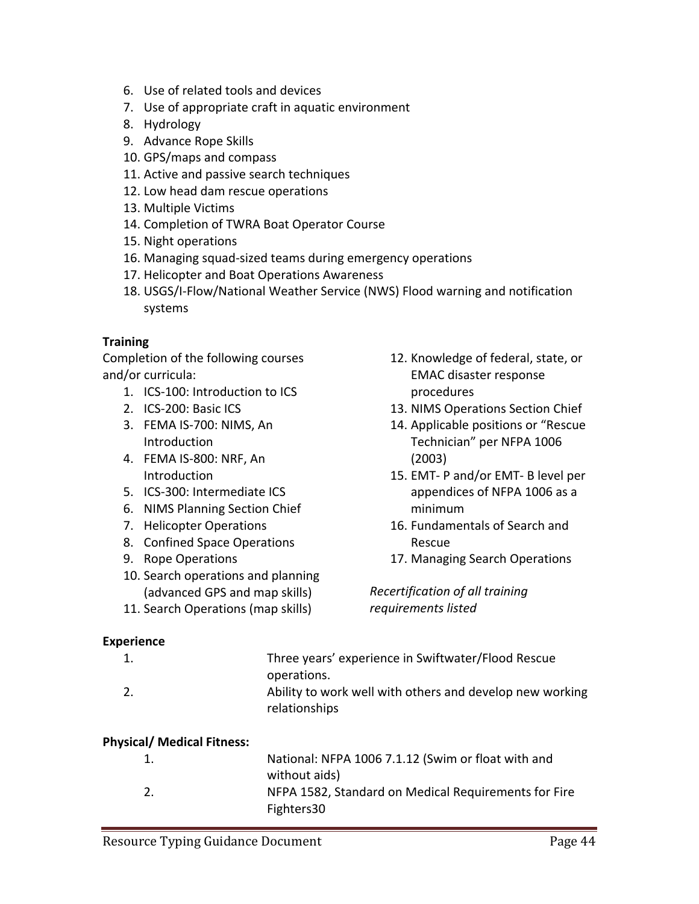6. Use of related tools and devices
7. Use of appropriate craft in aquatic environment
8. Hydrology
9. Advance Rope Skills
10. GPS/maps and compass
11. Active and passive search techniques
12. Low head dam rescue operations
13. Multiple Victims
14. Completion of TWRA Boat Operator Course
15. Night operations
16. Managing squad-sized teams during emergency operations
17. Helicopter and Boat Operations Awareness
18. USGS/I-Flow/National Weather Service (NWS) Flood warning and notification systems

**Training**

Completion of the following courses and/or curricula:

1. ICS-100: Introduction to ICS
2. ICS-200: Basic ICS
3. FEMA IS-700: NIMS, An Introduction
4. FEMA IS-800: NRF, An Introduction
5. ICS-300: Intermediate ICS
6. NIMS Planning Section Chief
7. Helicopter Operations
8. Confined Space Operations
9. Rope Operations
10. Search operations and planning (advanced GPS and map skills)
11. Search Operations (map skills)
12. Knowledge of federal, state, or EMAC disaster response procedures
13. NIMS Operations Section Chief
14. Applicable positions or "Rescue Technician" per NFPA 1006 (2003)
15. EMT- P and/or EMT- B level per appendices of NFPA 1006 as a minimum
16. Fundamentals of Search and Rescue
17. Managing Search Operations

*Recertification of all training requirements listed*

**Experience**

1. Three years' experience in Swiftwater/Flood Rescue operations.
2. Ability to work well with others and develop new working relationships

**Physical/ Medical Fitness:**

1. National: NFPA 1006 7.1.12 (Swim or float with and without aids)
2. NFPA 1582, Standard on Medical Requirements for Fire Fighters30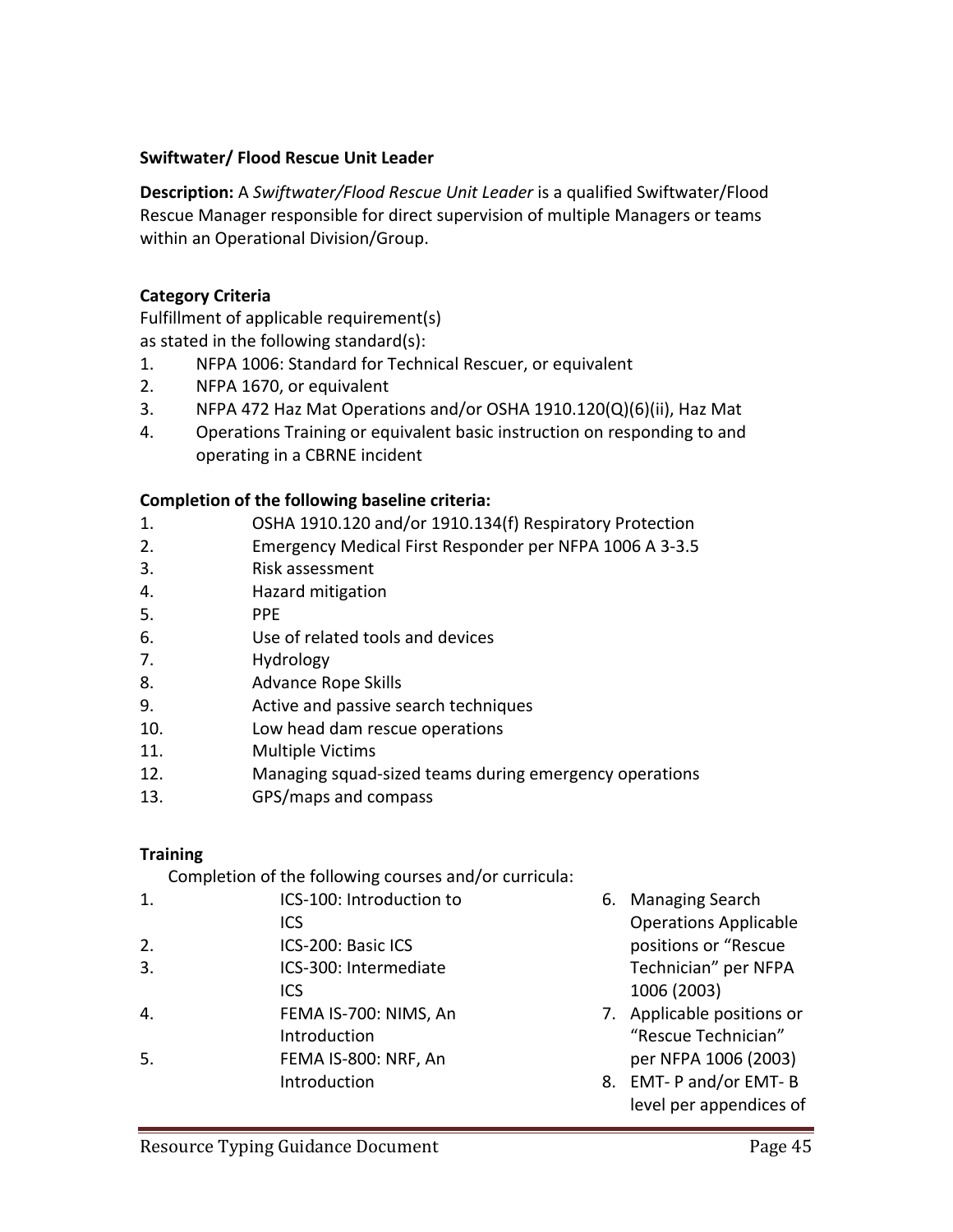**Swiftwater/ Flood Rescue Unit Leader**

**Description:** A *Swiftwater/Flood Rescue Unit Leader* is a qualified Swiftwater/Flood Rescue Manager responsible for direct supervision of multiple Managers or teams within an Operational Division/Group.

**Category Criteria**

Fulfillment of applicable requirement(s) as stated in the following standard(s):

1. NFPA 1006: Standard for Technical Rescuer, or equivalent
2. NFPA 1670, or equivalent
3. NFPA 472 Haz Mat Operations and/or OSHA 1910.120(Q)(6)(ii), Haz Mat
4. Operations Training or equivalent basic instruction on responding to and operating in a CBRNE incident

**Completion of the following baseline criteria:**

1. OSHA 1910.120 and/or 1910.134(f) Respiratory Protection
2. Emergency Medical First Responder per NFPA 1006 A 3-3.5
3. Risk assessment
4. Hazard mitigation
5. PPE
6. Use of related tools and devices
7. Hydrology
8. Advance Rope Skills
9. Active and passive search techniques
10. Low head dam rescue operations
11. Multiple Victims
12. Managing squad-sized teams during emergency operations
13. GPS/maps and compass

**Training**

Completion of the following courses and/or curricula:

1. ICS-100: Introduction to ICS
2. ICS-200: Basic ICS
3. ICS-300: Intermediate ICS
4. FEMA IS-700: NIMS, An Introduction
5. FEMA IS-800: NRF, An Introduction
6. Managing Search Operations Applicable positions or “Rescue Technician” per NFPA 1006 (2003)
7. Applicable positions or “Rescue Technician” per NFPA 1006 (2003)
8. EMT- P and/or EMT- B level per appendices of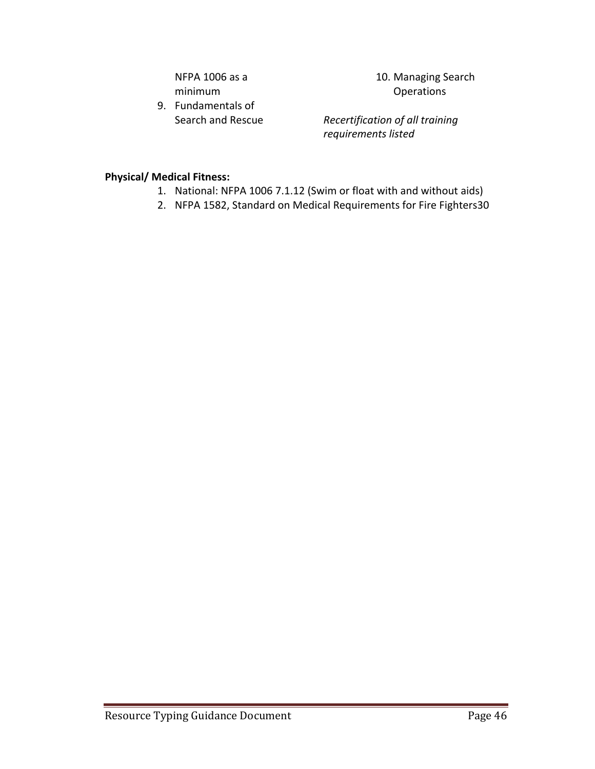NFPA 1006 as a minimum

9. Fundamentals of Search and Rescue

10. Managing Search Operations

*Recertification of all training requirements listed*

**Physical/ Medical Fitness:**

1. National: NFPA 1006 7.1.12 (Swim or float with and without aids)
2. NFPA 1582, Standard on Medical Requirements for Fire Fighters30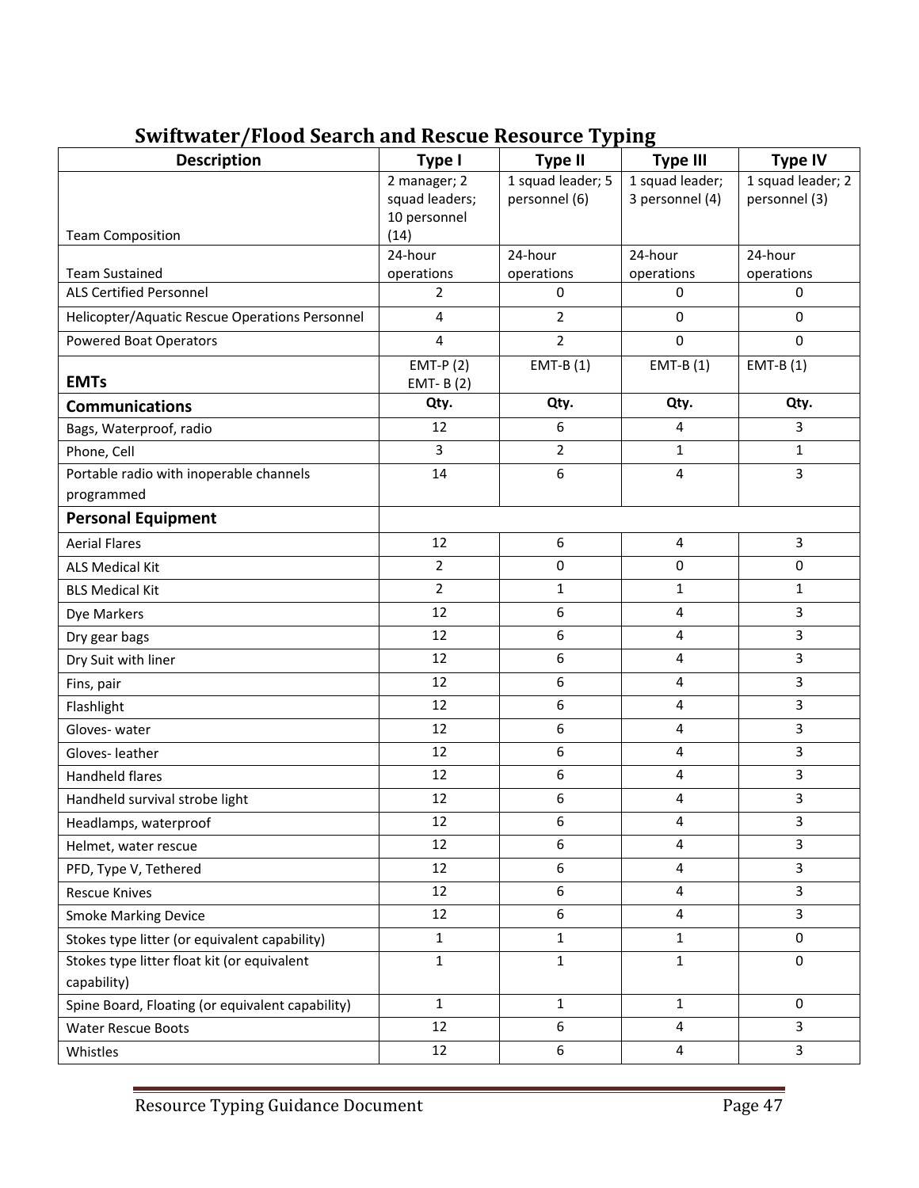## Swiftwater/Flood Search and Rescue Resource Typing

| Description | Type I | Type II | Type III | Type IV |
|---|---|---|---|---|
| Team Composition | 2 manager; 2 squad leaders; 10 personnel (14) | 1 squad leader; 5 personnel (6) | 1 squad leader; 3 personnel (4) | 1 squad leader; 2 personnel (3) |
| Team Sustained | 24-hour operations | 24-hour operations | 24-hour operations | 24-hour operations |
| ALS Certified Personnel | 2 | 0 | 0 | 0 |
| Helicopter/Aquatic Rescue Operations Personnel | 4 | 2 | 0 | 0 |
| Powered Boat Operators | 4 | 2 | 0 | 0 |
| **EMTs** | EMT-P (2) EMT- B (2) | EMT-B (1) | EMT-B (1) | EMT-B (1) |
| **Communications** | **Qty.** | **Qty.** | **Qty.** | **Qty.** |
| Bags, Waterproof, radio | 12 | 6 | 4 | 3 |
| Phone, Cell | 3 | 2 | 1 | 1 |
| Portable radio with inoperable channels programmed | 14 | 6 | 4 | 3 |
| **Personal Equipment** | | | | |
| Aerial Flares | 12 | 6 | 4 | 3 |
| ALS Medical Kit | 2 | 0 | 0 | 0 |
| BLS Medical Kit | 2 | 1 | 1 | 1 |
| Dye Markers | 12 | 6 | 4 | 3 |
| Dry gear bags | 12 | 6 | 4 | 3 |
| Dry Suit with liner | 12 | 6 | 4 | 3 |
| Fins, pair | 12 | 6 | 4 | 3 |
| Flashlight | 12 | 6 | 4 | 3 |
| Gloves- water | 12 | 6 | 4 | 3 |
| Gloves- leather | 12 | 6 | 4 | 3 |
| Handheld flares | 12 | 6 | 4 | 3 |
| Handheld survival strobe light | 12 | 6 | 4 | 3 |
| Headlamps, waterproof | 12 | 6 | 4 | 3 |
| Helmet, water rescue | 12 | 6 | 4 | 3 |
| PFD, Type V, Tethered | 12 | 6 | 4 | 3 |
| Rescue Knives | 12 | 6 | 4 | 3 |
| Smoke Marking Device | 12 | 6 | 4 | 3 |
| Stokes type litter (or equivalent capability) | 1 | 1 | 1 | 0 |
| Stokes type litter float kit (or equivalent capability) | 1 | 1 | 1 | 0 |
| Spine Board, Floating (or equivalent capability) | 1 | 1 | 1 | 0 |
| Water Rescue Boots | 12 | 6 | 4 | 3 |
| Whistles | 12 | 6 | 4 | 3 |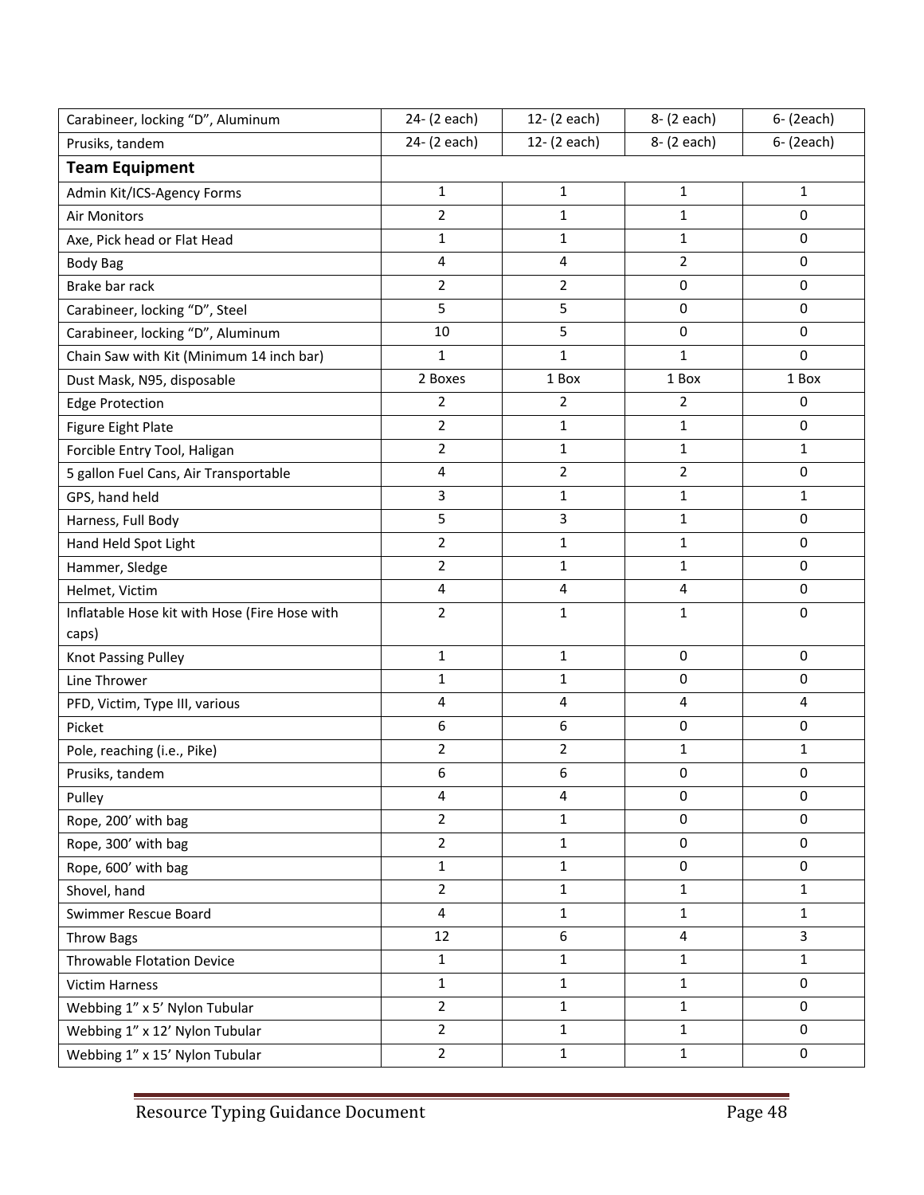| | | | | |
|---|---|---|---|---|
| Carabineer, locking "D", Aluminum | 24- (2 each) | 12- (2 each) | 8- (2 each) | 6- (2each) |
| Prusiks, tandem | 24- (2 each) | 12- (2 each) | 8- (2 each) | 6- (2each) |
| **Team Equipment** | | | | |
| Admin Kit/ICS-Agency Forms | 1 | 1 | 1 | 1 |
| Air Monitors | 2 | 1 | 1 | 0 |
| Axe, Pick head or Flat Head | 1 | 1 | 1 | 0 |
| Body Bag | 4 | 4 | 2 | 0 |
| Brake bar rack | 2 | 2 | 0 | 0 |
| Carabineer, locking "D", Steel | 5 | 5 | 0 | 0 |
| Carabineer, locking "D", Aluminum | 10 | 5 | 0 | 0 |
| Chain Saw with Kit (Minimum 14 inch bar) | 1 | 1 | 1 | 0 |
| Dust Mask, N95, disposable | 2 Boxes | 1 Box | 1 Box | 1 Box |
| Edge Protection | 2 | 2 | 2 | 0 |
| Figure Eight Plate | 2 | 1 | 1 | 0 |
| Forcible Entry Tool, Haligan | 2 | 1 | 1 | 1 |
| 5 gallon Fuel Cans, Air Transportable | 4 | 2 | 2 | 0 |
| GPS, hand held | 3 | 1 | 1 | 1 |
| Harness, Full Body | 5 | 3 | 1 | 0 |
| Hand Held Spot Light | 2 | 1 | 1 | 0 |
| Hammer, Sledge | 2 | 1 | 1 | 0 |
| Helmet, Victim | 4 | 4 | 4 | 0 |
| Inflatable Hose kit with Hose (Fire Hose with caps) | 2 | 1 | 1 | 0 |
| Knot Passing Pulley | 1 | 1 | 0 | 0 |
| Line Thrower | 1 | 1 | 0 | 0 |
| PFD, Victim, Type III, various | 4 | 4 | 4 | 4 |
| Picket | 6 | 6 | 0 | 0 |
| Pole, reaching (i.e., Pike) | 2 | 2 | 1 | 1 |
| Prusiks, tandem | 6 | 6 | 0 | 0 |
| Pulley | 4 | 4 | 0 | 0 |
| Rope, 200' with bag | 2 | 1 | 0 | 0 |
| Rope, 300' with bag | 2 | 1 | 0 | 0 |
| Rope, 600' with bag | 1 | 1 | 0 | 0 |
| Shovel, hand | 2 | 1 | 1 | 1 |
| Swimmer Rescue Board | 4 | 1 | 1 | 1 |
| Throw Bags | 12 | 6 | 4 | 3 |
| Throwable Flotation Device | 1 | 1 | 1 | 1 |
| Victim Harness | 1 | 1 | 1 | 0 |
| Webbing 1" x 5' Nylon Tubular | 2 | 1 | 1 | 0 |
| Webbing 1" x 12' Nylon Tubular | 2 | 1 | 1 | 0 |
| Webbing 1" x 15' Nylon Tubular | 2 | 1 | 1 | 0 |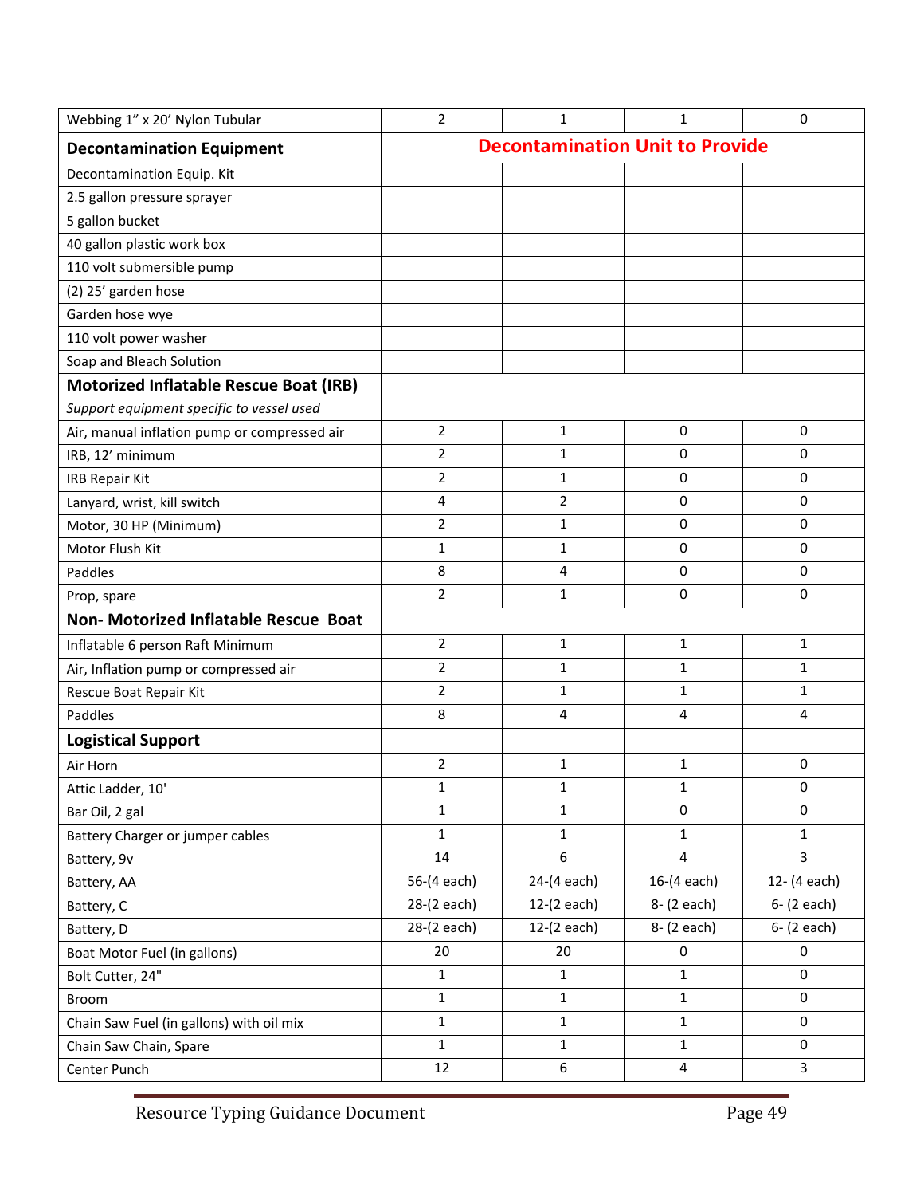| Webbing 1" x 20' Nylon Tubular | 2 | 1 | 1 | 0 |
|---|---|---|---|---|
| **Decontamination Equipment** | **Decontamination Unit to Provide** | | | |
| Decontamination Equip. Kit | | | | |
| 2.5 gallon pressure sprayer | | | | |
| 5 gallon bucket | | | | |
| 40 gallon plastic work box | | | | |
| 110 volt submersible pump | | | | |
| (2) 25' garden hose | | | | |
| Garden hose wye | | | | |
| 110 volt power washer | | | | |
| Soap and Bleach Solution | | | | |
| **Motorized Inflatable Rescue Boat (IRB)** *Support equipment specific to vessel used* | | | | |
| Air, manual inflation pump or compressed air | 2 | 1 | 0 | 0 |
| IRB, 12' minimum | 2 | 1 | 0 | 0 |
| IRB Repair Kit | 2 | 1 | 0 | 0 |
| Lanyard, wrist, kill switch | 4 | 2 | 0 | 0 |
| Motor, 30 HP (Minimum) | 2 | 1 | 0 | 0 |
| Motor Flush Kit | 1 | 1 | 0 | 0 |
| Paddles | 8 | 4 | 0 | 0 |
| Prop, spare | 2 | 1 | 0 | 0 |
| **Non- Motorized Inflatable Rescue Boat** | | | | |
| Inflatable 6 person Raft Minimum | 2 | 1 | 1 | 1 |
| Air, Inflation pump or compressed air | 2 | 1 | 1 | 1 |
| Rescue Boat Repair Kit | 2 | 1 | 1 | 1 |
| Paddles | 8 | 4 | 4 | 4 |
| **Logistical Support** | | | | |
| Air Horn | 2 | 1 | 1 | 0 |
| Attic Ladder, 10' | 1 | 1 | 1 | 0 |
| Bar Oil, 2 gal | 1 | 1 | 0 | 0 |
| Battery Charger or jumper cables | 1 | 1 | 1 | 1 |
| Battery, 9v | 14 | 6 | 4 | 3 |
| Battery, AA | 56-(4 each) | 24-(4 each) | 16-(4 each) | 12- (4 each) |
| Battery, C | 28-(2 each) | 12-(2 each) | 8- (2 each) | 6- (2 each) |
| Battery, D | 28-(2 each) | 12-(2 each) | 8- (2 each) | 6- (2 each) |
| Boat Motor Fuel (in gallons) | 20 | 20 | 0 | 0 |
| Bolt Cutter, 24" | 1 | 1 | 1 | 0 |
| Broom | 1 | 1 | 1 | 0 |
| Chain Saw Fuel (in gallons) with oil mix | 1 | 1 | 1 | 0 |
| Chain Saw Chain, Spare | 1 | 1 | 1 | 0 |
| Center Punch | 12 | 6 | 4 | 3 |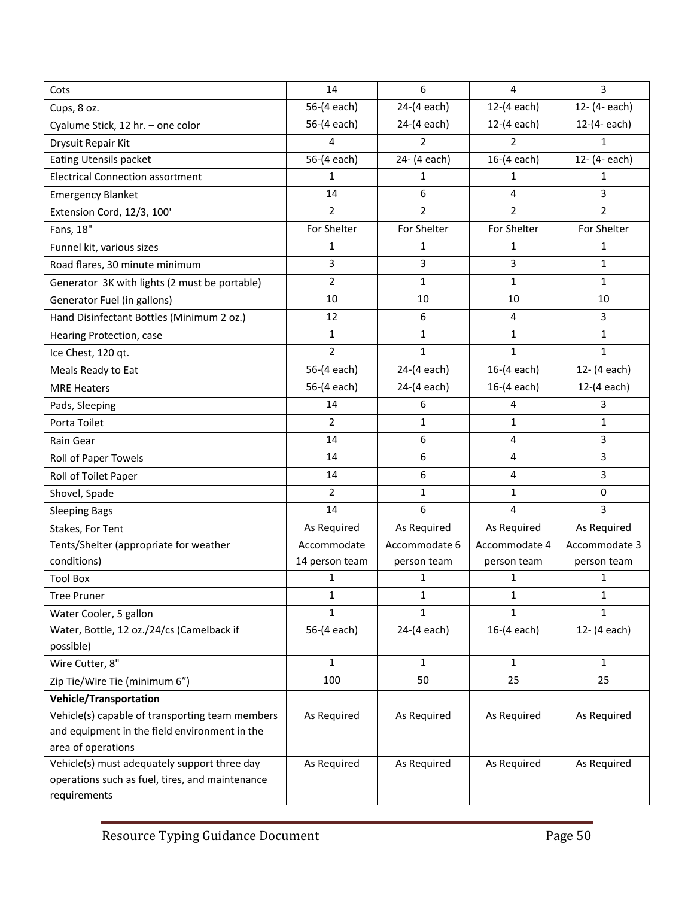| Cots | 14 | 6 | 4 | 3 |
|---|---|---|---|---|
| Cups, 8 oz. | 56-(4 each) | 24-(4 each) | 12-(4 each) | 12- (4- each) |
| Cyalume Stick, 12 hr. – one color | 56-(4 each) | 24-(4 each) | 12-(4 each) | 12-(4- each) |
| Drysuit Repair Kit | 4 | 2 | 2 | 1 |
| Eating Utensils packet | 56-(4 each) | 24- (4 each) | 16-(4 each) | 12- (4- each) |
| Electrical Connection assortment | 1 | 1 | 1 | 1 |
| Emergency Blanket | 14 | 6 | 4 | 3 |
| Extension Cord, 12/3, 100' | 2 | 2 | 2 | 2 |
| Fans, 18" | For Shelter | For Shelter | For Shelter | For Shelter |
| Funnel kit, various sizes | 1 | 1 | 1 | 1 |
| Road flares, 30 minute minimum | 3 | 3 | 3 | 1 |
| Generator 3K with lights (2 must be portable) | 2 | 1 | 1 | 1 |
| Generator Fuel (in gallons) | 10 | 10 | 10 | 10 |
| Hand Disinfectant Bottles (Minimum 2 oz.) | 12 | 6 | 4 | 3 |
| Hearing Protection, case | 1 | 1 | 1 | 1 |
| Ice Chest, 120 qt. | 2 | 1 | 1 | 1 |
| Meals Ready to Eat | 56-(4 each) | 24-(4 each) | 16-(4 each) | 12- (4 each) |
| MRE Heaters | 56-(4 each) | 24-(4 each) | 16-(4 each) | 12-(4 each) |
| Pads, Sleeping | 14 | 6 | 4 | 3 |
| Porta Toilet | 2 | 1 | 1 | 1 |
| Rain Gear | 14 | 6 | 4 | 3 |
| Roll of Paper Towels | 14 | 6 | 4 | 3 |
| Roll of Toilet Paper | 14 | 6 | 4 | 3 |
| Shovel, Spade | 2 | 1 | 1 | 0 |
| Sleeping Bags | 14 | 6 | 4 | 3 |
| Stakes, For Tent | As Required | As Required | As Required | As Required |
| Tents/Shelter (appropriate for weather conditions) | Accommodate 14 person team | Accommodate 6 person team | Accommodate 4 person team | Accommodate 3 person team |
| Tool Box | 1 | 1 | 1 | 1 |
| Tree Pruner | 1 | 1 | 1 | 1 |
| Water Cooler, 5 gallon | 1 | 1 | 1 | 1 |
| Water, Bottle, 12 oz./24/cs (Camelback if possible) | 56-(4 each) | 24-(4 each) | 16-(4 each) | 12- (4 each) |
| Wire Cutter, 8" | 1 | 1 | 1 | 1 |
| Zip Tie/Wire Tie (minimum 6") | 100 | 50 | 25 | 25 |
| **Vehicle/Transportation** | | | | |
| Vehicle(s) capable of transporting team members and equipment in the field environment in the area of operations | As Required | As Required | As Required | As Required |
| Vehicle(s) must adequately support three day operations such as fuel, tires, and maintenance requirements | As Required | As Required | As Required | As Required |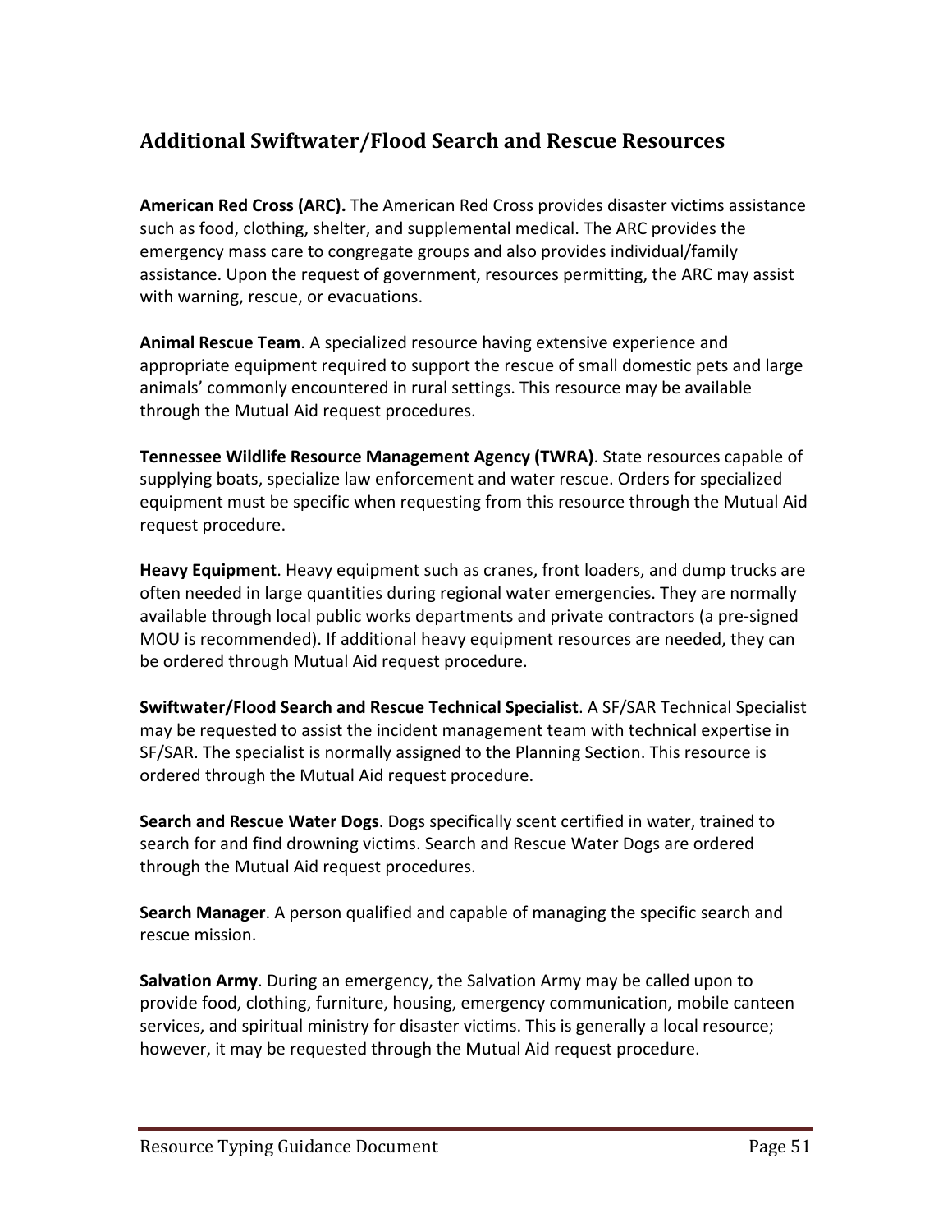## Additional Swiftwater/Flood Search and Rescue Resources

**American Red Cross (ARC).** The American Red Cross provides disaster victims assistance such as food, clothing, shelter, and supplemental medical. The ARC provides the emergency mass care to congregate groups and also provides individual/family assistance. Upon the request of government, resources permitting, the ARC may assist with warning, rescue, or evacuations.

**Animal Rescue Team**. A specialized resource having extensive experience and appropriate equipment required to support the rescue of small domestic pets and large animals' commonly encountered in rural settings. This resource may be available through the Mutual Aid request procedures.

**Tennessee Wildlife Resource Management Agency (TWRA)**. State resources capable of supplying boats, specialize law enforcement and water rescue. Orders for specialized equipment must be specific when requesting from this resource through the Mutual Aid request procedure.

**Heavy Equipment**. Heavy equipment such as cranes, front loaders, and dump trucks are often needed in large quantities during regional water emergencies. They are normally available through local public works departments and private contractors (a pre-signed MOU is recommended). If additional heavy equipment resources are needed, they can be ordered through Mutual Aid request procedure.

**Swiftwater/Flood Search and Rescue Technical Specialist**. A SF/SAR Technical Specialist may be requested to assist the incident management team with technical expertise in SF/SAR. The specialist is normally assigned to the Planning Section. This resource is ordered through the Mutual Aid request procedure.

**Search and Rescue Water Dogs**. Dogs specifically scent certified in water, trained to search for and find drowning victims. Search and Rescue Water Dogs are ordered through the Mutual Aid request procedures.

**Search Manager**. A person qualified and capable of managing the specific search and rescue mission.

**Salvation Army**. During an emergency, the Salvation Army may be called upon to provide food, clothing, furniture, housing, emergency communication, mobile canteen services, and spiritual ministry for disaster victims. This is generally a local resource; however, it may be requested through the Mutual Aid request procedure.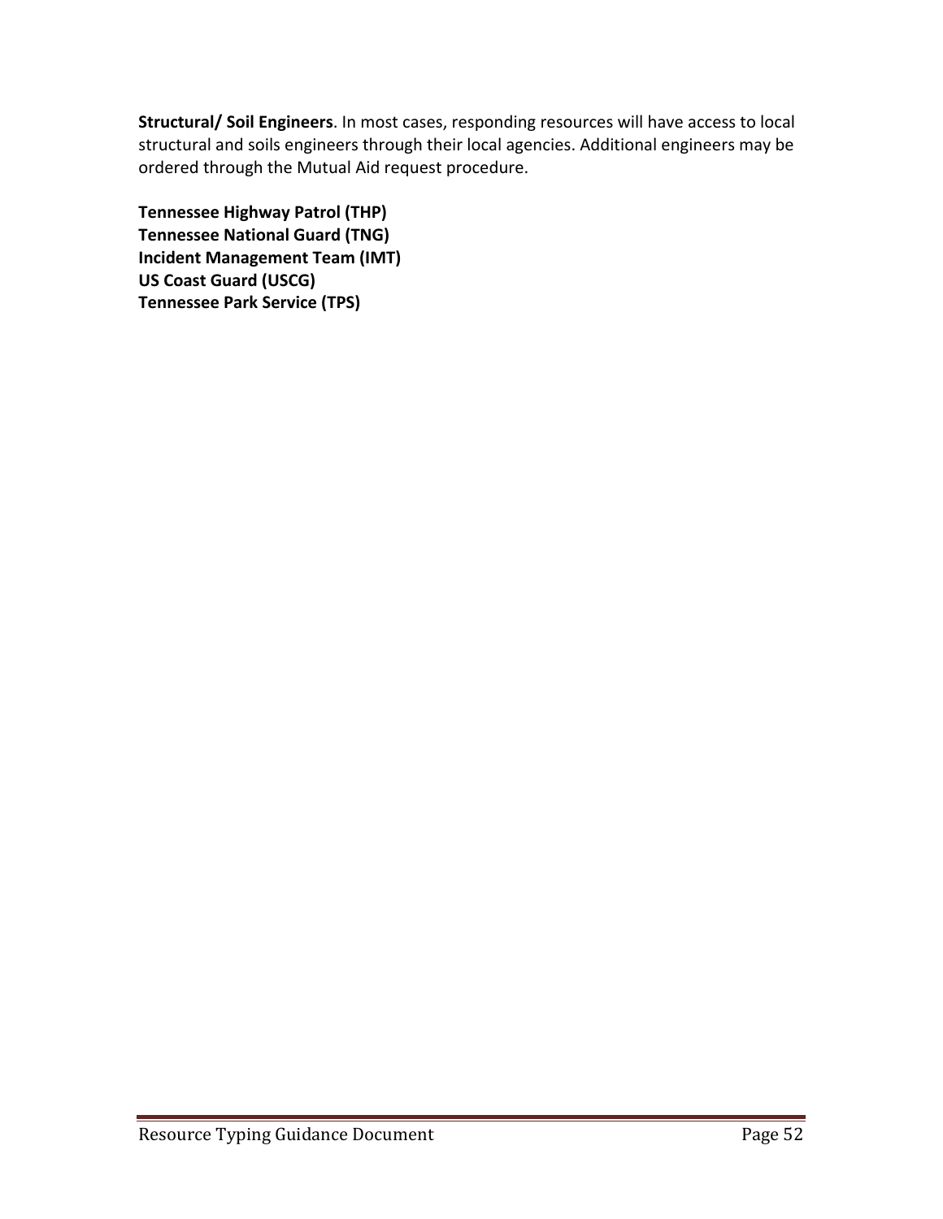**Structural/ Soil Engineers**. In most cases, responding resources will have access to local structural and soils engineers through their local agencies. Additional engineers may be ordered through the Mutual Aid request procedure.

**Tennessee Highway Patrol (THP)**
**Tennessee National Guard (TNG)**
**Incident Management Team (IMT)**
**US Coast Guard (USCG)**
**Tennessee Park Service (TPS)**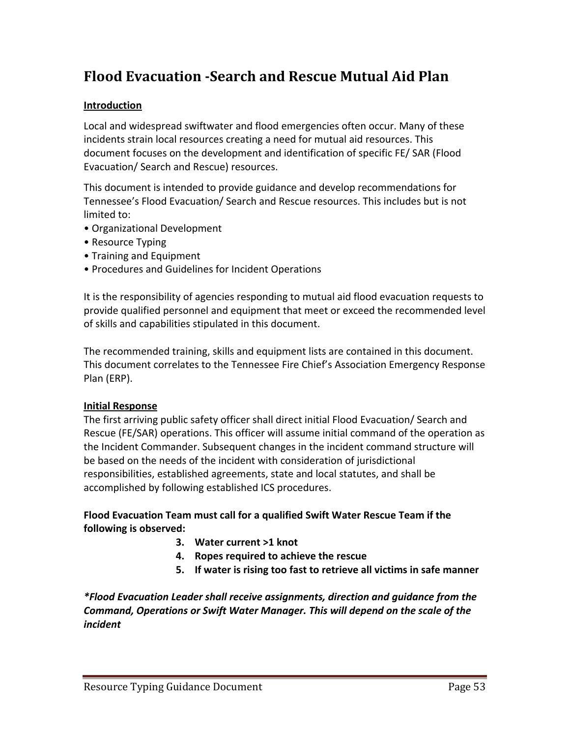# Flood Evacuation -Search and Rescue Mutual Aid Plan

**Introduction**

Local and widespread swiftwater and flood emergencies often occur. Many of these incidents strain local resources creating a need for mutual aid resources. This document focuses on the development and identification of specific FE/ SAR (Flood Evacuation/ Search and Rescue) resources.

This document is intended to provide guidance and develop recommendations for Tennessee's Flood Evacuation/ Search and Rescue resources. This includes but is not limited to:

- Organizational Development
- Resource Typing
- Training and Equipment
- Procedures and Guidelines for Incident Operations

It is the responsibility of agencies responding to mutual aid flood evacuation requests to provide qualified personnel and equipment that meet or exceed the recommended level of skills and capabilities stipulated in this document.

The recommended training, skills and equipment lists are contained in this document. This document correlates to the Tennessee Fire Chief's Association Emergency Response Plan (ERP).

**Initial Response**

The first arriving public safety officer shall direct initial Flood Evacuation/ Search and Rescue (FE/SAR) operations. This officer will assume initial command of the operation as the Incident Commander. Subsequent changes in the incident command structure will be based on the needs of the incident with consideration of jurisdictional responsibilities, established agreements, state and local statutes, and shall be accomplished by following established ICS procedures.

**Flood Evacuation Team must call for a qualified Swift Water Rescue Team if the following is observed:**

3. **Water current >1 knot**
4. **Ropes required to achieve the rescue**
5. **If water is rising too fast to retrieve all victims in safe manner**

***Flood Evacuation Leader shall receive assignments, direction and guidance from the Command, Operations or Swift Water Manager. This will depend on the scale of the incident***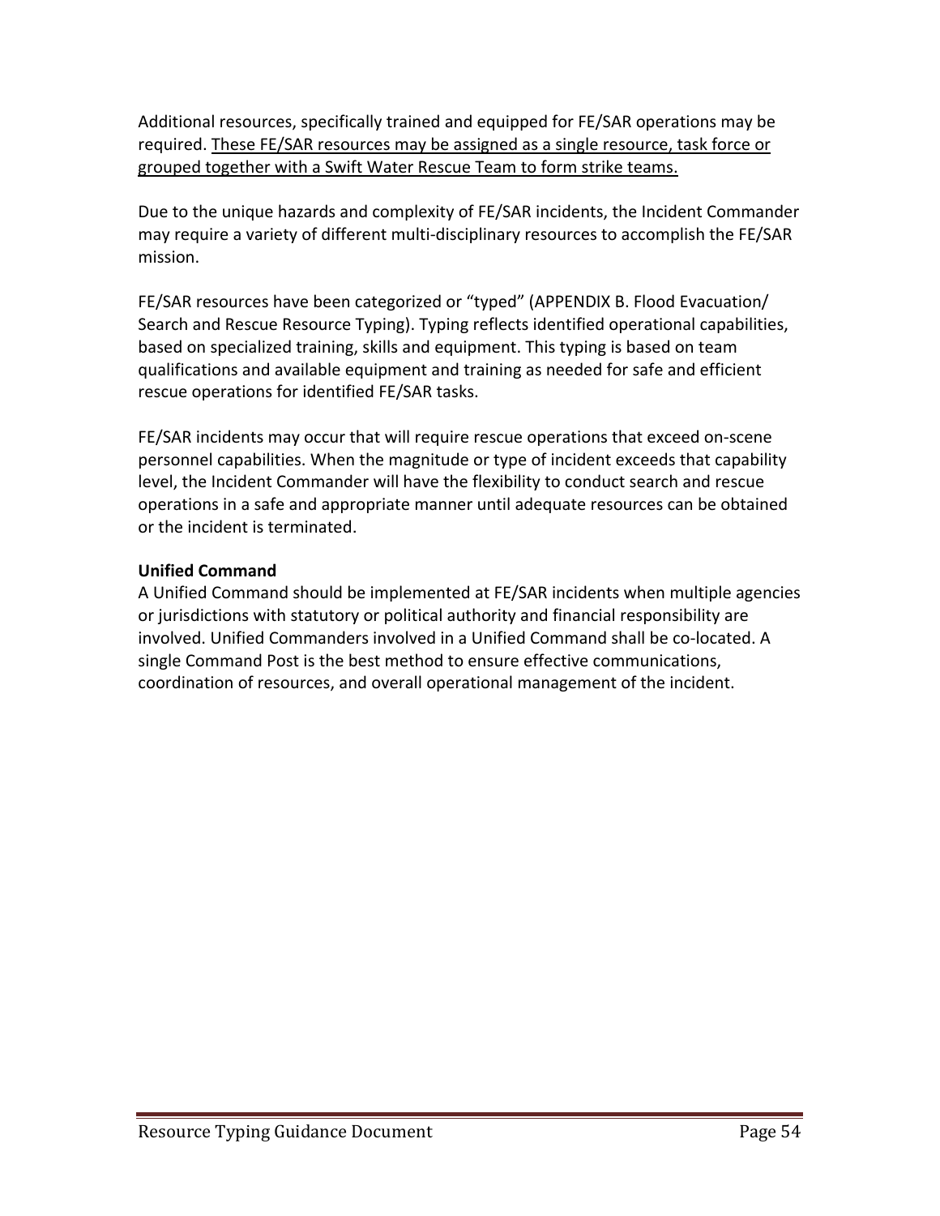Additional resources, specifically trained and equipped for FE/SAR operations may be required. <u>These FE/SAR resources may be assigned as a single resource, task force or grouped together with a Swift Water Rescue Team to form strike teams.</u>

Due to the unique hazards and complexity of FE/SAR incidents, the Incident Commander may require a variety of different multi-disciplinary resources to accomplish the FE/SAR mission.

FE/SAR resources have been categorized or “typed” (APPENDIX B. Flood Evacuation/ Search and Rescue Resource Typing). Typing reflects identified operational capabilities, based on specialized training, skills and equipment. This typing is based on team qualifications and available equipment and training as needed for safe and efficient rescue operations for identified FE/SAR tasks.

FE/SAR incidents may occur that will require rescue operations that exceed on-scene personnel capabilities. When the magnitude or type of incident exceeds that capability level, the Incident Commander will have the flexibility to conduct search and rescue operations in a safe and appropriate manner until adequate resources can be obtained or the incident is terminated.

**Unified Command**

A Unified Command should be implemented at FE/SAR incidents when multiple agencies or jurisdictions with statutory or political authority and financial responsibility are involved. Unified Commanders involved in a Unified Command shall be co-located. A single Command Post is the best method to ensure effective communications, coordination of resources, and overall operational management of the incident.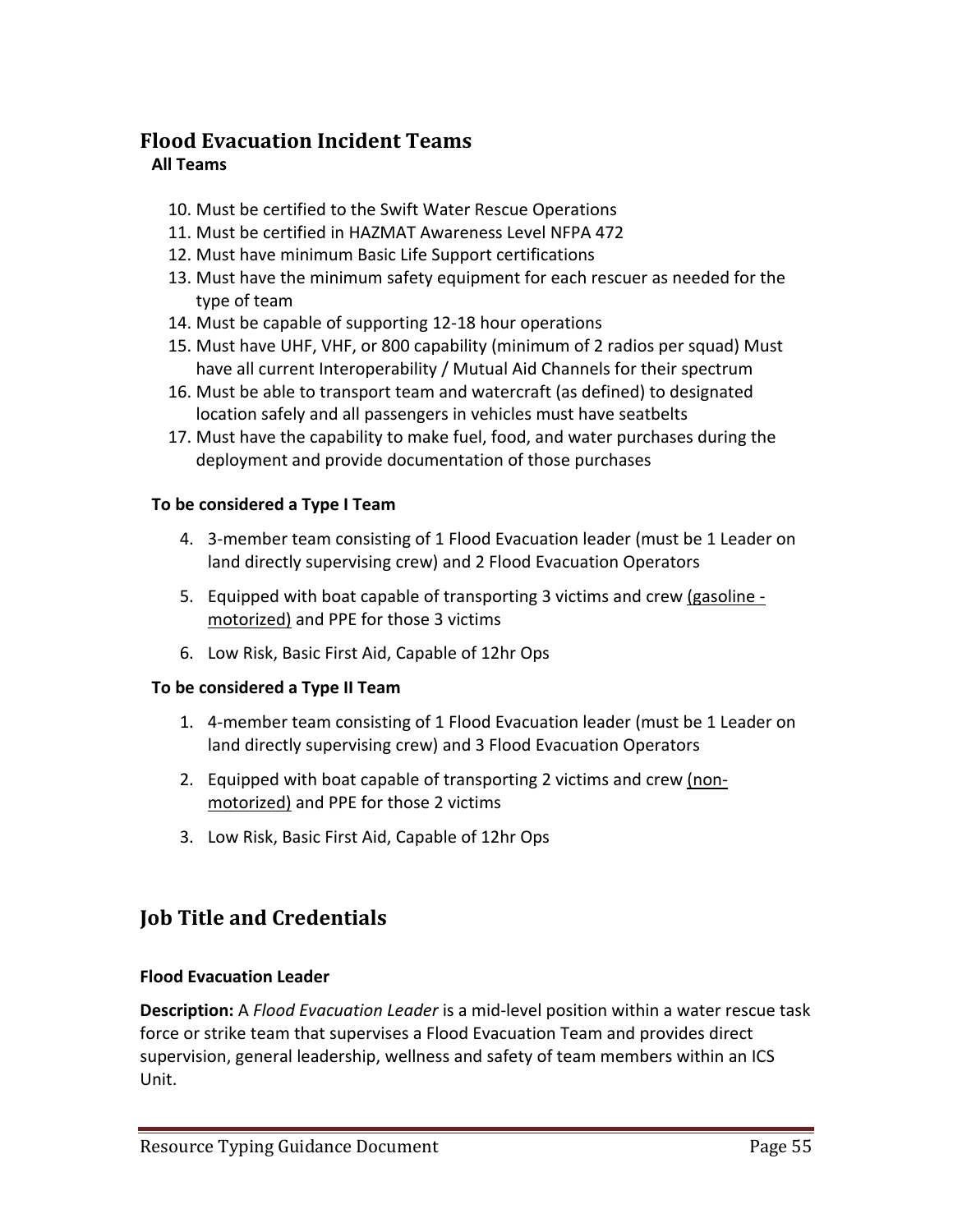## Flood Evacuation Incident Teams

**All Teams**

10. Must be certified to the Swift Water Rescue Operations
11. Must be certified in HAZMAT Awareness Level NFPA 472
12. Must have minimum Basic Life Support certifications
13. Must have the minimum safety equipment for each rescuer as needed for the type of team
14. Must be capable of supporting 12-18 hour operations
15. Must have UHF, VHF, or 800 capability (minimum of 2 radios per squad) Must have all current Interoperability / Mutual Aid Channels for their spectrum
16. Must be able to transport team and watercraft (as defined) to designated location safely and all passengers in vehicles must have seatbelts
17. Must have the capability to make fuel, food, and water purchases during the deployment and provide documentation of those purchases

**To be considered a Type I Team**

4. 3-member team consisting of 1 Flood Evacuation leader (must be 1 Leader on land directly supervising crew) and 2 Flood Evacuation Operators
5. Equipped with boat capable of transporting 3 victims and crew <u>(gasoline - motorized)</u> and PPE for those 3 victims
6. Low Risk, Basic First Aid, Capable of 12hr Ops

**To be considered a Type II Team**

1. 4-member team consisting of 1 Flood Evacuation leader (must be 1 Leader on land directly supervising crew) and 3 Flood Evacuation Operators
2. Equipped with boat capable of transporting 2 victims and crew <u>(non-motorized)</u> and PPE for those 2 victims
3. Low Risk, Basic First Aid, Capable of 12hr Ops

## Job Title and Credentials

**Flood Evacuation Leader**

**Description:** A *Flood Evacuation Leader* is a mid-level position within a water rescue task force or strike team that supervises a Flood Evacuation Team and provides direct supervision, general leadership, wellness and safety of team members within an ICS Unit.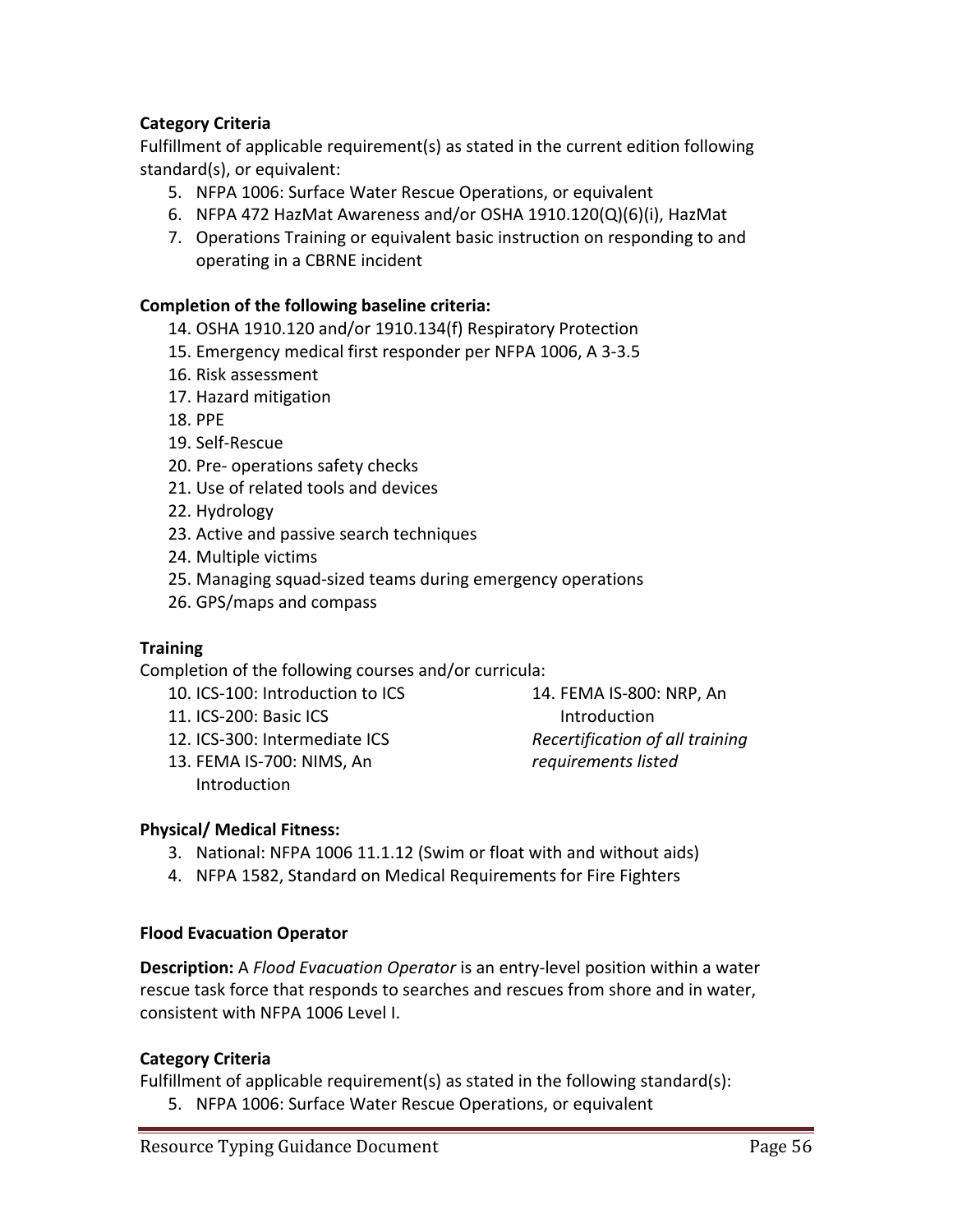**Category Criteria**

Fulfillment of applicable requirement(s) as stated in the current edition following standard(s), or equivalent:

5. NFPA 1006: Surface Water Rescue Operations, or equivalent
6. NFPA 472 HazMat Awareness and/or OSHA 1910.120(Q)(6)(i), HazMat
7. Operations Training or equivalent basic instruction on responding to and operating in a CBRNE incident

**Completion of the following baseline criteria:**

14. OSHA 1910.120 and/or 1910.134(f) Respiratory Protection
15. Emergency medical first responder per NFPA 1006, A 3-3.5
16. Risk assessment
17. Hazard mitigation
18. PPE
19. Self-Rescue
20. Pre- operations safety checks
21. Use of related tools and devices
22. Hydrology
23. Active and passive search techniques
24. Multiple victims
25. Managing squad-sized teams during emergency operations
26. GPS/maps and compass

**Training**

Completion of the following courses and/or curricula:

10. ICS-100: Introduction to ICS
11. ICS-200: Basic ICS
12. ICS-300: Intermediate ICS
13. FEMA IS-700: NIMS, An Introduction
14. FEMA IS-800: NRP, An Introduction

*Recertification of all training requirements listed*

**Physical/ Medical Fitness:**

3. National: NFPA 1006 11.1.12 (Swim or float with and without aids)
4. NFPA 1582, Standard on Medical Requirements for Fire Fighters

**Flood Evacuation Operator**

**Description:** A *Flood Evacuation Operator* is an entry-level position within a water rescue task force that responds to searches and rescues from shore and in water, consistent with NFPA 1006 Level I.

**Category Criteria**

Fulfillment of applicable requirement(s) as stated in the following standard(s):

5. NFPA 1006: Surface Water Rescue Operations, or equivalent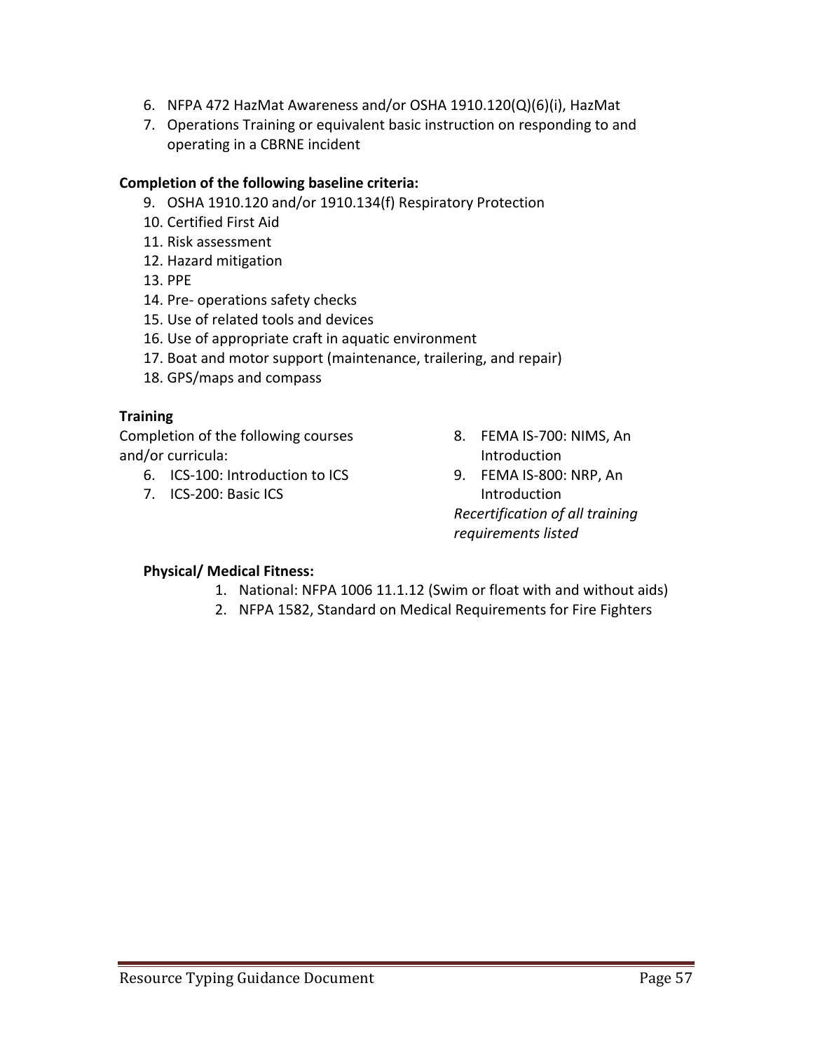6. NFPA 472 HazMat Awareness and/or OSHA 1910.120(Q)(6)(i), HazMat
7. Operations Training or equivalent basic instruction on responding to and operating in a CBRNE incident

**Completion of the following baseline criteria:**

9. OSHA 1910.120 and/or 1910.134(f) Respiratory Protection
10. Certified First Aid
11. Risk assessment
12. Hazard mitigation
13. PPE
14. Pre- operations safety checks
15. Use of related tools and devices
16. Use of appropriate craft in aquatic environment
17. Boat and motor support (maintenance, trailering, and repair)
18. GPS/maps and compass

**Training**

Completion of the following courses and/or curricula:

6. ICS-100: Introduction to ICS
7. ICS-200: Basic ICS
8. FEMA IS-700: NIMS, An Introduction
9. FEMA IS-800: NRP, An Introduction

*Recertification of all training requirements listed*

**Physical/ Medical Fitness:**

1. National: NFPA 1006 11.1.12 (Swim or float with and without aids)
2. NFPA 1582, Standard on Medical Requirements for Fire Fighters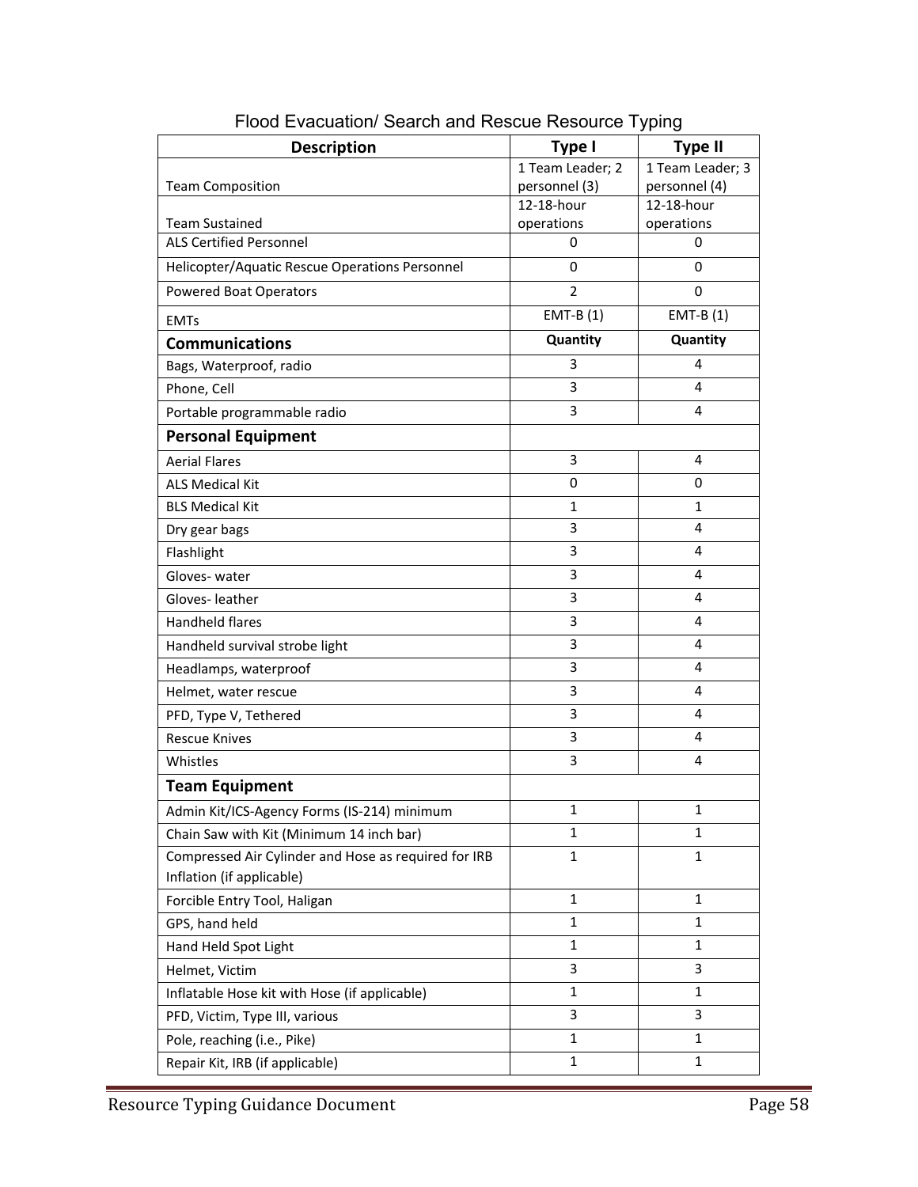## Flood Evacuation/ Search and Rescue Resource Typing

| Description | Type I | Type II |
|---|---|---|
| Team Composition | 1 Team Leader; 2 personnel (3) | 1 Team Leader; 3 personnel (4) |
| Team Sustained | 12-18-hour operations | 12-18-hour operations |
| ALS Certified Personnel | 0 | 0 |
| Helicopter/Aquatic Rescue Operations Personnel | 0 | 0 |
| Powered Boat Operators | 2 | 0 |
| EMTs | EMT-B (1) | EMT-B (1) |
| **Communications** | **Quantity** | **Quantity** |
| Bags, Waterproof, radio | 3 | 4 |
| Phone, Cell | 3 | 4 |
| Portable programmable radio | 3 | 4 |
| **Personal Equipment** | | |
| Aerial Flares | 3 | 4 |
| ALS Medical Kit | 0 | 0 |
| BLS Medical Kit | 1 | 1 |
| Dry gear bags | 3 | 4 |
| Flashlight | 3 | 4 |
| Gloves- water | 3 | 4 |
| Gloves- leather | 3 | 4 |
| Handheld flares | 3 | 4 |
| Handheld survival strobe light | 3 | 4 |
| Headlamps, waterproof | 3 | 4 |
| Helmet, water rescue | 3 | 4 |
| PFD, Type V, Tethered | 3 | 4 |
| Rescue Knives | 3 | 4 |
| Whistles | 3 | 4 |
| **Team Equipment** | | |
| Admin Kit/ICS-Agency Forms (IS-214) minimum | 1 | 1 |
| Chain Saw with Kit (Minimum 14 inch bar) | 1 | 1 |
| Compressed Air Cylinder and Hose as required for IRB Inflation (if applicable) | 1 | 1 |
| Forcible Entry Tool, Haligan | 1 | 1 |
| GPS, hand held | 1 | 1 |
| Hand Held Spot Light | 1 | 1 |
| Helmet, Victim | 3 | 3 |
| Inflatable Hose kit with Hose (if applicable) | 1 | 1 |
| PFD, Victim, Type III, various | 3 | 3 |
| Pole, reaching (i.e., Pike) | 1 | 1 |
| Repair Kit, IRB (if applicable) | 1 | 1 |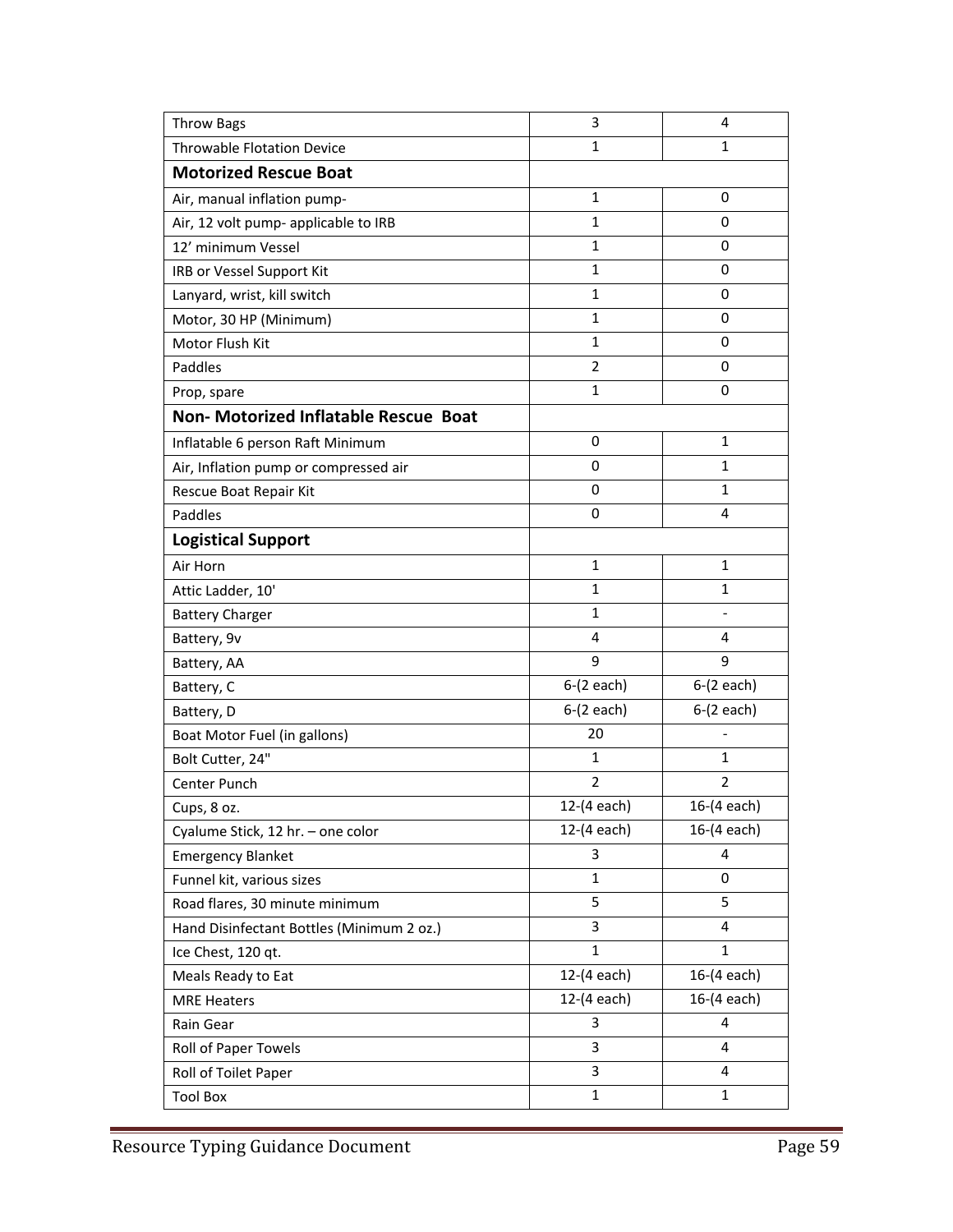| | | |
|---|---|---|
| Throw Bags | 3 | 4 |
| Throwable Flotation Device | 1 | 1 |
| **Motorized Rescue Boat** | | |
| Air, manual inflation pump- | 1 | 0 |
| Air, 12 volt pump- applicable to IRB | 1 | 0 |
| 12' minimum Vessel | 1 | 0 |
| IRB or Vessel Support Kit | 1 | 0 |
| Lanyard, wrist, kill switch | 1 | 0 |
| Motor, 30 HP (Minimum) | 1 | 0 |
| Motor Flush Kit | 1 | 0 |
| Paddles | 2 | 0 |
| Prop, spare | 1 | 0 |
| **Non- Motorized Inflatable Rescue Boat** | | |
| Inflatable 6 person Raft Minimum | 0 | 1 |
| Air, Inflation pump or compressed air | 0 | 1 |
| Rescue Boat Repair Kit | 0 | 1 |
| Paddles | 0 | 4 |
| **Logistical Support** | | |
| Air Horn | 1 | 1 |
| Attic Ladder, 10' | 1 | 1 |
| Battery Charger | 1 | - |
| Battery, 9v | 4 | 4 |
| Battery, AA | 9 | 9 |
| Battery, C | 6-(2 each) | 6-(2 each) |
| Battery, D | 6-(2 each) | 6-(2 each) |
| Boat Motor Fuel (in gallons) | 20 | - |
| Bolt Cutter, 24" | 1 | 1 |
| Center Punch | 2 | 2 |
| Cups, 8 oz. | 12-(4 each) | 16-(4 each) |
| Cyalume Stick, 12 hr. – one color | 12-(4 each) | 16-(4 each) |
| Emergency Blanket | 3 | 4 |
| Funnel kit, various sizes | 1 | 0 |
| Road flares, 30 minute minimum | 5 | 5 |
| Hand Disinfectant Bottles (Minimum 2 oz.) | 3 | 4 |
| Ice Chest, 120 qt. | 1 | 1 |
| Meals Ready to Eat | 12-(4 each) | 16-(4 each) |
| MRE Heaters | 12-(4 each) | 16-(4 each) |
| Rain Gear | 3 | 4 |
| Roll of Paper Towels | 3 | 4 |
| Roll of Toilet Paper | 3 | 4 |
| Tool Box | 1 | 1 |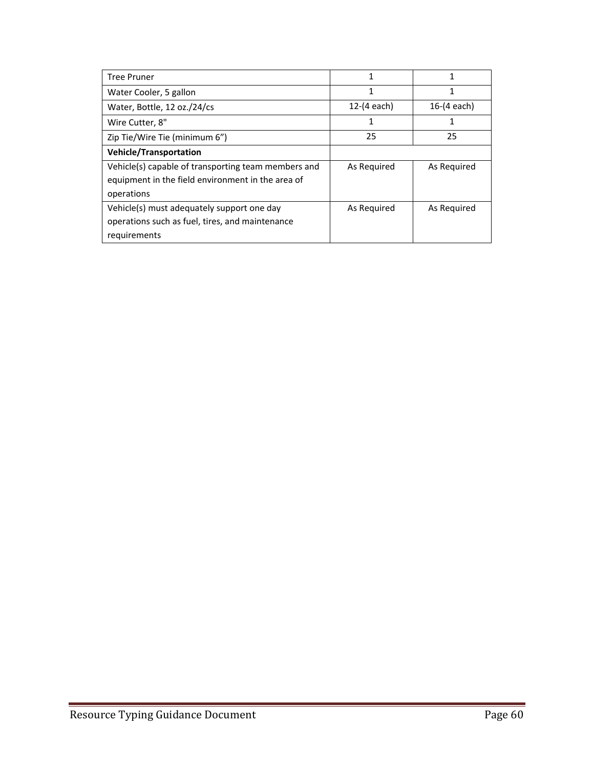| Tree Pruner | 1 | 1 |
|---|---|---|
| Water Cooler, 5 gallon | 1 | 1 |
| Water, Bottle, 12 oz./24/cs | 12-(4 each) | 16-(4 each) |
| Wire Cutter, 8" | 1 | 1 |
| Zip Tie/Wire Tie (minimum 6”) | 25 | 25 |
| **Vehicle/Transportation** | | |
| Vehicle(s) capable of transporting team members and equipment in the field environment in the area of operations | As Required | As Required |
| Vehicle(s) must adequately support one day operations such as fuel, tires, and maintenance requirements | As Required | As Required |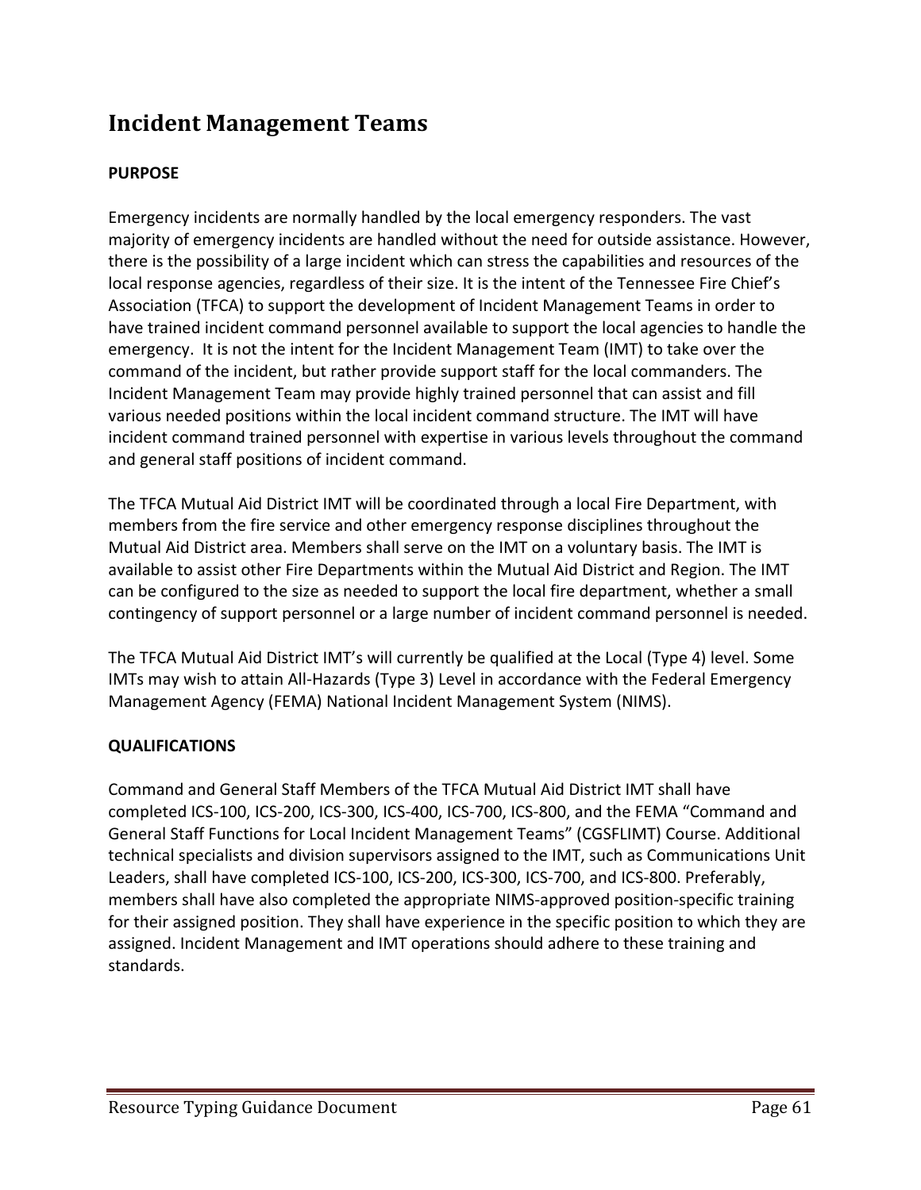# Incident Management Teams

**PURPOSE**

Emergency incidents are normally handled by the local emergency responders. The vast majority of emergency incidents are handled without the need for outside assistance. However, there is the possibility of a large incident which can stress the capabilities and resources of the local response agencies, regardless of their size. It is the intent of the Tennessee Fire Chief's Association (TFCA) to support the development of Incident Management Teams in order to have trained incident command personnel available to support the local agencies to handle the emergency. It is not the intent for the Incident Management Team (IMT) to take over the command of the incident, but rather provide support staff for the local commanders. The Incident Management Team may provide highly trained personnel that can assist and fill various needed positions within the local incident command structure. The IMT will have incident command trained personnel with expertise in various levels throughout the command and general staff positions of incident command.

The TFCA Mutual Aid District IMT will be coordinated through a local Fire Department, with members from the fire service and other emergency response disciplines throughout the Mutual Aid District area. Members shall serve on the IMT on a voluntary basis. The IMT is available to assist other Fire Departments within the Mutual Aid District and Region. The IMT can be configured to the size as needed to support the local fire department, whether a small contingency of support personnel or a large number of incident command personnel is needed.

The TFCA Mutual Aid District IMT's will currently be qualified at the Local (Type 4) level. Some IMTs may wish to attain All-Hazards (Type 3) Level in accordance with the Federal Emergency Management Agency (FEMA) National Incident Management System (NIMS).

**QUALIFICATIONS**

Command and General Staff Members of the TFCA Mutual Aid District IMT shall have completed ICS-100, ICS-200, ICS-300, ICS-400, ICS-700, ICS-800, and the FEMA "Command and General Staff Functions for Local Incident Management Teams" (CGSFLIMT) Course. Additional technical specialists and division supervisors assigned to the IMT, such as Communications Unit Leaders, shall have completed ICS-100, ICS-200, ICS-300, ICS-700, and ICS-800. Preferably, members shall have also completed the appropriate NIMS-approved position-specific training for their assigned position. They shall have experience in the specific position to which they are assigned. Incident Management and IMT operations should adhere to these training and standards.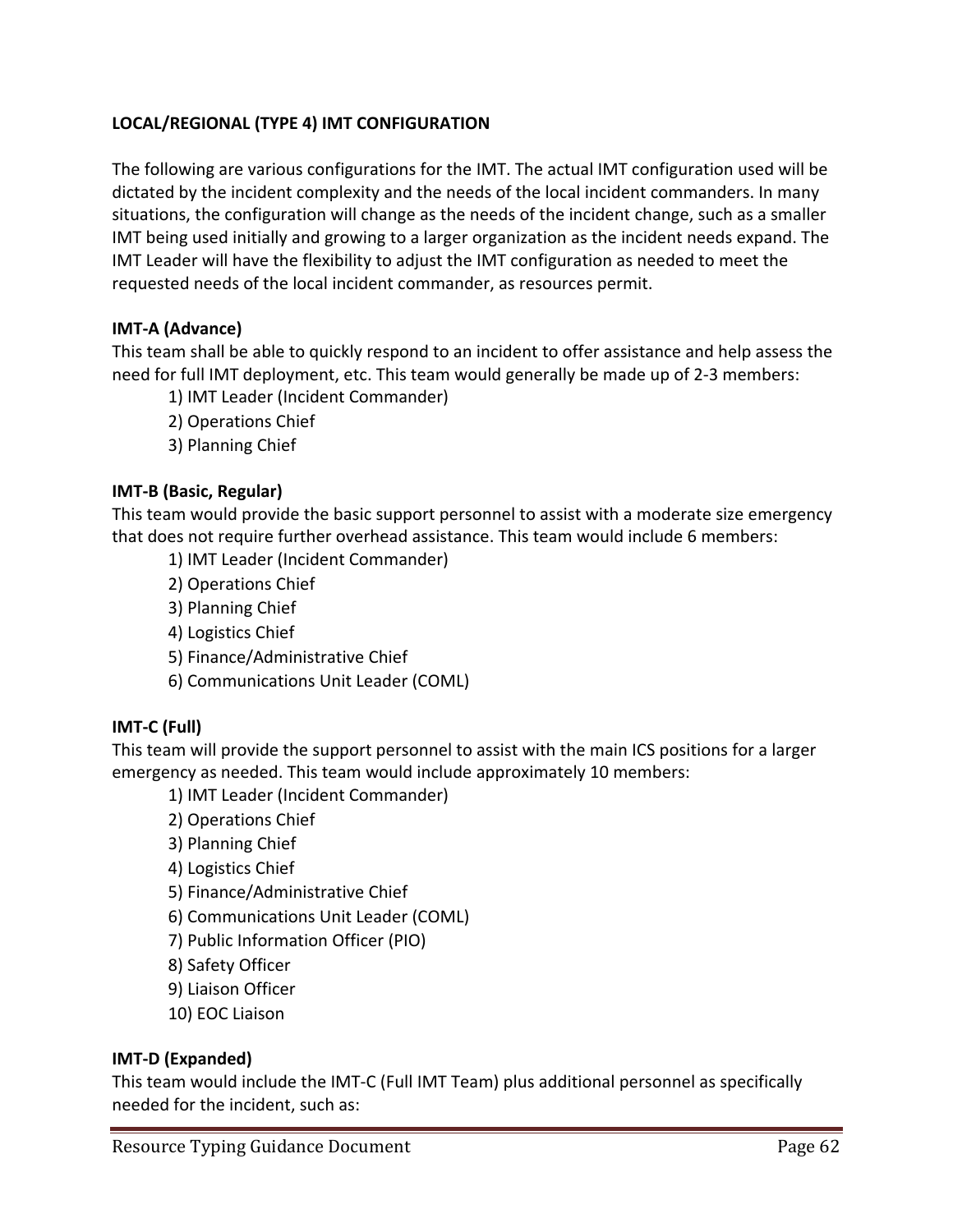**LOCAL/REGIONAL (TYPE 4) IMT CONFIGURATION**

The following are various configurations for the IMT. The actual IMT configuration used will be dictated by the incident complexity and the needs of the local incident commanders. In many situations, the configuration will change as the needs of the incident change, such as a smaller IMT being used initially and growing to a larger organization as the incident needs expand. The IMT Leader will have the flexibility to adjust the IMT configuration as needed to meet the requested needs of the local incident commander, as resources permit.

**IMT-A (Advance)**

This team shall be able to quickly respond to an incident to offer assistance and help assess the need for full IMT deployment, etc. This team would generally be made up of 2-3 members:

1) IMT Leader (Incident Commander)
2) Operations Chief
3) Planning Chief

**IMT-B (Basic, Regular)**

This team would provide the basic support personnel to assist with a moderate size emergency that does not require further overhead assistance. This team would include 6 members:

1) IMT Leader (Incident Commander)
2) Operations Chief
3) Planning Chief
4) Logistics Chief
5) Finance/Administrative Chief
6) Communications Unit Leader (COML)

**IMT-C (Full)**

This team will provide the support personnel to assist with the main ICS positions for a larger emergency as needed. This team would include approximately 10 members:

1) IMT Leader (Incident Commander)
2) Operations Chief
3) Planning Chief
4) Logistics Chief
5) Finance/Administrative Chief
6) Communications Unit Leader (COML)
7) Public Information Officer (PIO)
8) Safety Officer
9) Liaison Officer
10) EOC Liaison

**IMT-D (Expanded)**

This team would include the IMT-C (Full IMT Team) plus additional personnel as specifically needed for the incident, such as: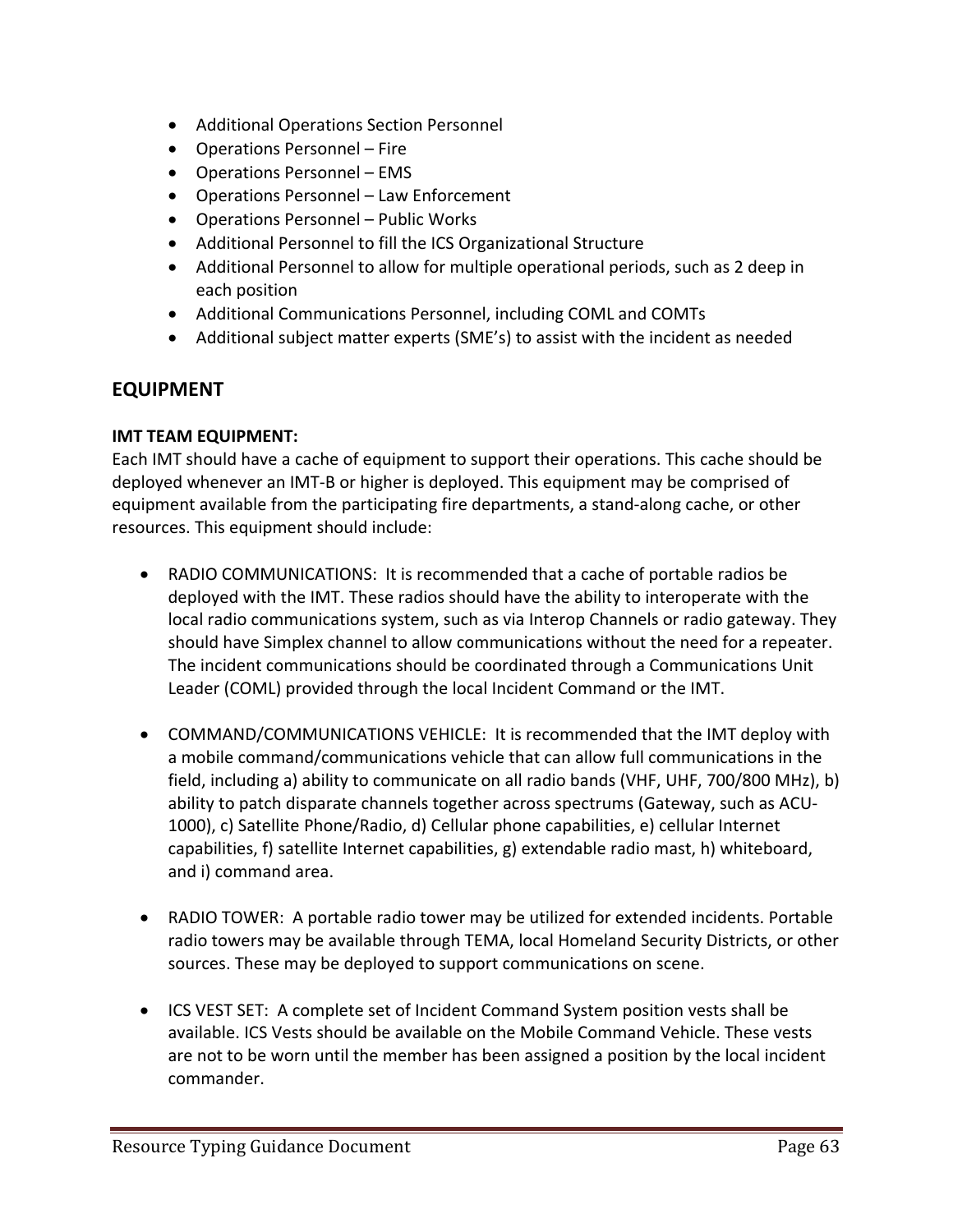- Additional Operations Section Personnel
- Operations Personnel – Fire
- Operations Personnel – EMS
- Operations Personnel – Law Enforcement
- Operations Personnel – Public Works
- Additional Personnel to fill the ICS Organizational Structure
- Additional Personnel to allow for multiple operational periods, such as 2 deep in each position
- Additional Communications Personnel, including COML and COMTs
- Additional subject matter experts (SME's) to assist with the incident as needed

## EQUIPMENT

**IMT TEAM EQUIPMENT:**
Each IMT should have a cache of equipment to support their operations. This cache should be deployed whenever an IMT-B or higher is deployed. This equipment may be comprised of equipment available from the participating fire departments, a stand-along cache, or other resources. This equipment should include:

- RADIO COMMUNICATIONS: It is recommended that a cache of portable radios be deployed with the IMT. These radios should have the ability to interoperate with the local radio communications system, such as via Interop Channels or radio gateway. They should have Simplex channel to allow communications without the need for a repeater. The incident communications should be coordinated through a Communications Unit Leader (COML) provided through the local Incident Command or the IMT.

- COMMAND/COMMUNICATIONS VEHICLE: It is recommended that the IMT deploy with a mobile command/communications vehicle that can allow full communications in the field, including a) ability to communicate on all radio bands (VHF, UHF, 700/800 MHz), b) ability to patch disparate channels together across spectrums (Gateway, such as ACU-1000), c) Satellite Phone/Radio, d) Cellular phone capabilities, e) cellular Internet capabilities, f) satellite Internet capabilities, g) extendable radio mast, h) whiteboard, and i) command area.

- RADIO TOWER: A portable radio tower may be utilized for extended incidents. Portable radio towers may be available through TEMA, local Homeland Security Districts, or other sources. These may be deployed to support communications on scene.

- ICS VEST SET: A complete set of Incident Command System position vests shall be available. ICS Vests should be available on the Mobile Command Vehicle. These vests are not to be worn until the member has been assigned a position by the local incident commander.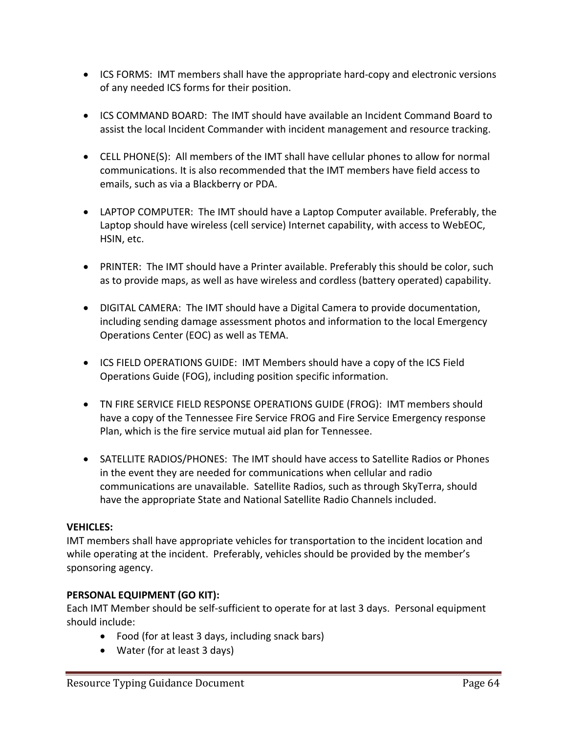- ICS FORMS: IMT members shall have the appropriate hard-copy and electronic versions of any needed ICS forms for their position.

- ICS COMMAND BOARD: The IMT should have available an Incident Command Board to assist the local Incident Commander with incident management and resource tracking.

- CELL PHONE(S): All members of the IMT shall have cellular phones to allow for normal communications. It is also recommended that the IMT members have field access to emails, such as via a Blackberry or PDA.

- LAPTOP COMPUTER: The IMT should have a Laptop Computer available. Preferably, the Laptop should have wireless (cell service) Internet capability, with access to WebEOC, HSIN, etc.

- PRINTER: The IMT should have a Printer available. Preferably this should be color, such as to provide maps, as well as have wireless and cordless (battery operated) capability.

- DIGITAL CAMERA: The IMT should have a Digital Camera to provide documentation, including sending damage assessment photos and information to the local Emergency Operations Center (EOC) as well as TEMA.

- ICS FIELD OPERATIONS GUIDE: IMT Members should have a copy of the ICS Field Operations Guide (FOG), including position specific information.

- TN FIRE SERVICE FIELD RESPONSE OPERATIONS GUIDE (FROG): IMT members should have a copy of the Tennessee Fire Service FROG and Fire Service Emergency response Plan, which is the fire service mutual aid plan for Tennessee.

- SATELLITE RADIOS/PHONES: The IMT should have access to Satellite Radios or Phones in the event they are needed for communications when cellular and radio communications are unavailable. Satellite Radios, such as through SkyTerra, should have the appropriate State and National Satellite Radio Channels included.

**VEHICLES:**

IMT members shall have appropriate vehicles for transportation to the incident location and while operating at the incident. Preferably, vehicles should be provided by the member's sponsoring agency.

**PERSONAL EQUIPMENT (GO KIT):**

Each IMT Member should be self-sufficient to operate for at last 3 days. Personal equipment should include:

- Food (for at least 3 days, including snack bars)
- Water (for at least 3 days)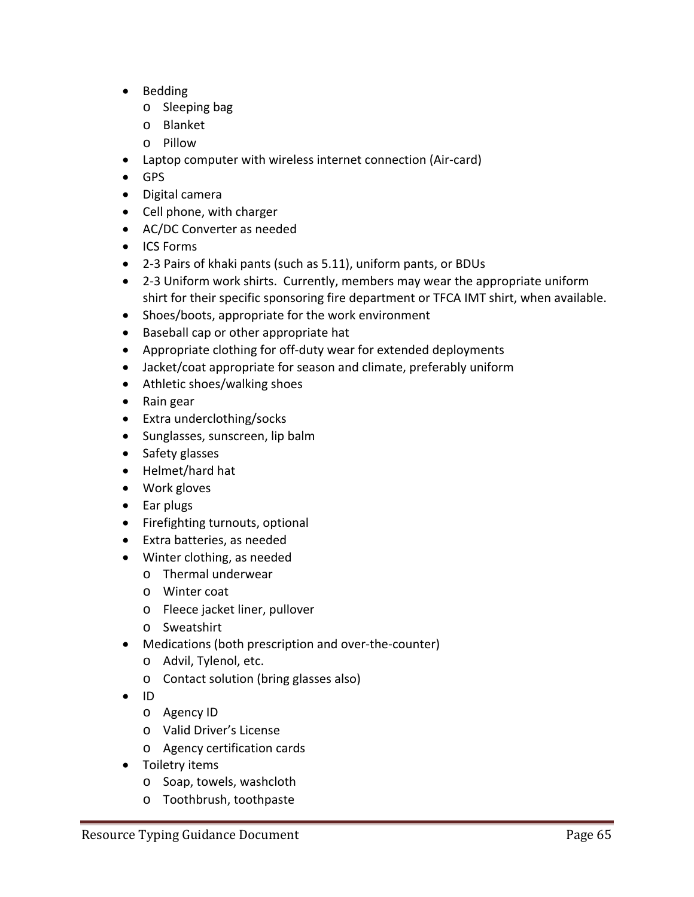- Bedding
  - Sleeping bag
  - Blanket
  - Pillow
- Laptop computer with wireless internet connection (Air-card)
- GPS
- Digital camera
- Cell phone, with charger
- AC/DC Converter as needed
- ICS Forms
- 2-3 Pairs of khaki pants (such as 5.11), uniform pants, or BDUs
- 2-3 Uniform work shirts. Currently, members may wear the appropriate uniform shirt for their specific sponsoring fire department or TFCA IMT shirt, when available.
- Shoes/boots, appropriate for the work environment
- Baseball cap or other appropriate hat
- Appropriate clothing for off-duty wear for extended deployments
- Jacket/coat appropriate for season and climate, preferably uniform
- Athletic shoes/walking shoes
- Rain gear
- Extra underclothing/socks
- Sunglasses, sunscreen, lip balm
- Safety glasses
- Helmet/hard hat
- Work gloves
- Ear plugs
- Firefighting turnouts, optional
- Extra batteries, as needed
- Winter clothing, as needed
  - Thermal underwear
  - Winter coat
  - Fleece jacket liner, pullover
  - Sweatshirt
- Medications (both prescription and over-the-counter)
  - Advil, Tylenol, etc.
  - Contact solution (bring glasses also)
- ID
  - Agency ID
  - Valid Driver's License
  - Agency certification cards
- Toiletry items
  - Soap, towels, washcloth
  - Toothbrush, toothpaste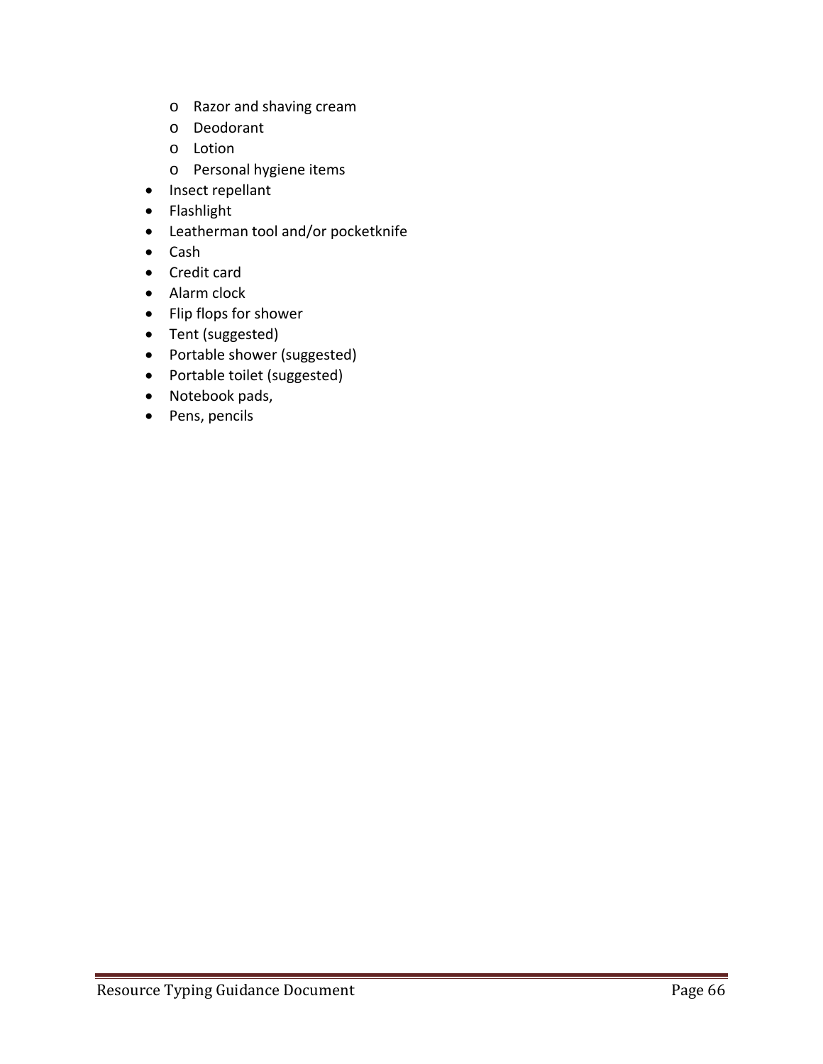- Razor and shaving cream
    - Deodorant
    - Lotion
    - Personal hygiene items
- Insect repellant
- Flashlight
- Leatherman tool and/or pocketknife
- Cash
- Credit card
- Alarm clock
- Flip flops for shower
- Tent (suggested)
- Portable shower (suggested)
- Portable toilet (suggested)
- Notebook pads,
- Pens, pencils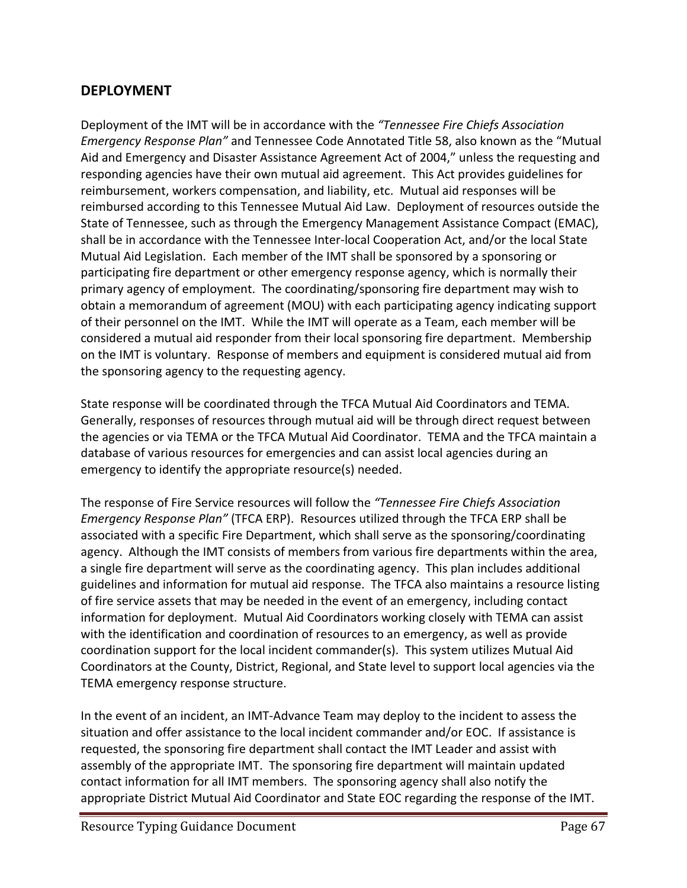## DEPLOYMENT

Deployment of the IMT will be in accordance with the *"Tennessee Fire Chiefs Association Emergency Response Plan"* and Tennessee Code Annotated Title 58, also known as the "Mutual Aid and Emergency and Disaster Assistance Agreement Act of 2004," unless the requesting and responding agencies have their own mutual aid agreement. This Act provides guidelines for reimbursement, workers compensation, and liability, etc. Mutual aid responses will be reimbursed according to this Tennessee Mutual Aid Law. Deployment of resources outside the State of Tennessee, such as through the Emergency Management Assistance Compact (EMAC), shall be in accordance with the Tennessee Inter-local Cooperation Act, and/or the local State Mutual Aid Legislation. Each member of the IMT shall be sponsored by a sponsoring or participating fire department or other emergency response agency, which is normally their primary agency of employment. The coordinating/sponsoring fire department may wish to obtain a memorandum of agreement (MOU) with each participating agency indicating support of their personnel on the IMT. While the IMT will operate as a Team, each member will be considered a mutual aid responder from their local sponsoring fire department. Membership on the IMT is voluntary. Response of members and equipment is considered mutual aid from the sponsoring agency to the requesting agency.

State response will be coordinated through the TFCA Mutual Aid Coordinators and TEMA. Generally, responses of resources through mutual aid will be through direct request between the agencies or via TEMA or the TFCA Mutual Aid Coordinator. TEMA and the TFCA maintain a database of various resources for emergencies and can assist local agencies during an emergency to identify the appropriate resource(s) needed.

The response of Fire Service resources will follow the *"Tennessee Fire Chiefs Association Emergency Response Plan"* (TFCA ERP). Resources utilized through the TFCA ERP shall be associated with a specific Fire Department, which shall serve as the sponsoring/coordinating agency. Although the IMT consists of members from various fire departments within the area, a single fire department will serve as the coordinating agency. This plan includes additional guidelines and information for mutual aid response. The TFCA also maintains a resource listing of fire service assets that may be needed in the event of an emergency, including contact information for deployment. Mutual Aid Coordinators working closely with TEMA can assist with the identification and coordination of resources to an emergency, as well as provide coordination support for the local incident commander(s). This system utilizes Mutual Aid Coordinators at the County, District, Regional, and State level to support local agencies via the TEMA emergency response structure.

In the event of an incident, an IMT-Advance Team may deploy to the incident to assess the situation and offer assistance to the local incident commander and/or EOC. If assistance is requested, the sponsoring fire department shall contact the IMT Leader and assist with assembly of the appropriate IMT. The sponsoring fire department will maintain updated contact information for all IMT members. The sponsoring agency shall also notify the appropriate District Mutual Aid Coordinator and State EOC regarding the response of the IMT.